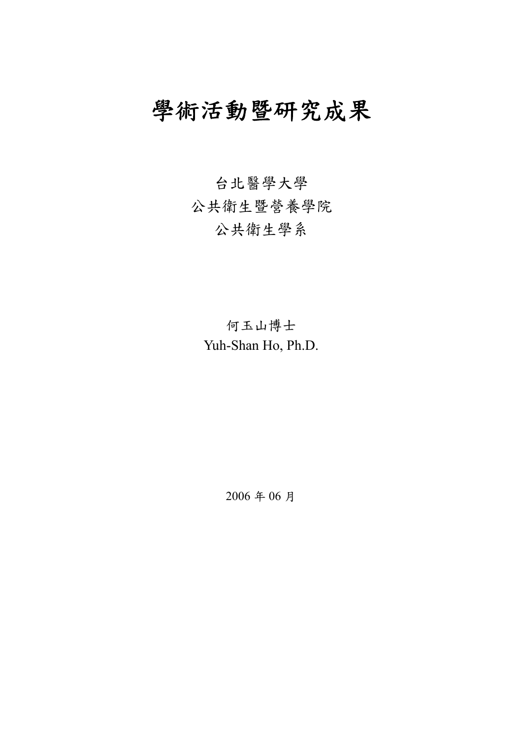# 學術活動暨研究成果

台北醫學大學

公共衛生暨營養學院

公共衛生學系

何玉山博士

Yuh-Shan Ho, Ph.D.

2006 年 06 月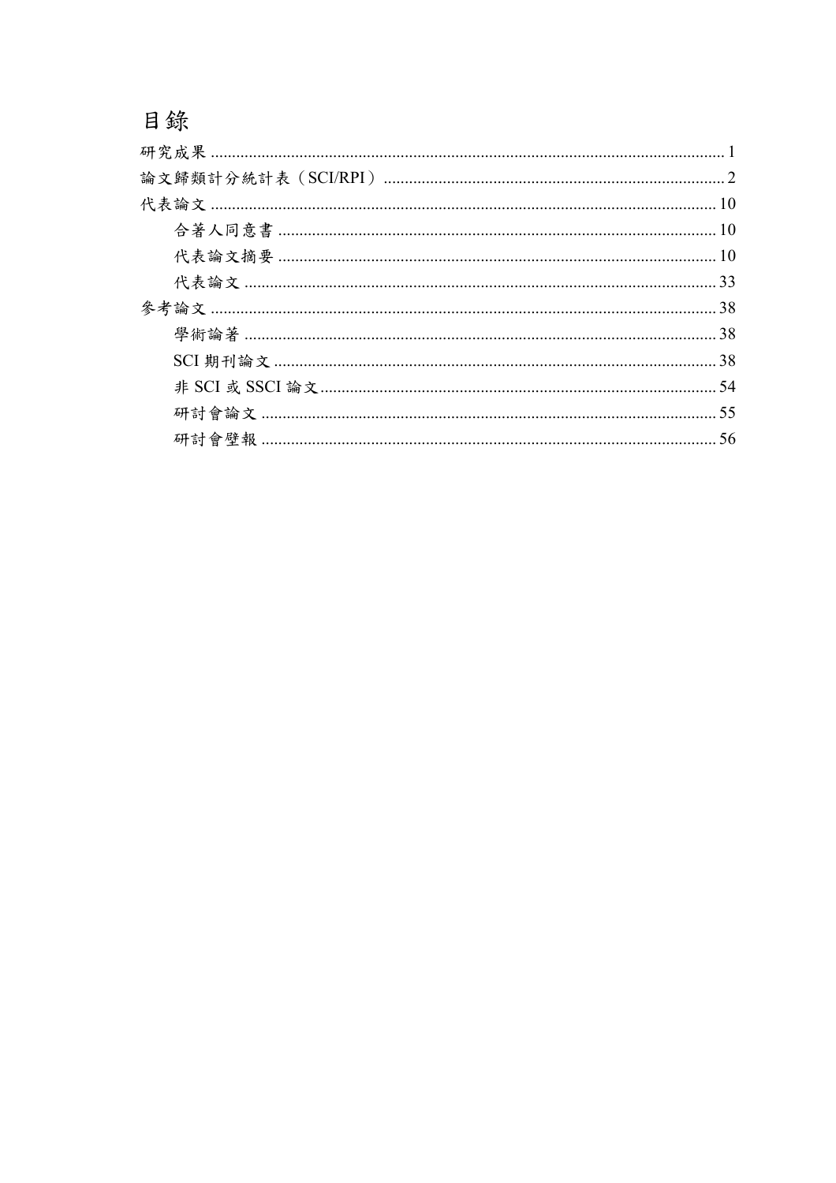# 目錄

研究成果 ........................................................................................................................ 1

論文歸類計分統計表（SCI/RPI） ................................................................................ 2

代表論文 ...................................................................................................................... 10

- 合著人同意書 ...................................................................................................... 10
- 代表論文摘要 ...................................................................................................... 10
- 代表論文 .............................................................................................................. 33

參考論文 ...................................................................................................................... 38

- 學術論著 .............................................................................................................. 38
- SCI 期刊論文 ....................................................................................................... 38
- 非 SCI 或 SSCI 論文 ........................................................................................... 54
- 研討會論文 .......................................................................................................... 55
- 研討會壁報 .......................................................................................................... 56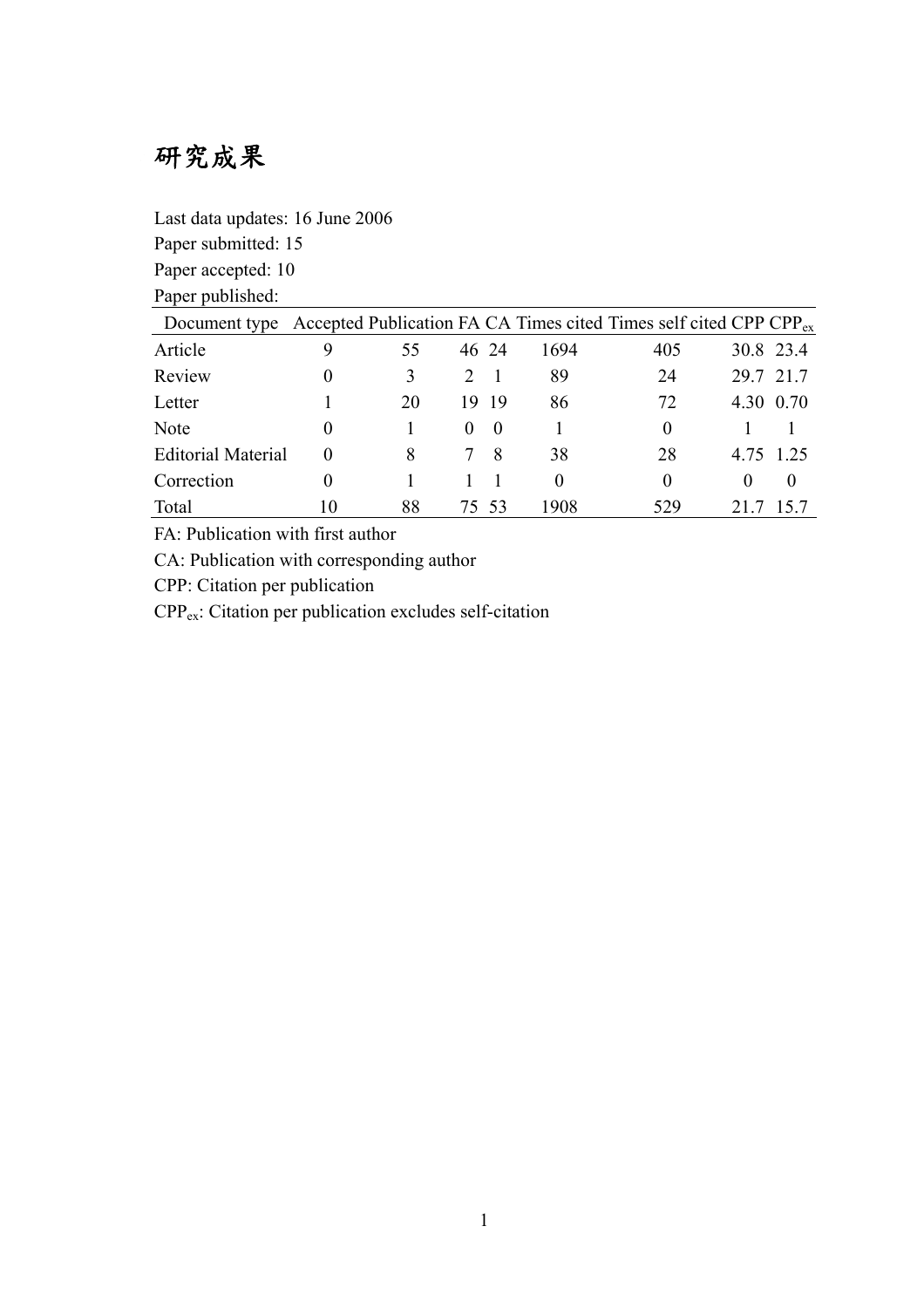# 研究成果

Last data updates: 16 June 2006

Paper submitted: 15

Paper accepted: 10

Paper published:

| Document type | Accepted | Publication | FA | CA | Times cited | Times self cited | CPP | $CPP_{ex}$ |
|---|---|---|---|---|---|---|---|---|
| Article | 9 | 55 | 46 | 24 | 1694 | 405 | 30.8 | 23.4 |
| Review | 0 | 3 | 2 | 1 | 89 | 24 | 29.7 | 21.7 |
| Letter | 1 | 20 | 19 | 19 | 86 | 72 | 4.30 | 0.70 |
| Note | 0 | 1 | 0 | 0 | 1 | 0 | 1 | 1 |
| Editorial Material | 0 | 8 | 7 | 8 | 38 | 28 | 4.75 | 1.25 |
| Correction | 0 | 1 | 1 | 1 | 0 | 0 | 0 | 0 |
| Total | 10 | 88 | 75 | 53 | 1908 | 529 | 21.7 | 15.7 |

FA: Publication with first author

CA: Publication with corresponding author

CPP: Citation per publication

$CPP_{ex}$: Citation per publication excludes self-citation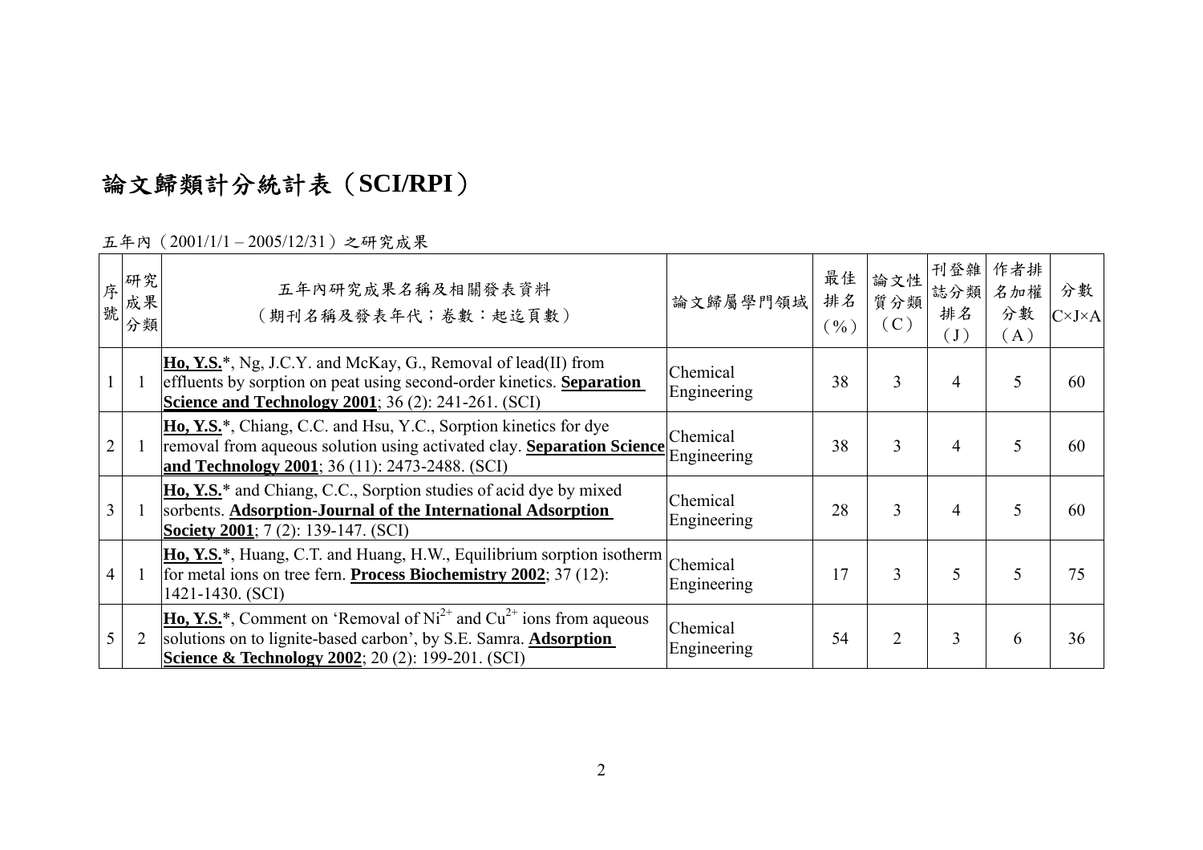# 論文歸類計分統計表（SCI/RPI）

五年內（2001/1/1 – 2005/12/31）之研究成果

| 序號 | 研究成果分類 | 五年內研究成果名稱及相關發表資料（期刊名稱及發表年代；卷數：起迄頁數） | 論文歸屬學門領域 | 最佳排名（%） | 論文性質分類（C） | 刊登雜誌分類排名（J） | 作者排名加權分數（A） | 分數 C×J×A |
|---|---|---|---|---|---|---|---|---|
| 1 | 1 | **Ho, Y.S.***, Ng, J.C.Y. and McKay, G., Removal of lead(II) from effluents by sorption on peat using second-order kinetics. **Separation Science and Technology 2001**; 36 (2): 241-261. (SCI) | Chemical Engineering | 38 | 3 | 4 | 5 | 60 |
| 2 | 1 | **Ho, Y.S.***, Chiang, C.C. and Hsu, Y.C., Sorption kinetics for dye removal from aqueous solution using activated clay. **Separation Science and Technology 2001**; 36 (11): 2473-2488. (SCI) | Chemical Engineering | 38 | 3 | 4 | 5 | 60 |
| 3 | 1 | **Ho, Y.S.*** and Chiang, C.C., Sorption studies of acid dye by mixed sorbents. **Adsorption-Journal of the International Adsorption Society 2001**; 7 (2): 139-147. (SCI) | Chemical Engineering | 28 | 3 | 4 | 5 | 60 |
| 4 | 1 | **Ho, Y.S.***, Huang, C.T. and Huang, H.W., Equilibrium sorption isotherm for metal ions on tree fern. **Process Biochemistry 2002**; 37 (12): 1421-1430. (SCI) | Chemical Engineering | 17 | 3 | 5 | 5 | 75 |
| 5 | 2 | **Ho, Y.S.***, Comment on 'Removal of $Ni^{2+}$ and $Cu^{2+}$ ions from aqueous solutions on to lignite-based carbon', by S.E. Samra. **Adsorption Science & Technology 2002**; 20 (2): 199-201. (SCI) | Chemical Engineering | 54 | 2 | 3 | 6 | 36 |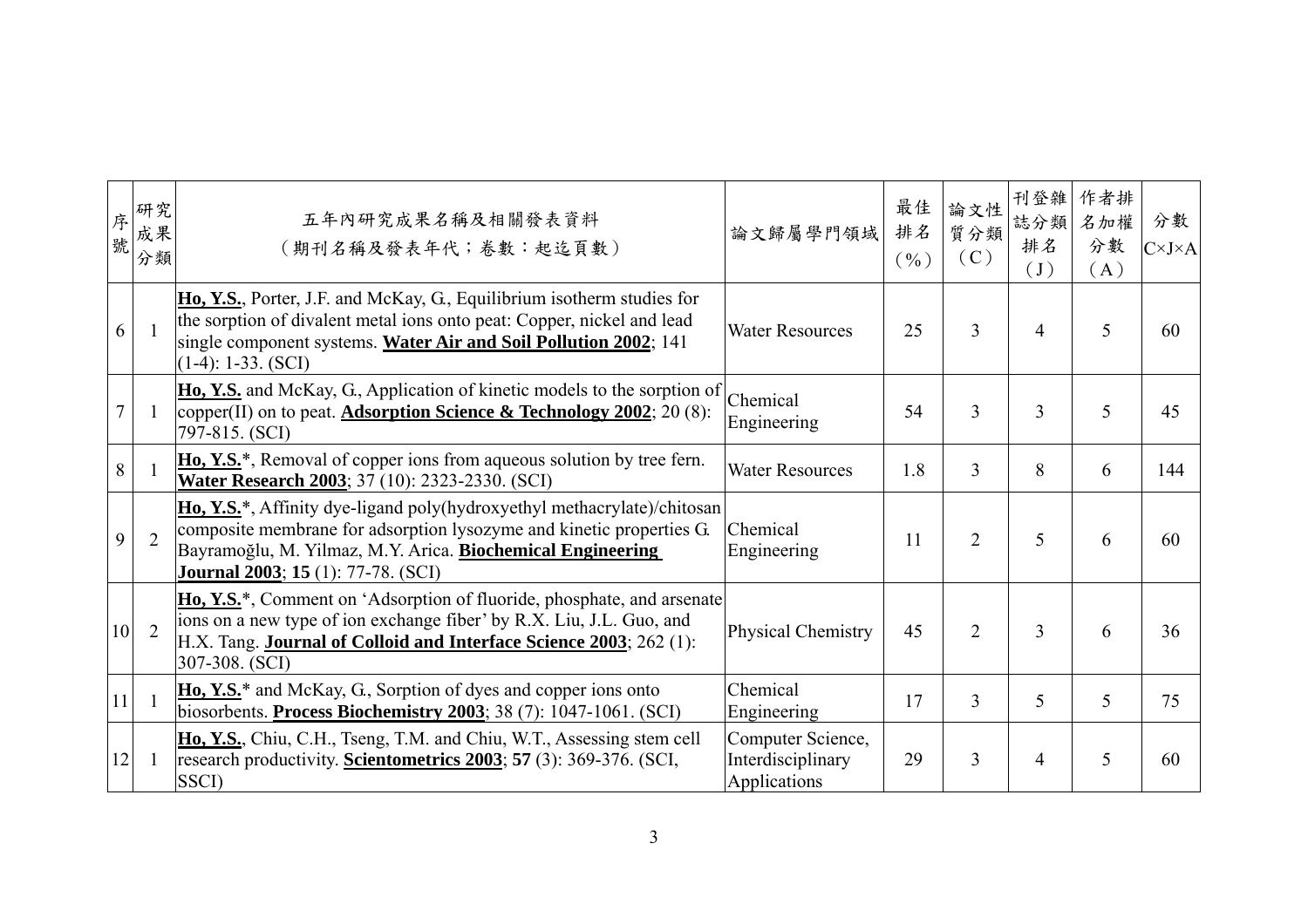| 序號 | 研究成果分類 | 五年內研究成果名稱及相關發表資料<br>（期刊名稱及發表年代；卷數：起迄頁數） | 論文歸屬學門領域 | 最佳排名（%） | 論文性質分類（C） | 刊登雜誌分類排名（J） | 作者排名加權分數（A） | 分數 C×J×A |
|---|---|---|---|---|---|---|---|---|
| 6 | 1 | **Ho, Y.S.**, Porter, J.F. and McKay, G., Equilibrium isotherm studies for the sorption of divalent metal ions onto peat: Copper, nickel and lead single component systems. **Water Air and Soil Pollution 2002**; 141 (1-4): 1-33. (SCI) | Water Resources | 25 | 3 | 4 | 5 | 60 |
| 7 | 1 | **Ho, Y.S.** and McKay, G., Application of kinetic models to the sorption of copper(II) on to peat. **Adsorption Science & Technology 2002**; 20 (8): 797-815. (SCI) | Chemical Engineering | 54 | 3 | 3 | 5 | 45 |
| 8 | 1 | **Ho, Y.S.***, Removal of copper ions from aqueous solution by tree fern. **Water Research 2003**; 37 (10): 2323-2330. (SCI) | Water Resources | 1.8 | 3 | 8 | 6 | 144 |
| 9 | 2 | **Ho, Y.S.***, Affinity dye-ligand poly(hydroxyethyl methacrylate)/chitosan composite membrane for adsorption lysozyme and kinetic properties G. Bayramoğlu, M. Yilmaz, M.Y. Arica. **Biochemical Engineering Journal 2003**; **15** (1): 77-78. (SCI) | Chemical Engineering | 11 | 2 | 5 | 6 | 60 |
| 10 | 2 | **Ho, Y.S.***, Comment on 'Adsorption of fluoride, phosphate, and arsenate ions on a new type of ion exchange fiber' by R.X. Liu, J.L. Guo, and H.X. Tang. **Journal of Colloid and Interface Science 2003**; 262 (1): 307-308. (SCI) | Physical Chemistry | 45 | 2 | 3 | 6 | 36 |
| 11 | 1 | **Ho, Y.S.*** and McKay, G., Sorption of dyes and copper ions onto biosorbents. **Process Biochemistry 2003**; 38 (7): 1047-1061. (SCI) | Chemical Engineering | 17 | 3 | 5 | 5 | 75 |
| 12 | 1 | **Ho, Y.S.**, Chiu, C.H., Tseng, T.M. and Chiu, W.T., Assessing stem cell research productivity. **Scientometrics 2003**; **57** (3): 369-376. (SCI, SSCI) | Computer Science, Interdisciplinary Applications | 29 | 3 | 4 | 5 | 60 |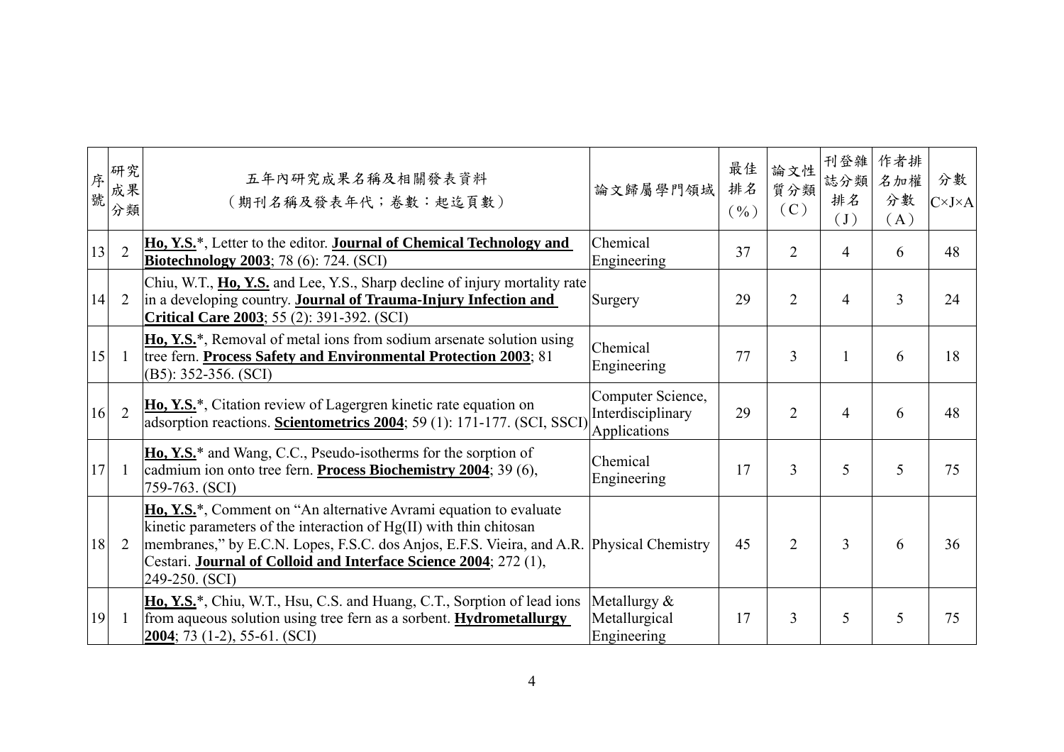| 序號 | 研究成果分類 | 五年內研究成果名稱及相關發表資料（期刊名稱及發表年代；卷數：起迄頁數） | 論文歸屬學門領域 | 最佳排名（%） | 論文性質分類（C） | 刊登雜誌分類排名（J） | 作者排名加權分數（A） | 分數 C×J×A |
|---|---|---|---|---|---|---|---|---|
| 13 | 2 | **Ho, Y.S.***, Letter to the editor. **Journal of Chemical Technology and Biotechnology 2003**; 78 (6): 724. (SCI) | Chemical Engineering | 37 | 2 | 4 | 6 | 48 |
| 14 | 2 | Chiu, W.T., **Ho, Y.S.** and Lee, Y.S., Sharp decline of injury mortality rate in a developing country. **Journal of Trauma-Injury Infection and Critical Care 2003**; 55 (2): 391-392. (SCI) | Surgery | 29 | 2 | 4 | 3 | 24 |
| 15 | 1 | **Ho, Y.S.***, Removal of metal ions from sodium arsenate solution using tree fern. **Process Safety and Environmental Protection 2003**; 81 (B5): 352-356. (SCI) | Chemical Engineering | 77 | 3 | 1 | 6 | 18 |
| 16 | 2 | **Ho, Y.S.***, Citation review of Lagergren kinetic rate equation on adsorption reactions. **Scientometrics 2004**; 59 (1): 171-177. (SCI, SSCI) | Computer Science, Interdisciplinary Applications | 29 | 2 | 4 | 6 | 48 |
| 17 | 1 | **Ho, Y.S.*** and Wang, C.C., Pseudo-isotherms for the sorption of cadmium ion onto tree fern. **Process Biochemistry 2004**; 39 (6), 759-763. (SCI) | Chemical Engineering | 17 | 3 | 5 | 5 | 75 |
| 18 | 2 | **Ho, Y.S.***, Comment on "An alternative Avrami equation to evaluate kinetic parameters of the interaction of Hg(II) with thin chitosan membranes," by E.C.N. Lopes, F.S.C. dos Anjos, E.F.S. Vieira, and A.R. Cestari. **Journal of Colloid and Interface Science 2004**; 272 (1), 249-250. (SCI) | Physical Chemistry | 45 | 2 | 3 | 6 | 36 |
| 19 | 1 | **Ho, Y.S.***, Chiu, W.T., Hsu, C.S. and Huang, C.T., Sorption of lead ions from aqueous solution using tree fern as a sorbent. **Hydrometallurgy 2004**; 73 (1-2), 55-61. (SCI) | Metallurgy & Metallurgical Engineering | 17 | 3 | 5 | 5 | 75 |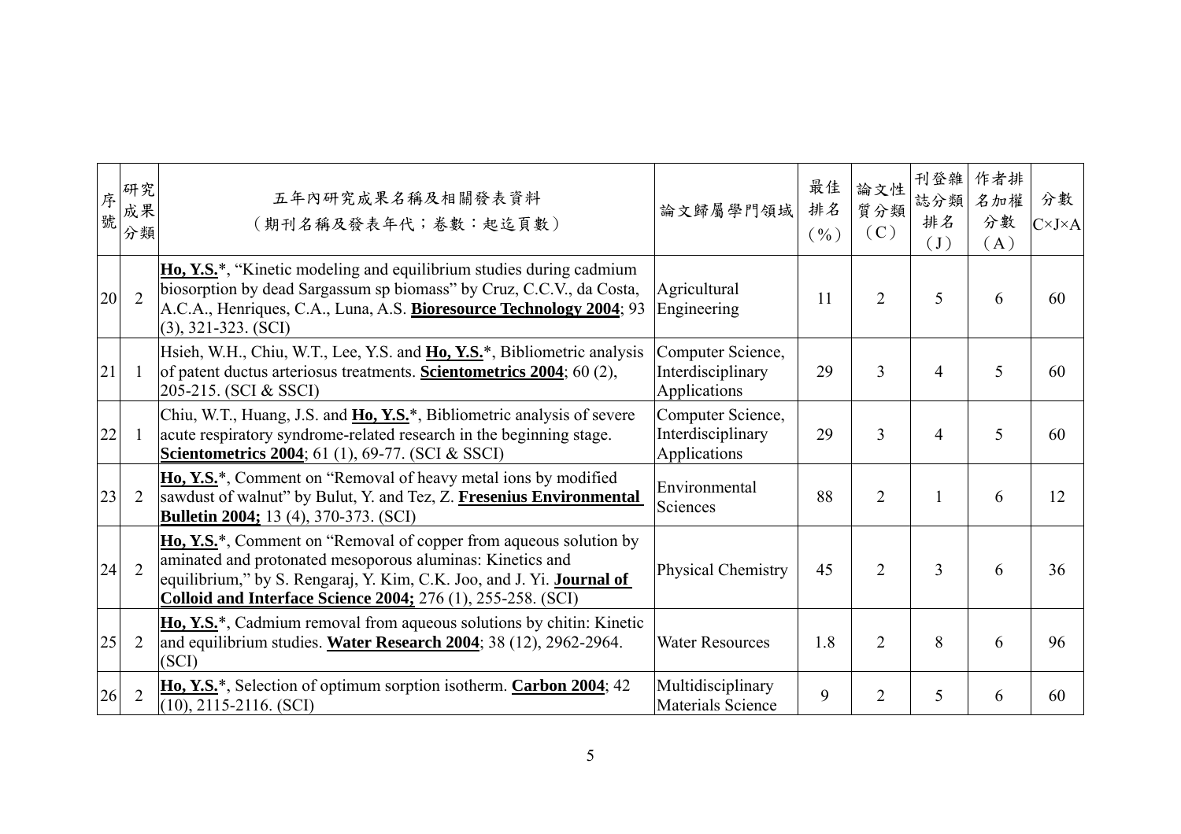| 序號 | 研究成果分類 | 五年內研究成果名稱及相關發表資料<br>（期刊名稱及發表年代；卷數：起迄頁數） | 論文歸屬學門領域 | 最佳排名（%） | 論文性質分類（C） | 刊登雜誌分類排名（J） | 作者排名加權分數（A） | 分數 C×J×A |
|---|---|---|---|---|---|---|---|---|
| 20 | 2 | **Ho, Y.S.***, "Kinetic modeling and equilibrium studies during cadmium biosorption by dead Sargassum sp biomass" by Cruz, C.C.V., da Costa, A.C.A., Henriques, C.A., Luna, A.S. **Bioresource Technology 2004**; 93 (3), 321-323. (SCI) | Agricultural Engineering | 11 | 2 | 5 | 6 | 60 |
| 21 | 1 | Hsieh, W.H., Chiu, W.T., Lee, Y.S. and **Ho, Y.S.***, Bibliometric analysis of patent ductus arteriosus treatments. **Scientometrics 2004**; 60 (2), 205-215. (SCI & SSCI) | Computer Science, Interdisciplinary Applications | 29 | 3 | 4 | 5 | 60 |
| 22 | 1 | Chiu, W.T., Huang, J.S. and **Ho, Y.S.***, Bibliometric analysis of severe acute respiratory syndrome-related research in the beginning stage. **Scientometrics 2004**; 61 (1), 69-77. (SCI & SSCI) | Computer Science, Interdisciplinary Applications | 29 | 3 | 4 | 5 | 60 |
| 23 | 2 | **Ho, Y.S.***, Comment on "Removal of heavy metal ions by modified sawdust of walnut" by Bulut, Y. and Tez, Z. **Fresenius Environmental Bulletin 2004;** 13 (4), 370-373. (SCI) | Environmental Sciences | 88 | 2 | 1 | 6 | 12 |
| 24 | 2 | **Ho, Y.S.***, Comment on "Removal of copper from aqueous solution by aminated and protonated mesoporous aluminas: Kinetics and equilibrium," by S. Rengaraj, Y. Kim, C.K. Joo, and J. Yi. **Journal of Colloid and Interface Science 2004;** 276 (1), 255-258. (SCI) | Physical Chemistry | 45 | 2 | 3 | 6 | 36 |
| 25 | 2 | **Ho, Y.S.***, Cadmium removal from aqueous solutions by chitin: Kinetic and equilibrium studies. **Water Research 2004**; 38 (12), 2962-2964. (SCI) | Water Resources | 1.8 | 2 | 8 | 6 | 96 |
| 26 | 2 | **Ho, Y.S.***, Selection of optimum sorption isotherm. **Carbon 2004**; 42 (10), 2115-2116. (SCI) | Multidisciplinary Materials Science | 9 | 2 | 5 | 6 | 60 |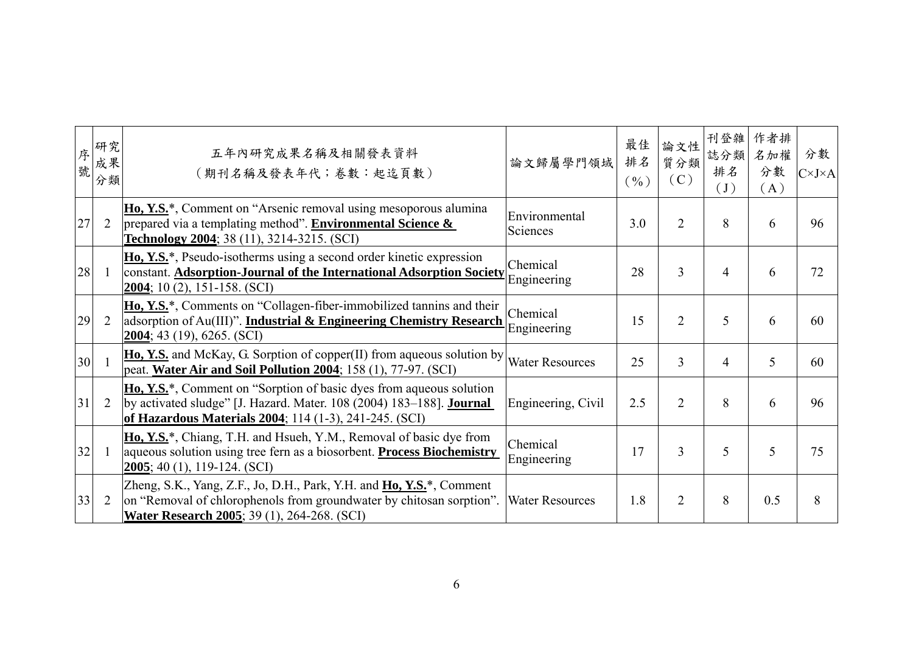| 序號 | 研究成果分類 | 五年內研究成果名稱及相關發表資料<br>（期刊名稱及發表年代；卷數：起迄頁數） | 論文歸屬學門領域 | 最佳排名（%） | 論文性質分類（C） | 刊登雜誌分類排名（J） | 作者排名加權分數（A） | 分數 C×J×A |
|---|---|---|---|---|---|---|---|---|
| 27 | 2 | **Ho, Y.S.**\*, Comment on "Arsenic removal using mesoporous alumina prepared via a templating method". **Environmental Science & Technology 2004**; 38 (11), 3214-3215. (SCI) | Environmental Sciences | 3.0 | 2 | 8 | 6 | 96 |
| 28 | 1 | **Ho, Y.S.**\*, Pseudo-isotherms using a second order kinetic expression constant. **Adsorption-Journal of the International Adsorption Society 2004**; 10 (2), 151-158. (SCI) | Chemical Engineering | 28 | 3 | 4 | 6 | 72 |
| 29 | 2 | **Ho, Y.S.**\*, Comments on "Collagen-fiber-immobilized tannins and their adsorption of Au(III)". **Industrial & Engineering Chemistry Research 2004**; 43 (19), 6265. (SCI) | Chemical Engineering | 15 | 2 | 5 | 6 | 60 |
| 30 | 1 | **Ho, Y.S.** and McKay, G. Sorption of copper(II) from aqueous solution by peat. **Water Air and Soil Pollution 2004**; 158 (1), 77-97. (SCI) | Water Resources | 25 | 3 | 4 | 5 | 60 |
| 31 | 2 | **Ho, Y.S.**\*, Comment on "Sorption of basic dyes from aqueous solution by activated sludge" [J. Hazard. Mater. 108 (2004) 183–188]. **Journal of Hazardous Materials 2004**; 114 (1-3), 241-245. (SCI) | Engineering, Civil | 2.5 | 2 | 8 | 6 | 96 |
| 32 | 1 | **Ho, Y.S.**\*, Chiang, T.H. and Hsueh, Y.M., Removal of basic dye from aqueous solution using tree fern as a biosorbent. **Process Biochemistry 2005**; 40 (1), 119-124. (SCI) | Chemical Engineering | 17 | 3 | 5 | 5 | 75 |
| 33 | 2 | Zheng, S.K., Yang, Z.F., Jo, D.H., Park, Y.H. and **Ho, Y.S.**\*, Comment on "Removal of chlorophenols from groundwater by chitosan sorption". **Water Research 2005**; 39 (1), 264-268. (SCI) | Water Resources | 1.8 | 2 | 8 | 0.5 | 8 |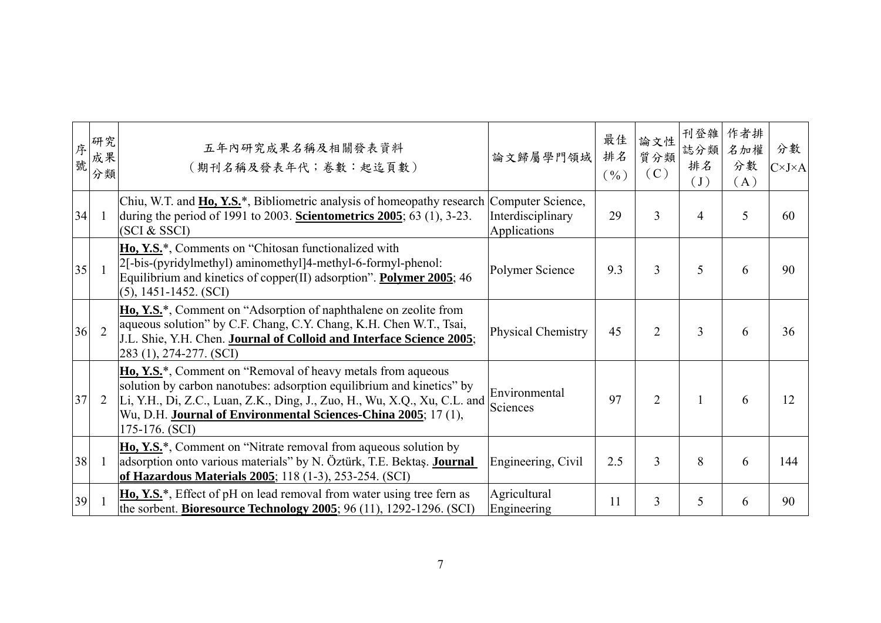| 序號 | 研究成果分類 | 五年內研究成果名稱及相關發表資料（期刊名稱及發表年代；卷數：起迄頁數） | 論文歸屬學門領域 | 最佳排名（%） | 論文性質分類（C） | 刊登雜誌分類排名（J） | 作者排名加權分數（A） | 分數 C×J×A |
|---|---|---|---|---|---|---|---|---|
| 34 | 1 | Chiu, W.T. and **Ho, Y.S.***, Bibliometric analysis of homeopathy research during the period of 1991 to 2003. **Scientometrics 2005**; 63 (1), 3-23. (SCI & SSCI) | Computer Science, Interdisciplinary Applications | 29 | 3 | 4 | 5 | 60 |
| 35 | 1 | **Ho, Y.S.***, Comments on "Chitosan functionalized with 2[-bis-(pyridylmethyl) aminomethyl]4-methyl-6-formyl-phenol: Equilibrium and kinetics of copper(II) adsorption". **Polymer 2005**; 46 (5), 1451-1452. (SCI) | Polymer Science | 9.3 | 3 | 5 | 6 | 90 |
| 36 | 2 | **Ho, Y.S.***, Comment on "Adsorption of naphthalene on zeolite from aqueous solution" by C.F. Chang, C.Y. Chang, K.H. Chen W.T., Tsai, J.L. Shie, Y.H. Chen. **Journal of Colloid and Interface Science 2005**; 283 (1), 274-277. (SCI) | Physical Chemistry | 45 | 2 | 3 | 6 | 36 |
| 37 | 2 | **Ho, Y.S.***, Comment on "Removal of heavy metals from aqueous solution by carbon nanotubes: adsorption equilibrium and kinetics" by Li, Y.H., Di, Z.C., Luan, Z.K., Ding, J., Zuo, H., Wu, X.Q., Xu, C.L. and Wu, D.H. **Journal of Environmental Sciences-China 2005**; 17 (1), 175-176. (SCI) | Environmental Sciences | 97 | 2 | 1 | 6 | 12 |
| 38 | 1 | **Ho, Y.S.***, Comment on "Nitrate removal from aqueous solution by adsorption onto various materials" by N. Öztürk, T.E. Bektaş. **Journal of Hazardous Materials 2005**; 118 (1-3), 253-254. (SCI) | Engineering, Civil | 2.5 | 3 | 8 | 6 | 144 |
| 39 | 1 | **Ho, Y.S.***, Effect of pH on lead removal from water using tree fern as the sorbent. **Bioresource Technology 2005**; 96 (11), 1292-1296. (SCI) | Agricultural Engineering | 11 | 3 | 5 | 6 | 90 |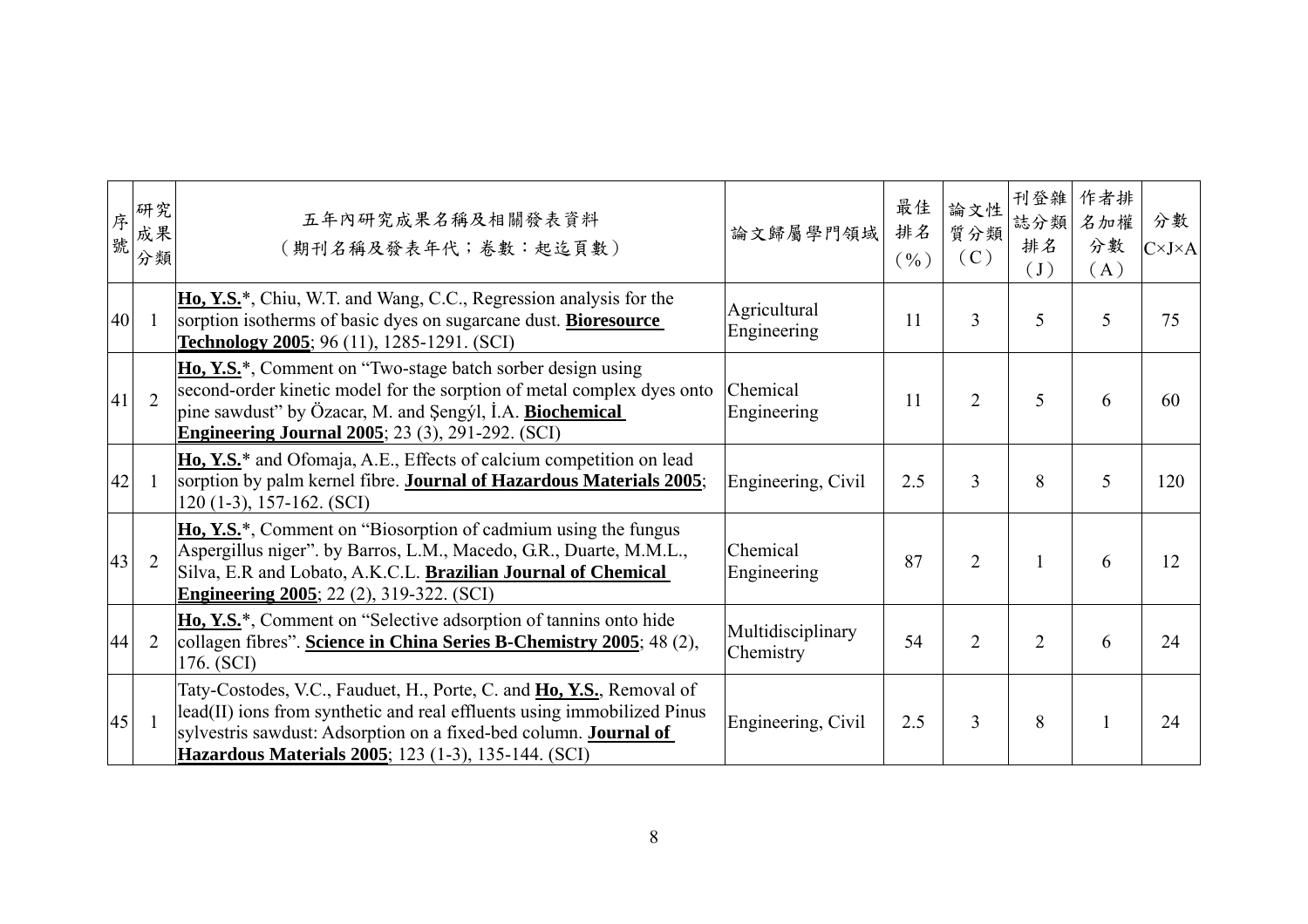| 序號 | 研究成果分類 | 五年內研究成果名稱及相關發表資料（期刊名稱及發表年代；卷數：起迄頁數） | 論文歸屬學門領域 | 最佳排名（%） | 論文性質分類（C） | 刊登雜誌分類排名（J） | 作者排名加權分數（A） | 分數 C×J×A |
|---|---|---|---|---|---|---|---|---|
| 40 | 1 | **Ho, Y.S.***, Chiu, W.T. and Wang, C.C., Regression analysis for the sorption isotherms of basic dyes on sugarcane dust. **Bioresource Technology 2005**; 96 (11), 1285-1291. (SCI) | Agricultural Engineering | 11 | 3 | 5 | 5 | 75 |
| 41 | 2 | **Ho, Y.S.***, Comment on "Two-stage batch sorber design using second-order kinetic model for the sorption of metal complex dyes onto pine sawdust" by Özacar, M. and Şengýl, İ.A. **Biochemical Engineering Journal 2005**; 23 (3), 291-292. (SCI) | Chemical Engineering | 11 | 2 | 5 | 6 | 60 |
| 42 | 1 | **Ho, Y.S.*** and Ofomaja, A.E., Effects of calcium competition on lead sorption by palm kernel fibre. **Journal of Hazardous Materials 2005**; 120 (1-3), 157-162. (SCI) | Engineering, Civil | 2.5 | 3 | 8 | 5 | 120 |
| 43 | 2 | **Ho, Y.S.***, Comment on "Biosorption of cadmium using the fungus Aspergillus niger". by Barros, L.M., Macedo, G.R., Duarte, M.M.L., Silva, E.R and Lobato, A.K.C.L. **Brazilian Journal of Chemical Engineering 2005**; 22 (2), 319-322. (SCI) | Chemical Engineering | 87 | 2 | 1 | 6 | 12 |
| 44 | 2 | **Ho, Y.S.***, Comment on "Selective adsorption of tannins onto hide collagen fibres". **Science in China Series B-Chemistry 2005**; 48 (2), 176. (SCI) | Multidisciplinary Chemistry | 54 | 2 | 2 | 6 | 24 |
| 45 | 1 | Taty-Costodes, V.C., Fauduet, H., Porte, C. and **Ho, Y.S.**, Removal of lead(II) ions from synthetic and real effluents using immobilized Pinus sylvestris sawdust: Adsorption on a fixed-bed column. **Journal of Hazardous Materials 2005**; 123 (1-3), 135-144. (SCI) | Engineering, Civil | 2.5 | 3 | 8 | 1 | 24 |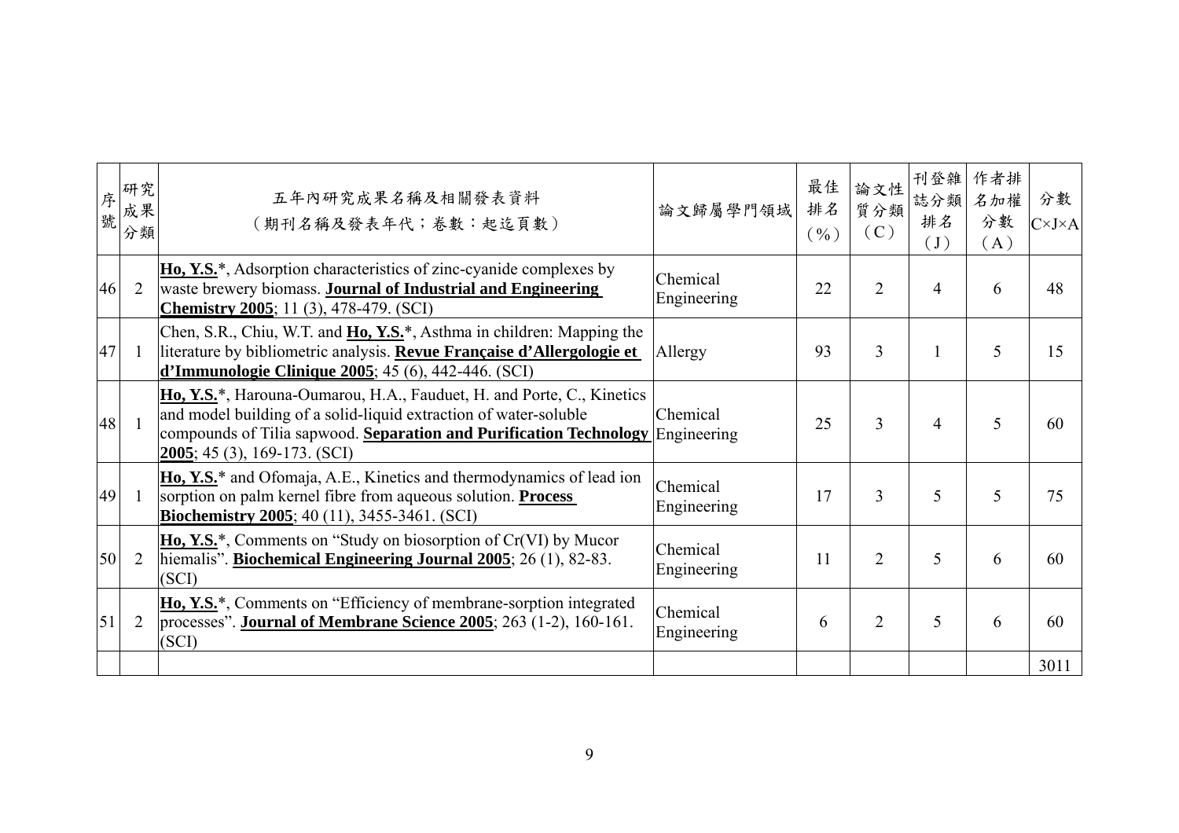| 序號 | 研究成果分類 | 五年內研究成果名稱及相關發表資料（期刊名稱及發表年代；卷數：起迄頁數） | 論文歸屬學門領域 | 最佳排名（%） | 論文性質分類（C） | 刊登雜誌分類排名（J） | 作者排名加權分數（A） | 分數 C×J×A |
|---|---|---|---|---|---|---|---|---|
| 46 | 2 | **Ho, Y.S.***, Adsorption characteristics of zinc-cyanide complexes by waste brewery biomass. **Journal of Industrial and Engineering Chemistry 2005**; 11 (3), 478-479. (SCI) | Chemical Engineering | 22 | 2 | 4 | 6 | 48 |
| 47 | 1 | Chen, S.R., Chiu, W.T. and **Ho, Y.S.***, Asthma in children: Mapping the literature by bibliometric analysis. **Revue Française d'Allergologie et d'Immunologie Clinique 2005**; 45 (6), 442-446. (SCI) | Allergy | 93 | 3 | 1 | 5 | 15 |
| 48 | 1 | **Ho, Y.S.***, Harouna-Oumarou, H.A., Fauduet, H. and Porte, C., Kinetics and model building of a solid-liquid extraction of water-soluble compounds of Tilia sapwood. **Separation and Purification Technology 2005**; 45 (3), 169-173. (SCI) | Chemical Engineering | 25 | 3 | 4 | 5 | 60 |
| 49 | 1 | **Ho, Y.S.*** and Ofomaja, A.E., Kinetics and thermodynamics of lead ion sorption on palm kernel fibre from aqueous solution. **Process Biochemistry 2005**; 40 (11), 3455-3461. (SCI) | Chemical Engineering | 17 | 3 | 5 | 5 | 75 |
| 50 | 2 | **Ho, Y.S.***, Comments on "Study on biosorption of Cr(VI) by Mucor hiemalis". **Biochemical Engineering Journal 2005**; 26 (1), 82-83. (SCI) | Chemical Engineering | 11 | 2 | 5 | 6 | 60 |
| 51 | 2 | **Ho, Y.S.***, Comments on "Efficiency of membrane-sorption integrated processes". **Journal of Membrane Science 2005**; 263 (1-2), 160-161. (SCI) | Chemical Engineering | 6 | 2 | 5 | 6 | 60 |
| | | | | | | | | 3011 |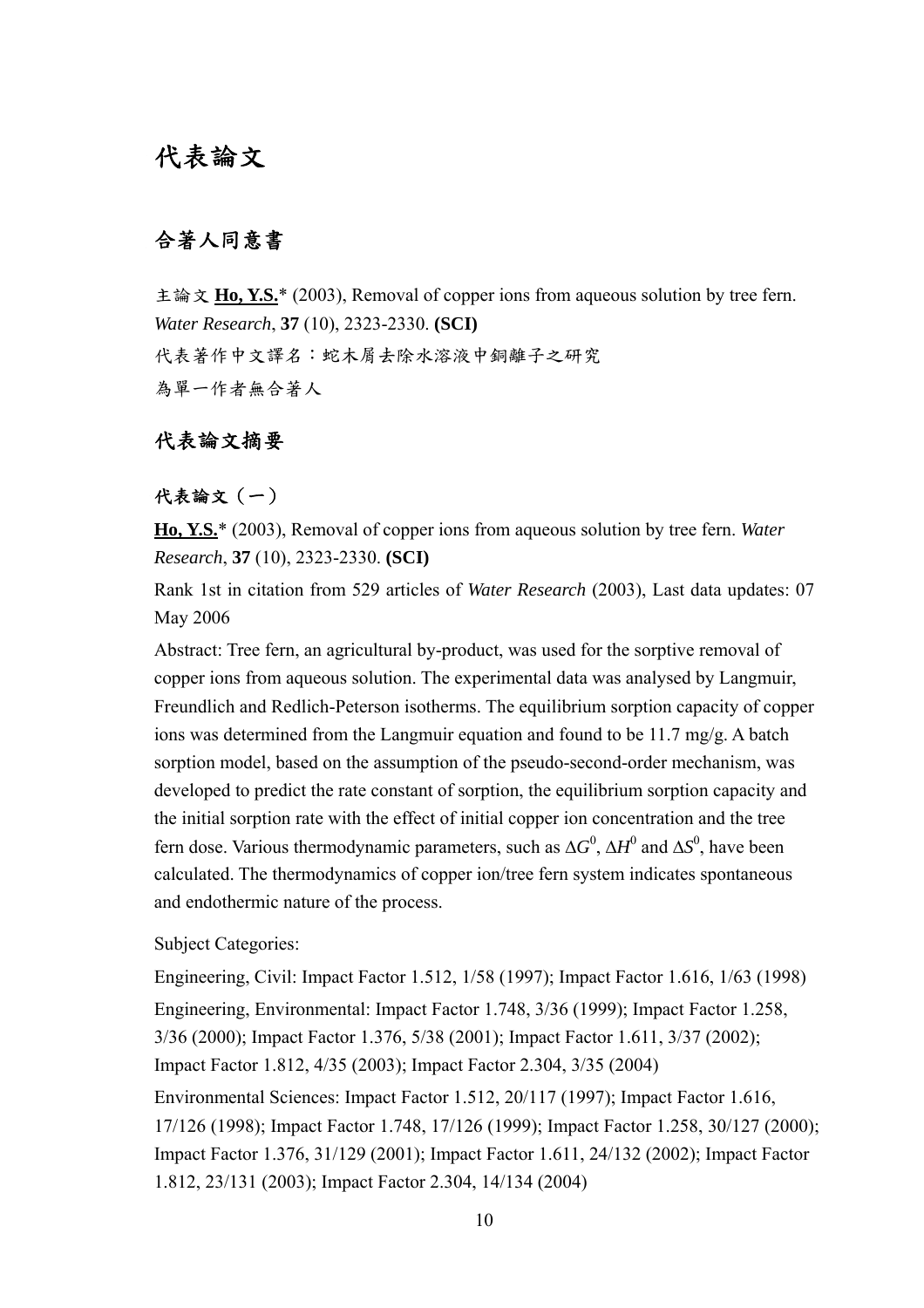# 代表論文

## 合著人同意書

主論文 **<u>Ho, Y.S.</u>**\* (2003), Removal of copper ions from aqueous solution by tree fern. *Water Research*, **37** (10), 2323-2330. **(SCI)**

代表著作中文譯名：蛇木屑去除水溶液中銅離子之研究

為單一作者無合著人

## 代表論文摘要

### 代表論文（一）

**<u>Ho, Y.S.</u>**\* (2003), Removal of copper ions from aqueous solution by tree fern. *Water Research*, **37** (10), 2323-2330. **(SCI)**

Rank 1st in citation from 529 articles of *Water Research* (2003), Last data updates: 07 May 2006

Abstract: Tree fern, an agricultural by-product, was used for the sorptive removal of copper ions from aqueous solution. The experimental data was analysed by Langmuir, Freundlich and Redlich-Peterson isotherms. The equilibrium sorption capacity of copper ions was determined from the Langmuir equation and found to be 11.7 mg/g. A batch sorption model, based on the assumption of the pseudo-second-order mechanism, was developed to predict the rate constant of sorption, the equilibrium sorption capacity and the initial sorption rate with the effect of initial copper ion concentration and the tree fern dose. Various thermodynamic parameters, such as $\Delta G^0$, $\Delta H^0$ and $\Delta S^0$, have been calculated. The thermodynamics of copper ion/tree fern system indicates spontaneous and endothermic nature of the process.

Subject Categories:

Engineering, Civil: Impact Factor 1.512, 1/58 (1997); Impact Factor 1.616, 1/63 (1998)

Engineering, Environmental: Impact Factor 1.748, 3/36 (1999); Impact Factor 1.258, 3/36 (2000); Impact Factor 1.376, 5/38 (2001); Impact Factor 1.611, 3/37 (2002); Impact Factor 1.812, 4/35 (2003); Impact Factor 2.304, 3/35 (2004)

Environmental Sciences: Impact Factor 1.512, 20/117 (1997); Impact Factor 1.616, 17/126 (1998); Impact Factor 1.748, 17/126 (1999); Impact Factor 1.258, 30/127 (2000); Impact Factor 1.376, 31/129 (2001); Impact Factor 1.611, 24/132 (2002); Impact Factor 1.812, 23/131 (2003); Impact Factor 2.304, 14/134 (2004)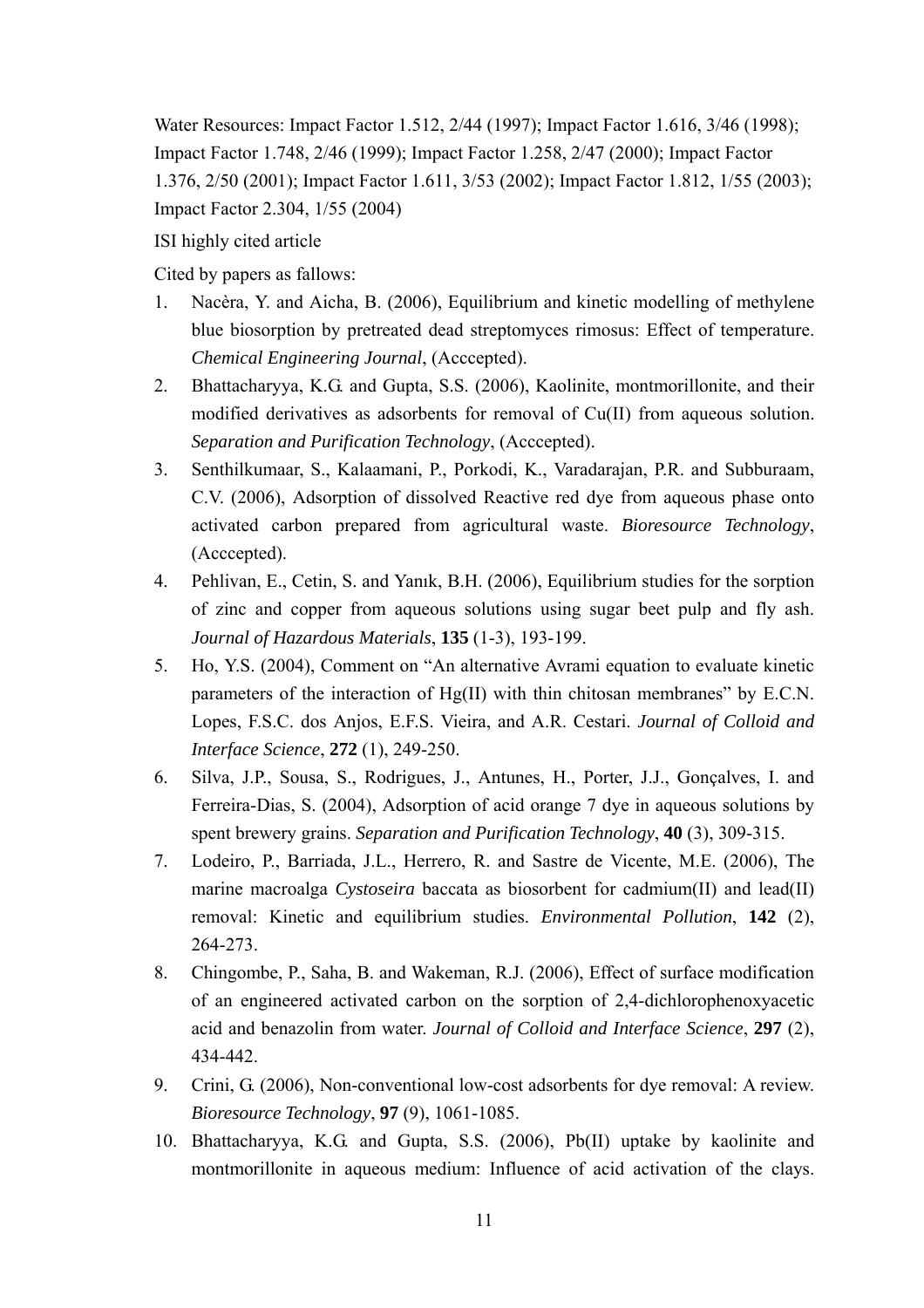Water Resources: Impact Factor 1.512, 2/44 (1997); Impact Factor 1.616, 3/46 (1998); Impact Factor 1.748, 2/46 (1999); Impact Factor 1.258, 2/47 (2000); Impact Factor 1.376, 2/50 (2001); Impact Factor 1.611, 3/53 (2002); Impact Factor 1.812, 1/55 (2003); Impact Factor 2.304, 1/55 (2004)

ISI highly cited article

Cited by papers as fallows:

1. Nacèra, Y. and Aicha, B. (2006), Equilibrium and kinetic modelling of methylene blue biosorption by pretreated dead streptomyces rimosus: Effect of temperature. *Chemical Engineering Journal*, (Acccepted).
2. Bhattacharyya, K.G. and Gupta, S.S. (2006), Kaolinite, montmorillonite, and their modified derivatives as adsorbents for removal of Cu(II) from aqueous solution. *Separation and Purification Technology*, (Acccepted).
3. Senthilkumaar, S., Kalaamani, P., Porkodi, K., Varadarajan, P.R. and Subburaam, C.V. (2006), Adsorption of dissolved Reactive red dye from aqueous phase onto activated carbon prepared from agricultural waste. *Bioresource Technology*, (Acccepted).
4. Pehlivan, E., Cetin, S. and Yanık, B.H. (2006), Equilibrium studies for the sorption of zinc and copper from aqueous solutions using sugar beet pulp and fly ash. *Journal of Hazardous Materials*, **135** (1-3), 193-199.
5. Ho, Y.S. (2004), Comment on "An alternative Avrami equation to evaluate kinetic parameters of the interaction of Hg(II) with thin chitosan membranes" by E.C.N. Lopes, F.S.C. dos Anjos, E.F.S. Vieira, and A.R. Cestari. *Journal of Colloid and Interface Science*, **272** (1), 249-250.
6. Silva, J.P., Sousa, S., Rodrigues, J., Antunes, H., Porter, J.J., Gonçalves, I. and Ferreira-Dias, S. (2004), Adsorption of acid orange 7 dye in aqueous solutions by spent brewery grains. *Separation and Purification Technology*, **40** (3), 309-315.
7. Lodeiro, P., Barriada, J.L., Herrero, R. and Sastre de Vicente, M.E. (2006), The marine macroalga *Cystoseira* baccata as biosorbent for cadmium(II) and lead(II) removal: Kinetic and equilibrium studies. *Environmental Pollution*, **142** (2), 264-273.
8. Chingombe, P., Saha, B. and Wakeman, R.J. (2006), Effect of surface modification of an engineered activated carbon on the sorption of 2,4-dichlorophenoxyacetic acid and benazolin from water. *Journal of Colloid and Interface Science*, **297** (2), 434-442.
9. Crini, G. (2006), Non-conventional low-cost adsorbents for dye removal: A review. *Bioresource Technology*, **97** (9), 1061-1085.
10. Bhattacharyya, K.G. and Gupta, S.S. (2006), Pb(II) uptake by kaolinite and montmorillonite in aqueous medium: Influence of acid activation of the clays.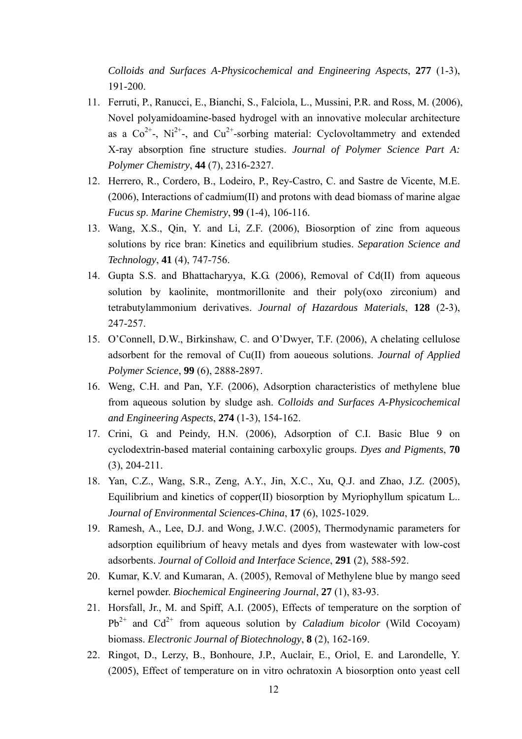*Colloids and Surfaces A-Physicochemical and Engineering Aspects*, **277** (1-3), 191-200.

11. Ferruti, P., Ranucci, E., Bianchi, S., Falciola, L., Mussini, P.R. and Ross, M. (2006), Novel polyamidoamine-based hydrogel with an innovative molecular architecture as a $Co^{2+}$-, $Ni^{2+}$-, and $Cu^{2+}$-sorbing material: Cyclovoltammetry and extended X-ray absorption fine structure studies. *Journal of Polymer Science Part A: Polymer Chemistry*, **44** (7), 2316-2327.
12. Herrero, R., Cordero, B., Lodeiro, P., Rey-Castro, C. and Sastre de Vicente, M.E. (2006), Interactions of cadmium(II) and protons with dead biomass of marine algae *Fucus sp*. *Marine Chemistry*, **99** (1-4), 106-116.
13. Wang, X.S., Qin, Y. and Li, Z.F. (2006), Biosorption of zinc from aqueous solutions by rice bran: Kinetics and equilibrium studies. *Separation Science and Technology*, **41** (4), 747-756.
14. Gupta S.S. and Bhattacharyya, K.G. (2006), Removal of Cd(II) from aqueous solution by kaolinite, montmorillonite and their poly(oxo zirconium) and tetrabutylammonium derivatives. *Journal of Hazardous Materials*, **128** (2-3), 247-257.
15. O'Connell, D.W., Birkinshaw, C. and O'Dwyer, T.F. (2006), A chelating cellulose adsorbent for the removal of Cu(II) from aoueous solutions. *Journal of Applied Polymer Science*, **99** (6), 2888-2897.
16. Weng, C.H. and Pan, Y.F. (2006), Adsorption characteristics of methylene blue from aqueous solution by sludge ash. *Colloids and Surfaces A-Physicochemical and Engineering Aspects*, **274** (1-3), 154-162.
17. Crini, G. and Peindy, H.N. (2006), Adsorption of C.I. Basic Blue 9 on cyclodextrin-based material containing carboxylic groups. *Dyes and Pigments*, **70** (3), 204-211.
18. Yan, C.Z., Wang, S.R., Zeng, A.Y., Jin, X.C., Xu, Q.J. and Zhao, J.Z. (2005), Equilibrium and kinetics of copper(II) biosorption by Myriophyllum spicatum L.. *Journal of Environmental Sciences-China*, **17** (6), 1025-1029.
19. Ramesh, A., Lee, D.J. and Wong, J.W.C. (2005), Thermodynamic parameters for adsorption equilibrium of heavy metals and dyes from wastewater with low-cost adsorbents. *Journal of Colloid and Interface Science*, **291** (2), 588-592.
20. Kumar, K.V. and Kumaran, A. (2005), Removal of Methylene blue by mango seed kernel powder. *Biochemical Engineering Journal*, **27** (1), 83-93.
21. Horsfall, Jr., M. and Spiff, A.I. (2005), Effects of temperature on the sorption of $Pb^{2+}$ and $Cd^{2+}$ from aqueous solution by *Caladium bicolor* (Wild Cocoyam) biomass. *Electronic Journal of Biotechnology*, **8** (2), 162-169.
22. Ringot, D., Lerzy, B., Bonhoure, J.P., Auclair, E., Oriol, E. and Larondelle, Y. (2005), Effect of temperature on in vitro ochratoxin A biosorption onto yeast cell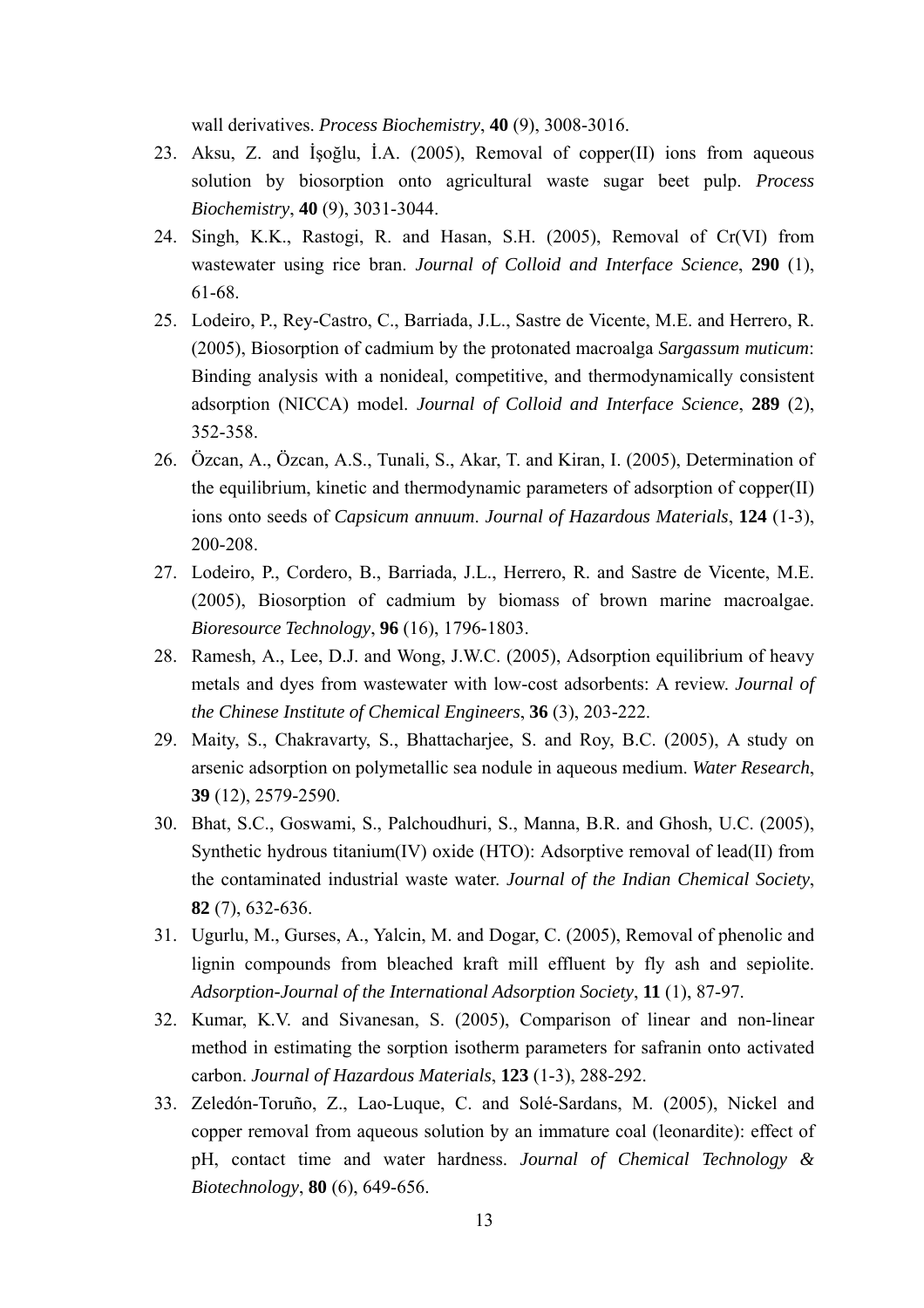wall derivatives. *Process Biochemistry*, **40** (9), 3008-3016.

23. Aksu, Z. and İşoğlu, İ.A. (2005), Removal of copper(II) ions from aqueous solution by biosorption onto agricultural waste sugar beet pulp. *Process Biochemistry*, **40** (9), 3031-3044.
24. Singh, K.K., Rastogi, R. and Hasan, S.H. (2005), Removal of Cr(VI) from wastewater using rice bran. *Journal of Colloid and Interface Science*, **290** (1), 61-68.
25. Lodeiro, P., Rey-Castro, C., Barriada, J.L., Sastre de Vicente, M.E. and Herrero, R. (2005), Biosorption of cadmium by the protonated macroalga *Sargassum muticum*: Binding analysis with a nonideal, competitive, and thermodynamically consistent adsorption (NICCA) model. *Journal of Colloid and Interface Science*, **289** (2), 352-358.
26. Özcan, A., Özcan, A.S., Tunali, S., Akar, T. and Kiran, I. (2005), Determination of the equilibrium, kinetic and thermodynamic parameters of adsorption of copper(II) ions onto seeds of *Capsicum annuum*. *Journal of Hazardous Materials*, **124** (1-3), 200-208.
27. Lodeiro, P., Cordero, B., Barriada, J.L., Herrero, R. and Sastre de Vicente, M.E. (2005), Biosorption of cadmium by biomass of brown marine macroalgae. *Bioresource Technology*, **96** (16), 1796-1803.
28. Ramesh, A., Lee, D.J. and Wong, J.W.C. (2005), Adsorption equilibrium of heavy metals and dyes from wastewater with low-cost adsorbents: A review. *Journal of the Chinese Institute of Chemical Engineers*, **36** (3), 203-222.
29. Maity, S., Chakravarty, S., Bhattacharjee, S. and Roy, B.C. (2005), A study on arsenic adsorption on polymetallic sea nodule in aqueous medium. *Water Research*, **39** (12), 2579-2590.
30. Bhat, S.C., Goswami, S., Palchoudhuri, S., Manna, B.R. and Ghosh, U.C. (2005), Synthetic hydrous titanium(IV) oxide (HTO): Adsorptive removal of lead(II) from the contaminated industrial waste water. *Journal of the Indian Chemical Society*, **82** (7), 632-636.
31. Ugurlu, M., Gurses, A., Yalcin, M. and Dogar, C. (2005), Removal of phenolic and lignin compounds from bleached kraft mill effluent by fly ash and sepiolite. *Adsorption-Journal of the International Adsorption Society*, **11** (1), 87-97.
32. Kumar, K.V. and Sivanesan, S. (2005), Comparison of linear and non-linear method in estimating the sorption isotherm parameters for safranin onto activated carbon. *Journal of Hazardous Materials*, **123** (1-3), 288-292.
33. Zeledón-Toruño, Z., Lao-Luque, C. and Solé-Sardans, M. (2005), Nickel and copper removal from aqueous solution by an immature coal (leonardite): effect of pH, contact time and water hardness. *Journal of Chemical Technology & Biotechnology*, **80** (6), 649-656.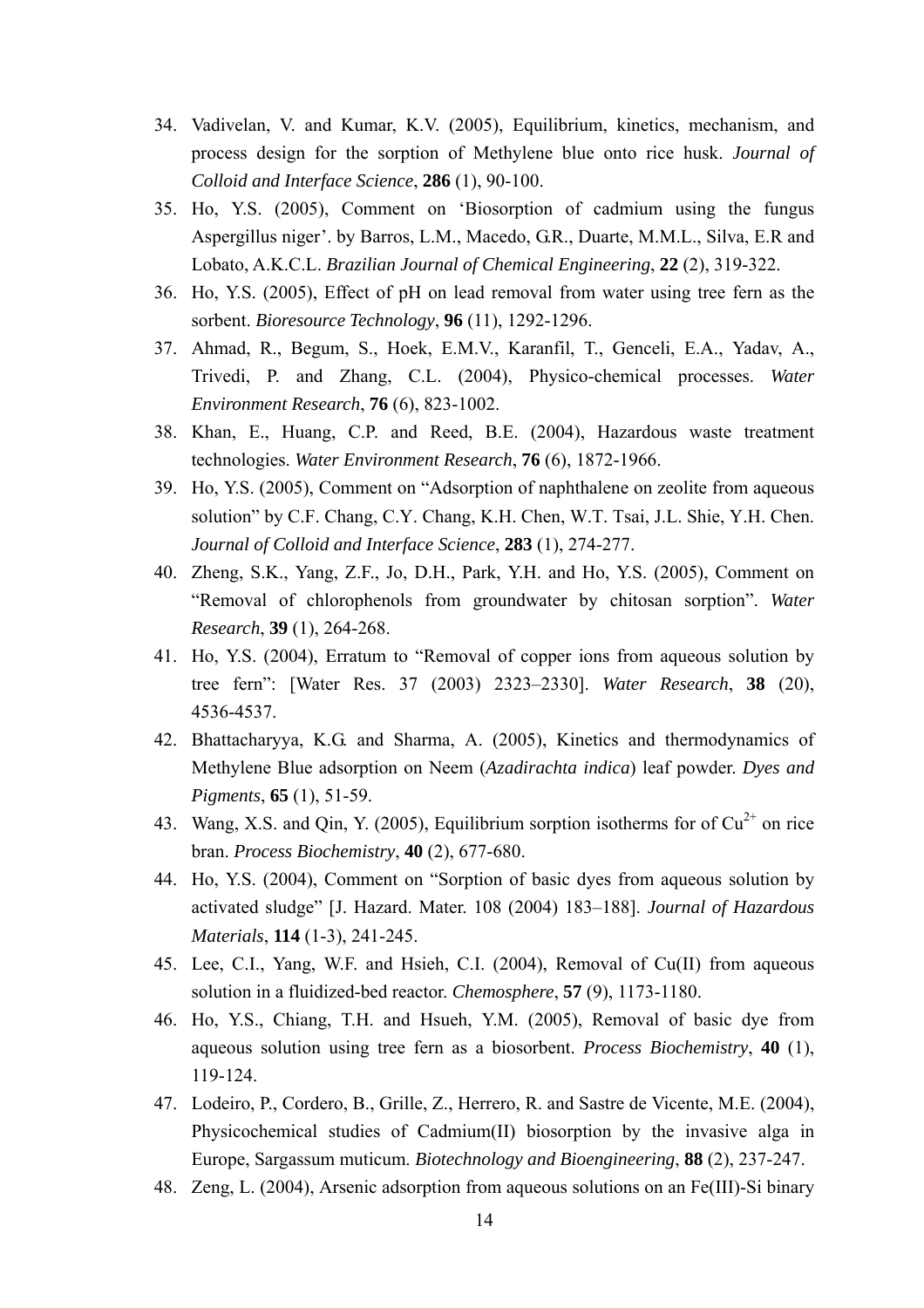34. Vadivelan, V. and Kumar, K.V. (2005), Equilibrium, kinetics, mechanism, and process design for the sorption of Methylene blue onto rice husk. *Journal of Colloid and Interface Science*, **286** (1), 90-100.
35. Ho, Y.S. (2005), Comment on 'Biosorption of cadmium using the fungus Aspergillus niger'. by Barros, L.M., Macedo, G.R., Duarte, M.M.L., Silva, E.R and Lobato, A.K.C.L. *Brazilian Journal of Chemical Engineering*, **22** (2), 319-322.
36. Ho, Y.S. (2005), Effect of pH on lead removal from water using tree fern as the sorbent. *Bioresource Technology*, **96** (11), 1292-1296.
37. Ahmad, R., Begum, S., Hoek, E.M.V., Karanfil, T., Genceli, E.A., Yadav, A., Trivedi, P. and Zhang, C.L. (2004), Physico-chemical processes. *Water Environment Research*, **76** (6), 823-1002.
38. Khan, E., Huang, C.P. and Reed, B.E. (2004), Hazardous waste treatment technologies. *Water Environment Research*, **76** (6), 1872-1966.
39. Ho, Y.S. (2005), Comment on "Adsorption of naphthalene on zeolite from aqueous solution" by C.F. Chang, C.Y. Chang, K.H. Chen, W.T. Tsai, J.L. Shie, Y.H. Chen. *Journal of Colloid and Interface Science*, **283** (1), 274-277.
40. Zheng, S.K., Yang, Z.F., Jo, D.H., Park, Y.H. and Ho, Y.S. (2005), Comment on "Removal of chlorophenols from groundwater by chitosan sorption". *Water Research*, **39** (1), 264-268.
41. Ho, Y.S. (2004), Erratum to "Removal of copper ions from aqueous solution by tree fern": [Water Res. 37 (2003) 2323–2330]. *Water Research*, **38** (20), 4536-4537.
42. Bhattacharyya, K.G. and Sharma, A. (2005), Kinetics and thermodynamics of Methylene Blue adsorption on Neem (*Azadirachta indica*) leaf powder. *Dyes and Pigments*, **65** (1), 51-59.
43. Wang, X.S. and Qin, Y. (2005), Equilibrium sorption isotherms for of $Cu^{2+}$ on rice bran. *Process Biochemistry*, **40** (2), 677-680.
44. Ho, Y.S. (2004), Comment on "Sorption of basic dyes from aqueous solution by activated sludge" [J. Hazard. Mater. 108 (2004) 183–188]. *Journal of Hazardous Materials*, **114** (1-3), 241-245.
45. Lee, C.I., Yang, W.F. and Hsieh, C.I. (2004), Removal of Cu(II) from aqueous solution in a fluidized-bed reactor. *Chemosphere*, **57** (9), 1173-1180.
46. Ho, Y.S., Chiang, T.H. and Hsueh, Y.M. (2005), Removal of basic dye from aqueous solution using tree fern as a biosorbent. *Process Biochemistry*, **40** (1), 119-124.
47. Lodeiro, P., Cordero, B., Grille, Z., Herrero, R. and Sastre de Vicente, M.E. (2004), Physicochemical studies of Cadmium(II) biosorption by the invasive alga in Europe, Sargassum muticum. *Biotechnology and Bioengineering*, **88** (2), 237-247.
48. Zeng, L. (2004), Arsenic adsorption from aqueous solutions on an Fe(III)-Si binary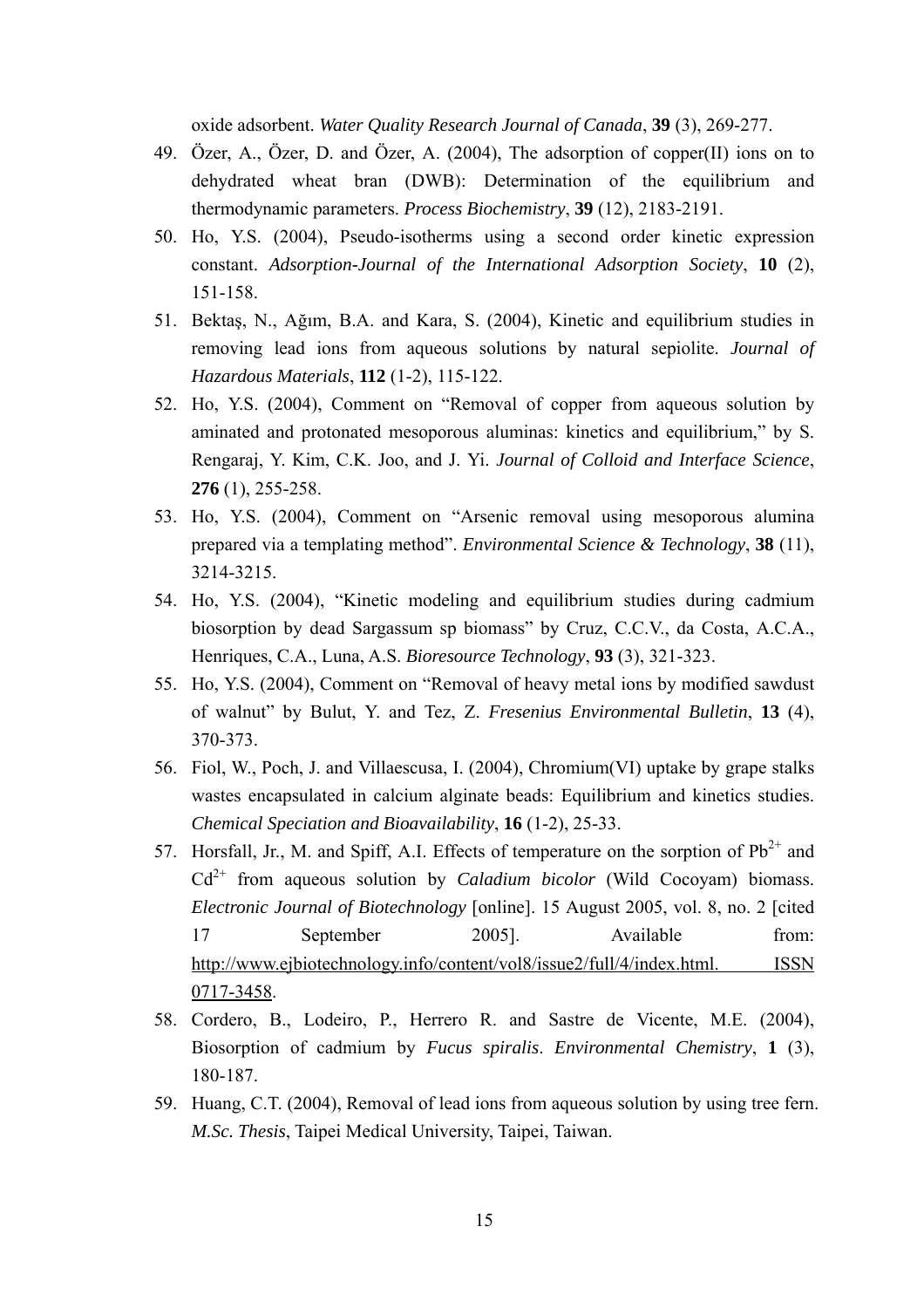oxide adsorbent. *Water Quality Research Journal of Canada*, **39** (3), 269-277.

49. Özer, A., Özer, D. and Özer, A. (2004), The adsorption of copper(II) ions on to dehydrated wheat bran (DWB): Determination of the equilibrium and thermodynamic parameters. *Process Biochemistry*, **39** (12), 2183-2191.
50. Ho, Y.S. (2004), Pseudo-isotherms using a second order kinetic expression constant. *Adsorption-Journal of the International Adsorption Society*, **10** (2), 151-158.
51. Bektaş, N., Ağım, B.A. and Kara, S. (2004), Kinetic and equilibrium studies in removing lead ions from aqueous solutions by natural sepiolite. *Journal of Hazardous Materials*, **112** (1-2), 115-122.
52. Ho, Y.S. (2004), Comment on "Removal of copper from aqueous solution by aminated and protonated mesoporous aluminas: kinetics and equilibrium," by S. Rengaraj, Y. Kim, C.K. Joo, and J. Yi. *Journal of Colloid and Interface Science*, **276** (1), 255-258.
53. Ho, Y.S. (2004), Comment on "Arsenic removal using mesoporous alumina prepared via a templating method". *Environmental Science & Technology*, **38** (11), 3214-3215.
54. Ho, Y.S. (2004), "Kinetic modeling and equilibrium studies during cadmium biosorption by dead Sargassum sp biomass" by Cruz, C.C.V., da Costa, A.C.A., Henriques, C.A., Luna, A.S. *Bioresource Technology*, **93** (3), 321-323.
55. Ho, Y.S. (2004), Comment on "Removal of heavy metal ions by modified sawdust of walnut" by Bulut, Y. and Tez, Z. *Fresenius Environmental Bulletin*, **13** (4), 370-373.
56. Fiol, W., Poch, J. and Villaescusa, I. (2004), Chromium(VI) uptake by grape stalks wastes encapsulated in calcium alginate beads: Equilibrium and kinetics studies. *Chemical Speciation and Bioavailability*, **16** (1-2), 25-33.
57. Horsfall, Jr., M. and Spiff, A.I. Effects of temperature on the sorption of $Pb^{2+}$ and $Cd^{2+}$ from aqueous solution by *Caladium bicolor* (Wild Cocoyam) biomass. *Electronic Journal of Biotechnology* [online]. 15 August 2005, vol. 8, no. 2 [cited 17 September 2005]. Available from: http://www.ejbiotechnology.info/content/vol8/issue2/full/4/index.html. ISSN 0717-3458.
58. Cordero, B., Lodeiro, P., Herrero R. and Sastre de Vicente, M.E. (2004), Biosorption of cadmium by *Fucus spiralis*. *Environmental Chemistry*, **1** (3), 180-187.
59. Huang, C.T. (2004), Removal of lead ions from aqueous solution by using tree fern. *M.Sc. Thesis*, Taipei Medical University, Taipei, Taiwan.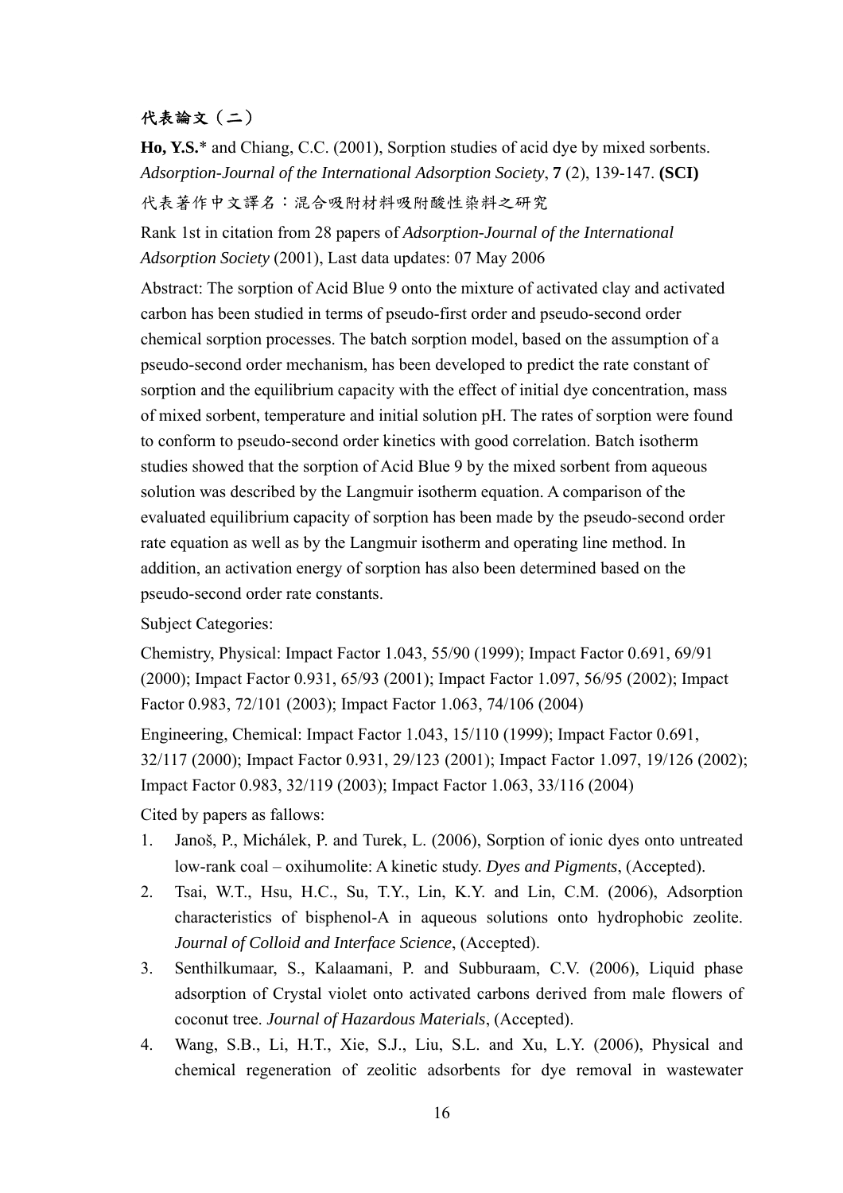## 代表論文（二）

**Ho, Y.S.*** and Chiang, C.C. (2001), Sorption studies of acid dye by mixed sorbents. *Adsorption-Journal of the International Adsorption Society*, **7** (2), 139-147. **(SCI)**

代表著作中文譯名：混合吸附材料吸附酸性染料之研究

Rank 1st in citation from 28 papers of *Adsorption-Journal of the International Adsorption Society* (2001), Last data updates: 07 May 2006

Abstract: The sorption of Acid Blue 9 onto the mixture of activated clay and activated carbon has been studied in terms of pseudo-first order and pseudo-second order chemical sorption processes. The batch sorption model, based on the assumption of a pseudo-second order mechanism, has been developed to predict the rate constant of sorption and the equilibrium capacity with the effect of initial dye concentration, mass of mixed sorbent, temperature and initial solution pH. The rates of sorption were found to conform to pseudo-second order kinetics with good correlation. Batch isotherm studies showed that the sorption of Acid Blue 9 by the mixed sorbent from aqueous solution was described by the Langmuir isotherm equation. A comparison of the evaluated equilibrium capacity of sorption has been made by the pseudo-second order rate equation as well as by the Langmuir isotherm and operating line method. In addition, an activation energy of sorption has also been determined based on the pseudo-second order rate constants.

Subject Categories:

Chemistry, Physical: Impact Factor 1.043, 55/90 (1999); Impact Factor 0.691, 69/91 (2000); Impact Factor 0.931, 65/93 (2001); Impact Factor 1.097, 56/95 (2002); Impact Factor 0.983, 72/101 (2003); Impact Factor 1.063, 74/106 (2004)

Engineering, Chemical: Impact Factor 1.043, 15/110 (1999); Impact Factor 0.691, 32/117 (2000); Impact Factor 0.931, 29/123 (2001); Impact Factor 1.097, 19/126 (2002); Impact Factor 0.983, 32/119 (2003); Impact Factor 1.063, 33/116 (2004)

Cited by papers as fallows:

1. Janoš, P., Michálek, P. and Turek, L. (2006), Sorption of ionic dyes onto untreated low-rank coal – oxihumolite: A kinetic study. *Dyes and Pigments*, (Accepted).
2. Tsai, W.T., Hsu, H.C., Su, T.Y., Lin, K.Y. and Lin, C.M. (2006), Adsorption characteristics of bisphenol-A in aqueous solutions onto hydrophobic zeolite. *Journal of Colloid and Interface Science*, (Accepted).
3. Senthilkumaar, S., Kalaamani, P. and Subburaam, C.V. (2006), Liquid phase adsorption of Crystal violet onto activated carbons derived from male flowers of coconut tree. *Journal of Hazardous Materials*, (Accepted).
4. Wang, S.B., Li, H.T., Xie, S.J., Liu, S.L. and Xu, L.Y. (2006), Physical and chemical regeneration of zeolitic adsorbents for dye removal in wastewater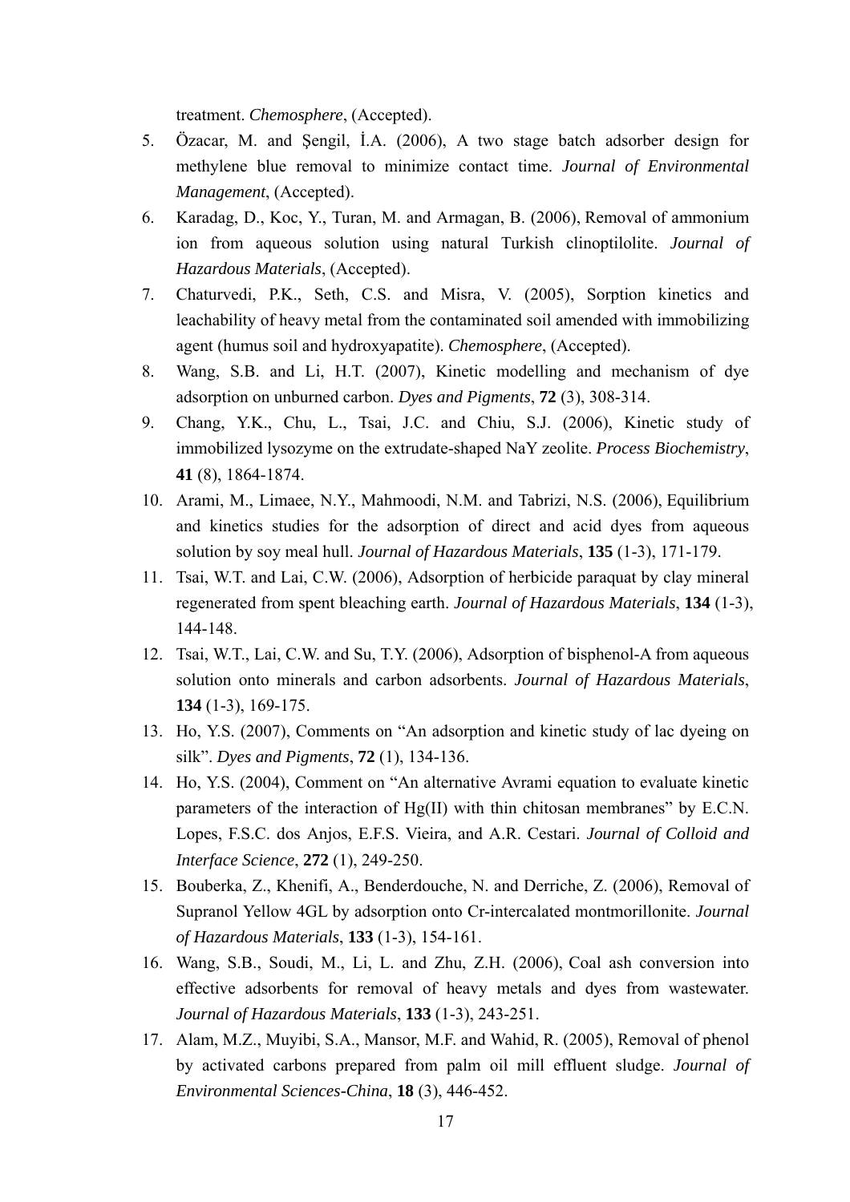treatment. *Chemosphere*, (Accepted).

5. Özacar, M. and Şengil, İ.A. (2006), A two stage batch adsorber design for methylene blue removal to minimize contact time. *Journal of Environmental Management*, (Accepted).
6. Karadag, D., Koc, Y., Turan, M. and Armagan, B. (2006), Removal of ammonium ion from aqueous solution using natural Turkish clinoptilolite. *Journal of Hazardous Materials*, (Accepted).
7. Chaturvedi, P.K., Seth, C.S. and Misra, V. (2005), Sorption kinetics and leachability of heavy metal from the contaminated soil amended with immobilizing agent (humus soil and hydroxyapatite). *Chemosphere*, (Accepted).
8. Wang, S.B. and Li, H.T. (2007), Kinetic modelling and mechanism of dye adsorption on unburned carbon. *Dyes and Pigments*, **72** (3), 308-314.
9. Chang, Y.K., Chu, L., Tsai, J.C. and Chiu, S.J. (2006), Kinetic study of immobilized lysozyme on the extrudate-shaped NaY zeolite. *Process Biochemistry*, **41** (8), 1864-1874.
10. Arami, M., Limaee, N.Y., Mahmoodi, N.M. and Tabrizi, N.S. (2006), Equilibrium and kinetics studies for the adsorption of direct and acid dyes from aqueous solution by soy meal hull. *Journal of Hazardous Materials*, **135** (1-3), 171-179.
11. Tsai, W.T. and Lai, C.W. (2006), Adsorption of herbicide paraquat by clay mineral regenerated from spent bleaching earth. *Journal of Hazardous Materials*, **134** (1-3), 144-148.
12. Tsai, W.T., Lai, C.W. and Su, T.Y. (2006), Adsorption of bisphenol-A from aqueous solution onto minerals and carbon adsorbents. *Journal of Hazardous Materials*, **134** (1-3), 169-175.
13. Ho, Y.S. (2007), Comments on "An adsorption and kinetic study of lac dyeing on silk". *Dyes and Pigments*, **72** (1), 134-136.
14. Ho, Y.S. (2004), Comment on "An alternative Avrami equation to evaluate kinetic parameters of the interaction of Hg(II) with thin chitosan membranes" by E.C.N. Lopes, F.S.C. dos Anjos, E.F.S. Vieira, and A.R. Cestari. *Journal of Colloid and Interface Science*, **272** (1), 249-250.
15. Bouberka, Z., Khenifi, A., Benderdouche, N. and Derriche, Z. (2006), Removal of Supranol Yellow 4GL by adsorption onto Cr-intercalated montmorillonite. *Journal of Hazardous Materials*, **133** (1-3), 154-161.
16. Wang, S.B., Soudi, M., Li, L. and Zhu, Z.H. (2006), Coal ash conversion into effective adsorbents for removal of heavy metals and dyes from wastewater. *Journal of Hazardous Materials*, **133** (1-3), 243-251.
17. Alam, M.Z., Muyibi, S.A., Mansor, M.F. and Wahid, R. (2005), Removal of phenol by activated carbons prepared from palm oil mill effluent sludge. *Journal of Environmental Sciences-China*, **18** (3), 446-452.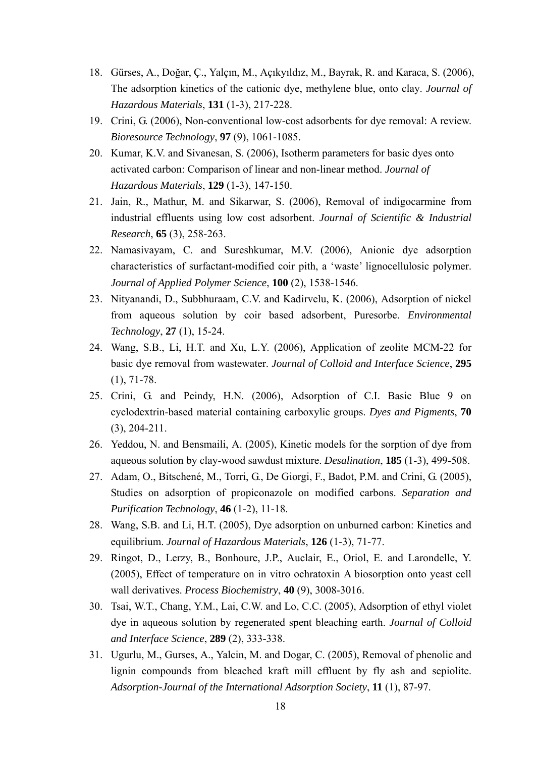18. Gürses, A., Doğar, Ç., Yalçın, M., Açıkyıldız, M., Bayrak, R. and Karaca, S. (2006), The adsorption kinetics of the cationic dye, methylene blue, onto clay. *Journal of Hazardous Materials*, **131** (1-3), 217-228.
19. Crini, G. (2006), Non-conventional low-cost adsorbents for dye removal: A review. *Bioresource Technology*, **97** (9), 1061-1085.
20. Kumar, K.V. and Sivanesan, S. (2006), Isotherm parameters for basic dyes onto activated carbon: Comparison of linear and non-linear method. *Journal of Hazardous Materials*, **129** (1-3), 147-150.
21. Jain, R., Mathur, M. and Sikarwar, S. (2006), Removal of indigocarmine from industrial effluents using low cost adsorbent. *Journal of Scientific & Industrial Research*, **65** (3), 258-263.
22. Namasivayam, C. and Sureshkumar, M.V. (2006), Anionic dye adsorption characteristics of surfactant-modified coir pith, a 'waste' lignocellulosic polymer. *Journal of Applied Polymer Science*, **100** (2), 1538-1546.
23. Nityanandi, D., Subbhuraam, C.V. and Kadirvelu, K. (2006), Adsorption of nickel from aqueous solution by coir based adsorbent, Puresorbe. *Environmental Technology*, **27** (1), 15-24.
24. Wang, S.B., Li, H.T. and Xu, L.Y. (2006), Application of zeolite MCM-22 for basic dye removal from wastewater. *Journal of Colloid and Interface Science*, **295** (1), 71-78.
25. Crini, G. and Peindy, H.N. (2006), Adsorption of C.I. Basic Blue 9 on cyclodextrin-based material containing carboxylic groups. *Dyes and Pigments*, **70** (3), 204-211.
26. Yeddou, N. and Bensmaili, A. (2005), Kinetic models for the sorption of dye from aqueous solution by clay-wood sawdust mixture. *Desalination*, **185** (1-3), 499-508.
27. Adam, O., Bitschené, M., Torri, G., De Giorgi, F., Badot, P.M. and Crini, G. (2005), Studies on adsorption of propiconazole on modified carbons. *Separation and Purification Technology*, **46** (1-2), 11-18.
28. Wang, S.B. and Li, H.T. (2005), Dye adsorption on unburned carbon: Kinetics and equilibrium. *Journal of Hazardous Materials*, **126** (1-3), 71-77.
29. Ringot, D., Lerzy, B., Bonhoure, J.P., Auclair, E., Oriol, E. and Larondelle, Y. (2005), Effect of temperature on in vitro ochratoxin A biosorption onto yeast cell wall derivatives. *Process Biochemistry*, **40** (9), 3008-3016.
30. Tsai, W.T., Chang, Y.M., Lai, C.W. and Lo, C.C. (2005), Adsorption of ethyl violet dye in aqueous solution by regenerated spent bleaching earth. *Journal of Colloid and Interface Science*, **289** (2), 333-338.
31. Ugurlu, M., Gurses, A., Yalcin, M. and Dogar, C. (2005), Removal of phenolic and lignin compounds from bleached kraft mill effluent by fly ash and sepiolite. *Adsorption-Journal of the International Adsorption Society*, **11** (1), 87-97.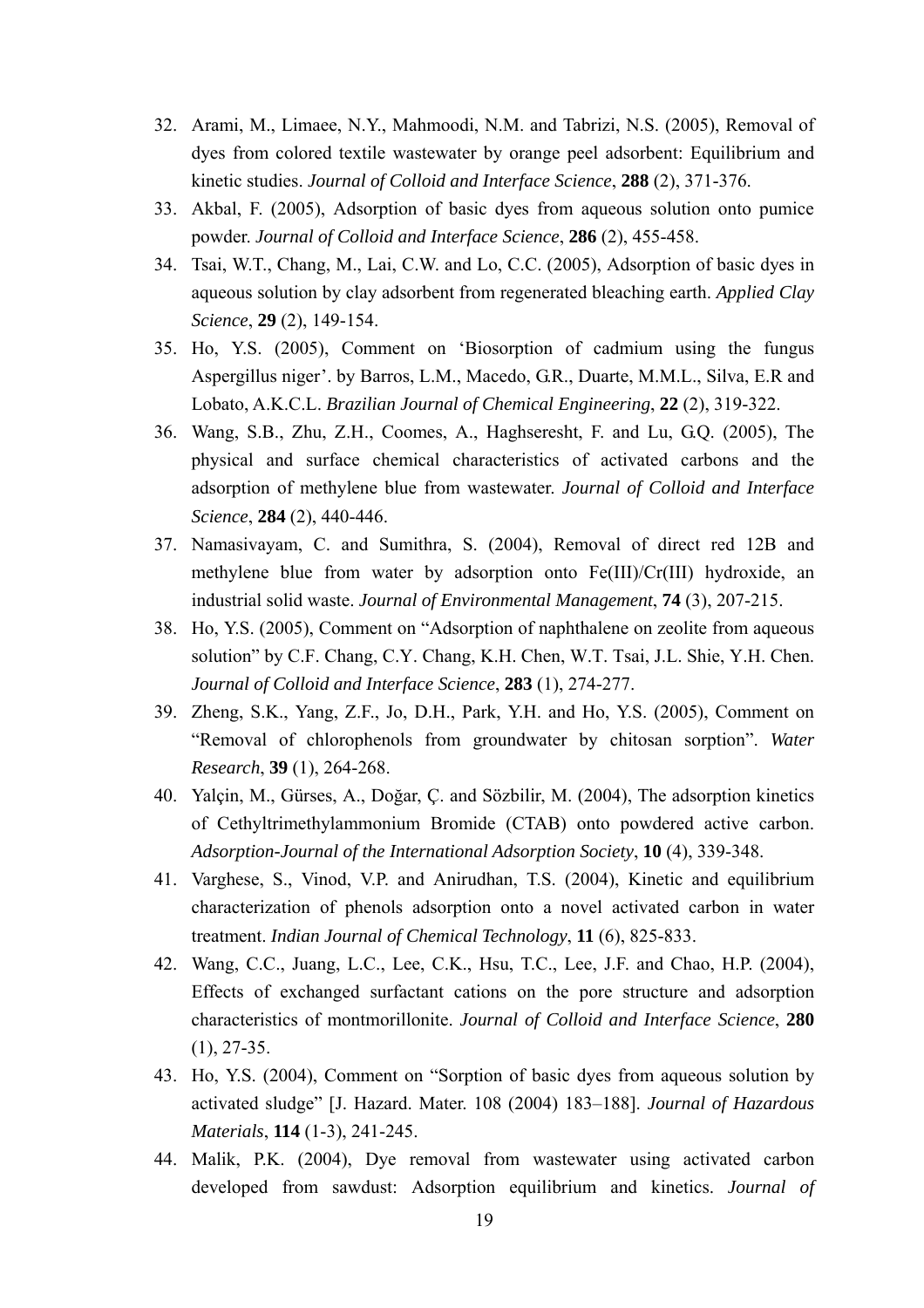32. Arami, M., Limaee, N.Y., Mahmoodi, N.M. and Tabrizi, N.S. (2005), Removal of dyes from colored textile wastewater by orange peel adsorbent: Equilibrium and kinetic studies. *Journal of Colloid and Interface Science*, **288** (2), 371-376.
33. Akbal, F. (2005), Adsorption of basic dyes from aqueous solution onto pumice powder. *Journal of Colloid and Interface Science*, **286** (2), 455-458.
34. Tsai, W.T., Chang, M., Lai, C.W. and Lo, C.C. (2005), Adsorption of basic dyes in aqueous solution by clay adsorbent from regenerated bleaching earth. *Applied Clay Science*, **29** (2), 149-154.
35. Ho, Y.S. (2005), Comment on 'Biosorption of cadmium using the fungus Aspergillus niger'. by Barros, L.M., Macedo, G.R., Duarte, M.M.L., Silva, E.R and Lobato, A.K.C.L. *Brazilian Journal of Chemical Engineering*, **22** (2), 319-322.
36. Wang, S.B., Zhu, Z.H., Coomes, A., Haghseresht, F. and Lu, G.Q. (2005), The physical and surface chemical characteristics of activated carbons and the adsorption of methylene blue from wastewater. *Journal of Colloid and Interface Science*, **284** (2), 440-446.
37. Namasivayam, C. and Sumithra, S. (2004), Removal of direct red 12B and methylene blue from water by adsorption onto Fe(III)/Cr(III) hydroxide, an industrial solid waste. *Journal of Environmental Management*, **74** (3), 207-215.
38. Ho, Y.S. (2005), Comment on "Adsorption of naphthalene on zeolite from aqueous solution" by C.F. Chang, C.Y. Chang, K.H. Chen, W.T. Tsai, J.L. Shie, Y.H. Chen. *Journal of Colloid and Interface Science*, **283** (1), 274-277.
39. Zheng, S.K., Yang, Z.F., Jo, D.H., Park, Y.H. and Ho, Y.S. (2005), Comment on "Removal of chlorophenols from groundwater by chitosan sorption". *Water Research*, **39** (1), 264-268.
40. Yalçin, M., Gürses, A., Doğar, Ç. and Sözbilir, M. (2004), The adsorption kinetics of Cethyltrimethylammonium Bromide (CTAB) onto powdered active carbon. *Adsorption-Journal of the International Adsorption Society*, **10** (4), 339-348.
41. Varghese, S., Vinod, V.P. and Anirudhan, T.S. (2004), Kinetic and equilibrium characterization of phenols adsorption onto a novel activated carbon in water treatment. *Indian Journal of Chemical Technology*, **11** (6), 825-833.
42. Wang, C.C., Juang, L.C., Lee, C.K., Hsu, T.C., Lee, J.F. and Chao, H.P. (2004), Effects of exchanged surfactant cations on the pore structure and adsorption characteristics of montmorillonite. *Journal of Colloid and Interface Science*, **280** (1), 27-35.
43. Ho, Y.S. (2004), Comment on "Sorption of basic dyes from aqueous solution by activated sludge" [J. Hazard. Mater. 108 (2004) 183–188]. *Journal of Hazardous Materials*, **114** (1-3), 241-245.
44. Malik, P.K. (2004), Dye removal from wastewater using activated carbon developed from sawdust: Adsorption equilibrium and kinetics. *Journal of*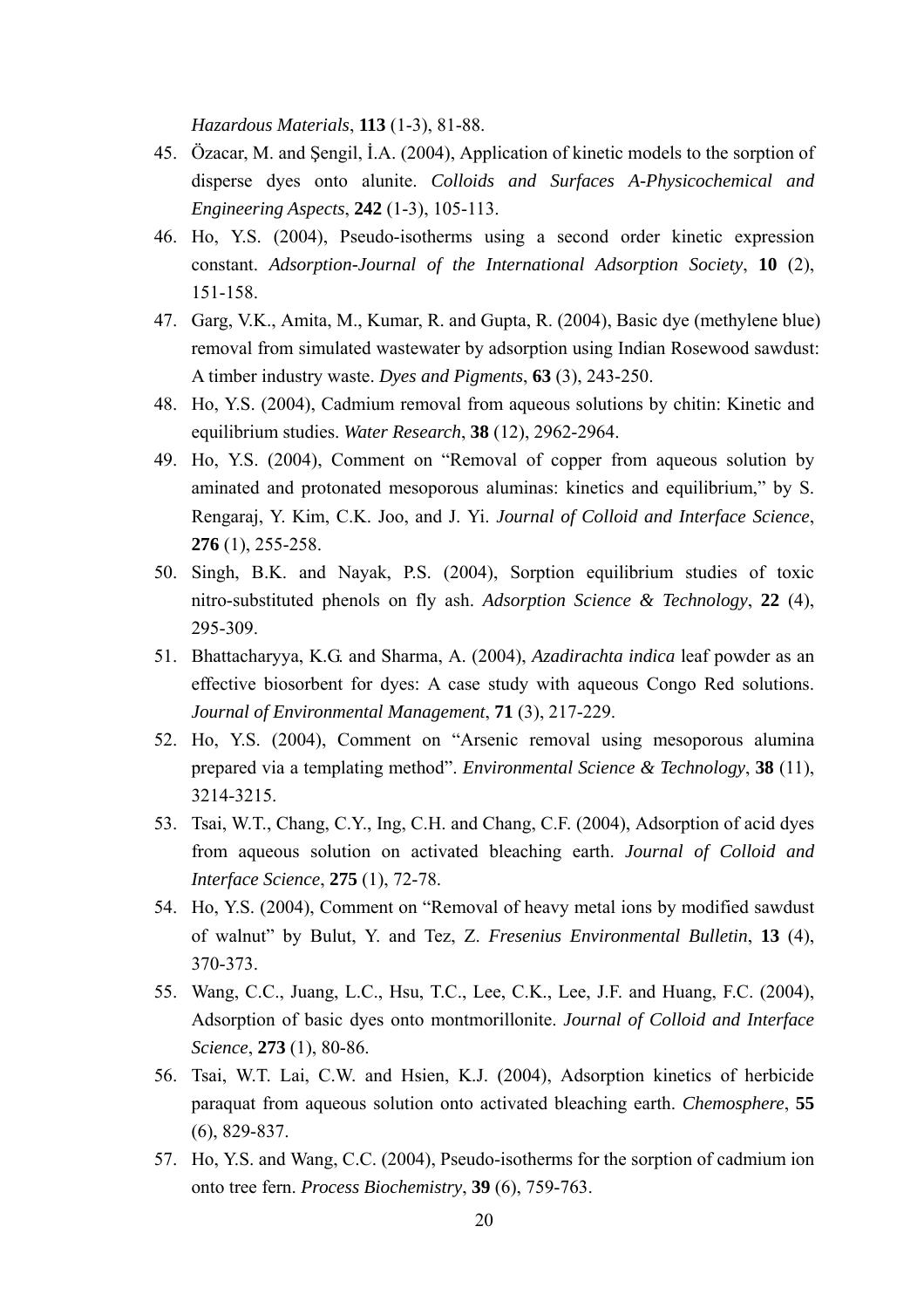*Hazardous Materials*, **113** (1-3), 81-88.

45. Özacar, M. and Şengil, İ.A. (2004), Application of kinetic models to the sorption of disperse dyes onto alunite. *Colloids and Surfaces A-Physicochemical and Engineering Aspects*, **242** (1-3), 105-113.
46. Ho, Y.S. (2004), Pseudo-isotherms using a second order kinetic expression constant. *Adsorption-Journal of the International Adsorption Society*, **10** (2), 151-158.
47. Garg, V.K., Amita, M., Kumar, R. and Gupta, R. (2004), Basic dye (methylene blue) removal from simulated wastewater by adsorption using Indian Rosewood sawdust: A timber industry waste. *Dyes and Pigments*, **63** (3), 243-250.
48. Ho, Y.S. (2004), Cadmium removal from aqueous solutions by chitin: Kinetic and equilibrium studies. *Water Research*, **38** (12), 2962-2964.
49. Ho, Y.S. (2004), Comment on "Removal of copper from aqueous solution by aminated and protonated mesoporous aluminas: kinetics and equilibrium," by S. Rengaraj, Y. Kim, C.K. Joo, and J. Yi. *Journal of Colloid and Interface Science*, **276** (1), 255-258.
50. Singh, B.K. and Nayak, P.S. (2004), Sorption equilibrium studies of toxic nitro-substituted phenols on fly ash. *Adsorption Science & Technology*, **22** (4), 295-309.
51. Bhattacharyya, K.G. and Sharma, A. (2004), *Azadirachta indica* leaf powder as an effective biosorbent for dyes: A case study with aqueous Congo Red solutions. *Journal of Environmental Management*, **71** (3), 217-229.
52. Ho, Y.S. (2004), Comment on "Arsenic removal using mesoporous alumina prepared via a templating method". *Environmental Science & Technology*, **38** (11), 3214-3215.
53. Tsai, W.T., Chang, C.Y., Ing, C.H. and Chang, C.F. (2004), Adsorption of acid dyes from aqueous solution on activated bleaching earth. *Journal of Colloid and Interface Science*, **275** (1), 72-78.
54. Ho, Y.S. (2004), Comment on "Removal of heavy metal ions by modified sawdust of walnut" by Bulut, Y. and Tez, Z. *Fresenius Environmental Bulletin*, **13** (4), 370-373.
55. Wang, C.C., Juang, L.C., Hsu, T.C., Lee, C.K., Lee, J.F. and Huang, F.C. (2004), Adsorption of basic dyes onto montmorillonite. *Journal of Colloid and Interface Science*, **273** (1), 80-86.
56. Tsai, W.T. Lai, C.W. and Hsien, K.J. (2004), Adsorption kinetics of herbicide paraquat from aqueous solution onto activated bleaching earth. *Chemosphere*, **55** (6), 829-837.
57. Ho, Y.S. and Wang, C.C. (2004), Pseudo-isotherms for the sorption of cadmium ion onto tree fern. *Process Biochemistry*, **39** (6), 759-763.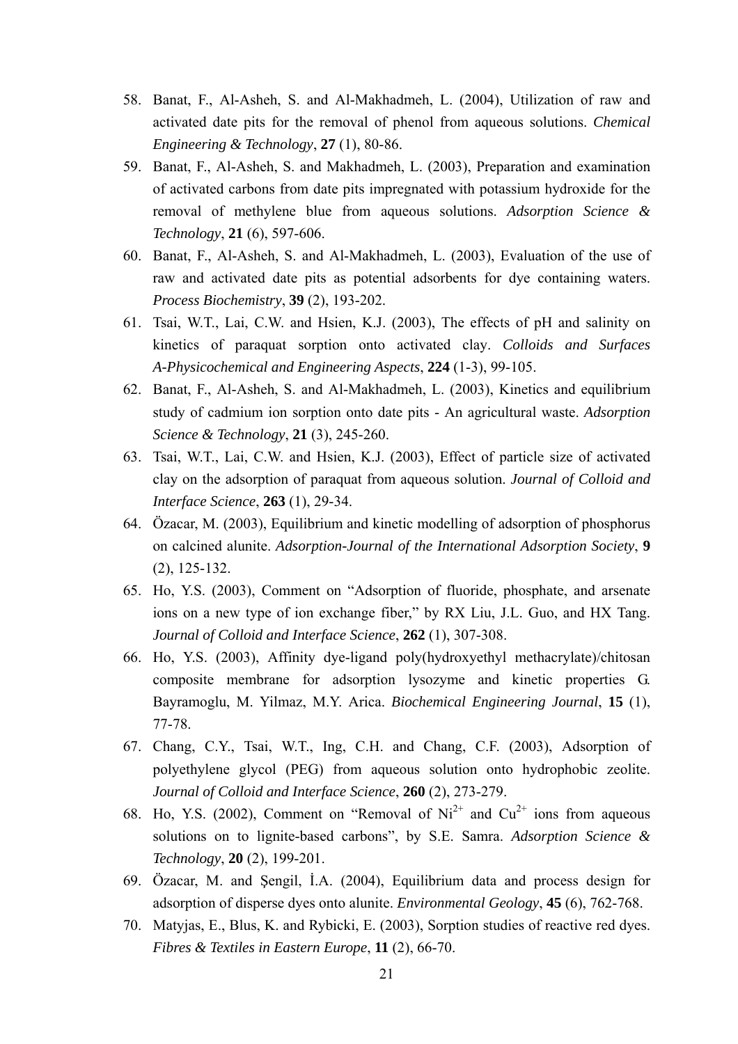58. Banat, F., Al-Asheh, S. and Al-Makhadmeh, L. (2004), Utilization of raw and activated date pits for the removal of phenol from aqueous solutions. *Chemical Engineering & Technology*, **27** (1), 80-86.
59. Banat, F., Al-Asheh, S. and Makhadmeh, L. (2003), Preparation and examination of activated carbons from date pits impregnated with potassium hydroxide for the removal of methylene blue from aqueous solutions. *Adsorption Science & Technology*, **21** (6), 597-606.
60. Banat, F., Al-Asheh, S. and Al-Makhadmeh, L. (2003), Evaluation of the use of raw and activated date pits as potential adsorbents for dye containing waters. *Process Biochemistry*, **39** (2), 193-202.
61. Tsai, W.T., Lai, C.W. and Hsien, K.J. (2003), The effects of pH and salinity on kinetics of paraquat sorption onto activated clay. *Colloids and Surfaces A-Physicochemical and Engineering Aspects*, **224** (1-3), 99-105.
62. Banat, F., Al-Asheh, S. and Al-Makhadmeh, L. (2003), Kinetics and equilibrium study of cadmium ion sorption onto date pits - An agricultural waste. *Adsorption Science & Technology*, **21** (3), 245-260.
63. Tsai, W.T., Lai, C.W. and Hsien, K.J. (2003), Effect of particle size of activated clay on the adsorption of paraquat from aqueous solution. *Journal of Colloid and Interface Science*, **263** (1), 29-34.
64. Özacar, M. (2003), Equilibrium and kinetic modelling of adsorption of phosphorus on calcined alunite. *Adsorption-Journal of the International Adsorption Society*, **9** (2), 125-132.
65. Ho, Y.S. (2003), Comment on "Adsorption of fluoride, phosphate, and arsenate ions on a new type of ion exchange fiber," by RX Liu, J.L. Guo, and HX Tang. *Journal of Colloid and Interface Science*, **262** (1), 307-308.
66. Ho, Y.S. (2003), Affinity dye-ligand poly(hydroxyethyl methacrylate)/chitosan composite membrane for adsorption lysozyme and kinetic properties G. Bayramoglu, M. Yilmaz, M.Y. Arica. *Biochemical Engineering Journal*, **15** (1), 77-78.
67. Chang, C.Y., Tsai, W.T., Ing, C.H. and Chang, C.F. (2003), Adsorption of polyethylene glycol (PEG) from aqueous solution onto hydrophobic zeolite. *Journal of Colloid and Interface Science*, **260** (2), 273-279.
68. Ho, Y.S. (2002), Comment on "Removal of $Ni^{2+}$ and $Cu^{2+}$ ions from aqueous solutions on to lignite-based carbons", by S.E. Samra. *Adsorption Science & Technology*, **20** (2), 199-201.
69. Özacar, M. and Şengil, İ.A. (2004), Equilibrium data and process design for adsorption of disperse dyes onto alunite. *Environmental Geology*, **45** (6), 762-768.
70. Matyjas, E., Blus, K. and Rybicki, E. (2003), Sorption studies of reactive red dyes. *Fibres & Textiles in Eastern Europe*, **11** (2), 66-70.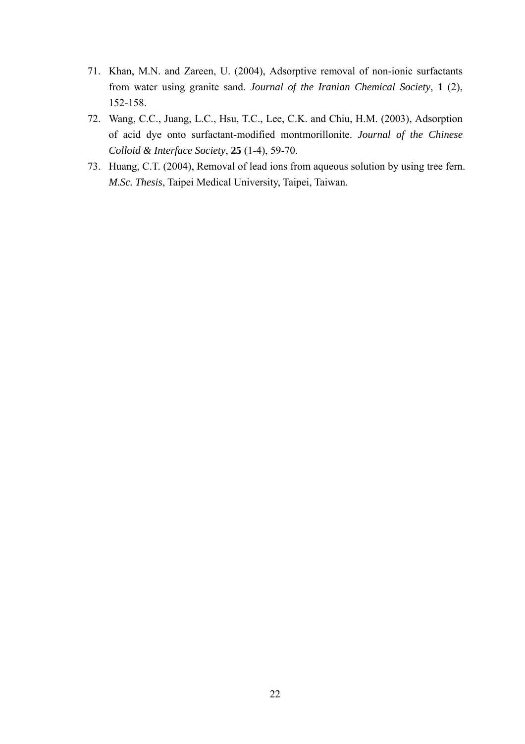71. Khan, M.N. and Zareen, U. (2004), Adsorptive removal of non-ionic surfactants from water using granite sand. *Journal of the Iranian Chemical Society*, **1** (2), 152-158.
72. Wang, C.C., Juang, L.C., Hsu, T.C., Lee, C.K. and Chiu, H.M. (2003), Adsorption of acid dye onto surfactant-modified montmorillonite. *Journal of the Chinese Colloid & Interface Society*, **25** (1-4), 59-70.
73. Huang, C.T. (2004), Removal of lead ions from aqueous solution by using tree fern. *M.Sc. Thesis*, Taipei Medical University, Taipei, Taiwan.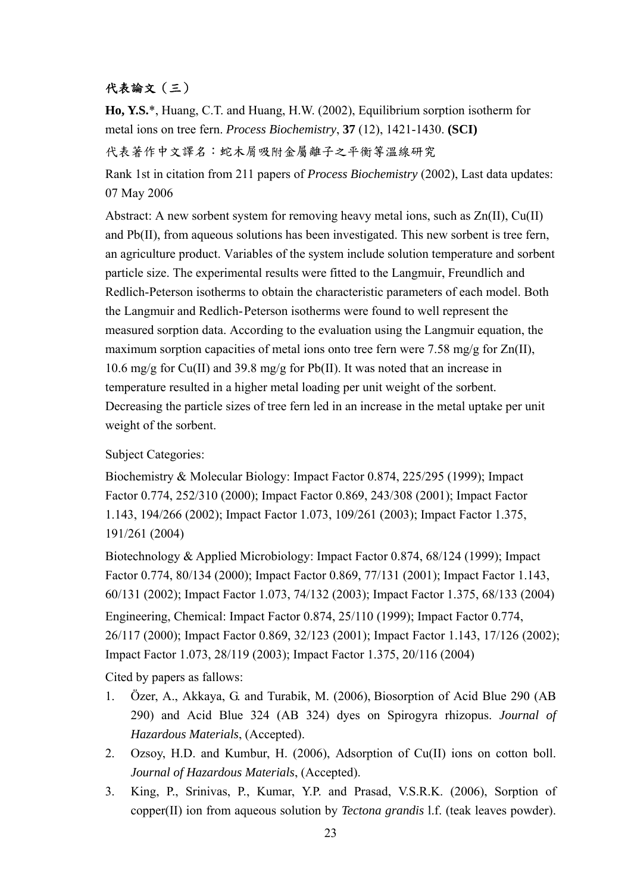## 代表論文（三）

**Ho, Y.S.**\*, Huang, C.T. and Huang, H.W. (2002), Equilibrium sorption isotherm for metal ions on tree fern. *Process Biochemistry*, **37** (12), 1421-1430. **(SCI)**

代表著作中文譯名：蛇木屑吸附金屬離子之平衡等溫線研究

Rank 1st in citation from 211 papers of *Process Biochemistry* (2002), Last data updates: 07 May 2006

Abstract: A new sorbent system for removing heavy metal ions, such as Zn(II), Cu(II) and Pb(II), from aqueous solutions has been investigated. This new sorbent is tree fern, an agriculture product. Variables of the system include solution temperature and sorbent particle size. The experimental results were fitted to the Langmuir, Freundlich and Redlich-Peterson isotherms to obtain the characteristic parameters of each model. Both the Langmuir and Redlich-Peterson isotherms were found to well represent the measured sorption data. According to the evaluation using the Langmuir equation, the maximum sorption capacities of metal ions onto tree fern were 7.58 mg/g for Zn(II), 10.6 mg/g for Cu(II) and 39.8 mg/g for Pb(II). It was noted that an increase in temperature resulted in a higher metal loading per unit weight of the sorbent. Decreasing the particle sizes of tree fern led in an increase in the metal uptake per unit weight of the sorbent.

Subject Categories:

Biochemistry & Molecular Biology: Impact Factor 0.874, 225/295 (1999); Impact Factor 0.774, 252/310 (2000); Impact Factor 0.869, 243/308 (2001); Impact Factor 1.143, 194/266 (2002); Impact Factor 1.073, 109/261 (2003); Impact Factor 1.375, 191/261 (2004)

Biotechnology & Applied Microbiology: Impact Factor 0.874, 68/124 (1999); Impact Factor 0.774, 80/134 (2000); Impact Factor 0.869, 77/131 (2001); Impact Factor 1.143, 60/131 (2002); Impact Factor 1.073, 74/132 (2003); Impact Factor 1.375, 68/133 (2004)

Engineering, Chemical: Impact Factor 0.874, 25/110 (1999); Impact Factor 0.774, 26/117 (2000); Impact Factor 0.869, 32/123 (2001); Impact Factor 1.143, 17/126 (2002); Impact Factor 1.073, 28/119 (2003); Impact Factor 1.375, 20/116 (2004)

Cited by papers as fallows:

1. Özer, A., Akkaya, G. and Turabik, M. (2006), Biosorption of Acid Blue 290 (AB 290) and Acid Blue 324 (AB 324) dyes on Spirogyra rhizopus. *Journal of Hazardous Materials*, (Accepted).
2. Ozsoy, H.D. and Kumbur, H. (2006), Adsorption of Cu(II) ions on cotton boll. *Journal of Hazardous Materials*, (Accepted).
3. King, P., Srinivas, P., Kumar, Y.P. and Prasad, V.S.R.K. (2006), Sorption of copper(II) ion from aqueous solution by *Tectona grandis* l.f. (teak leaves powder).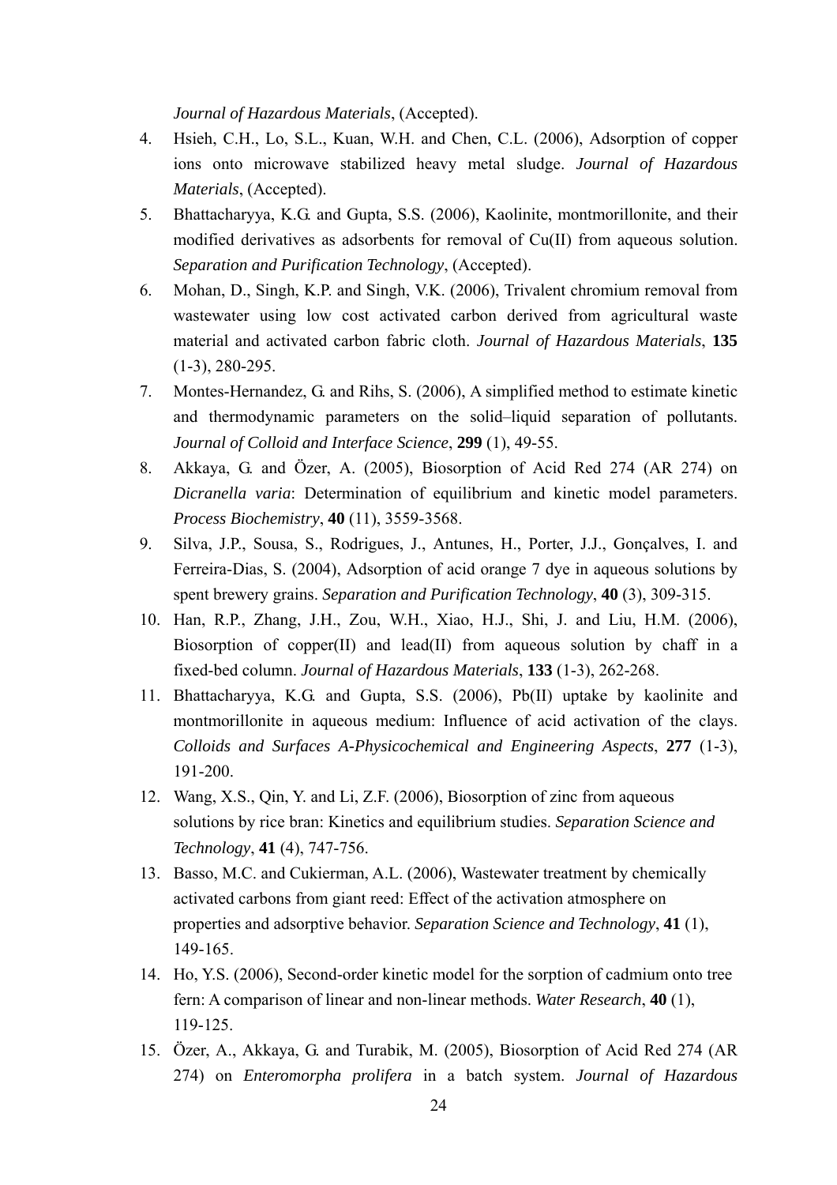*Journal of Hazardous Materials*, (Accepted).

4. Hsieh, C.H., Lo, S.L., Kuan, W.H. and Chen, C.L. (2006), Adsorption of copper ions onto microwave stabilized heavy metal sludge. *Journal of Hazardous Materials*, (Accepted).
5. Bhattacharyya, K.G. and Gupta, S.S. (2006), Kaolinite, montmorillonite, and their modified derivatives as adsorbents for removal of Cu(II) from aqueous solution. *Separation and Purification Technology*, (Accepted).
6. Mohan, D., Singh, K.P. and Singh, V.K. (2006), Trivalent chromium removal from wastewater using low cost activated carbon derived from agricultural waste material and activated carbon fabric cloth. *Journal of Hazardous Materials*, **135** (1-3), 280-295.
7. Montes-Hernandez, G. and Rihs, S. (2006), A simplified method to estimate kinetic and thermodynamic parameters on the solid–liquid separation of pollutants. *Journal of Colloid and Interface Science*, **299** (1), 49-55.
8. Akkaya, G. and Özer, A. (2005), Biosorption of Acid Red 274 (AR 274) on *Dicranella varia*: Determination of equilibrium and kinetic model parameters. *Process Biochemistry*, **40** (11), 3559-3568.
9. Silva, J.P., Sousa, S., Rodrigues, J., Antunes, H., Porter, J.J., Gonçalves, I. and Ferreira-Dias, S. (2004), Adsorption of acid orange 7 dye in aqueous solutions by spent brewery grains. *Separation and Purification Technology*, **40** (3), 309-315.
10. Han, R.P., Zhang, J.H., Zou, W.H., Xiao, H.J., Shi, J. and Liu, H.M. (2006), Biosorption of copper(II) and lead(II) from aqueous solution by chaff in a fixed-bed column. *Journal of Hazardous Materials*, **133** (1-3), 262-268.
11. Bhattacharyya, K.G. and Gupta, S.S. (2006), Pb(II) uptake by kaolinite and montmorillonite in aqueous medium: Influence of acid activation of the clays. *Colloids and Surfaces A-Physicochemical and Engineering Aspects*, **277** (1-3), 191-200.
12. Wang, X.S., Qin, Y. and Li, Z.F. (2006), Biosorption of zinc from aqueous solutions by rice bran: Kinetics and equilibrium studies. *Separation Science and Technology*, **41** (4), 747-756.
13. Basso, M.C. and Cukierman, A.L. (2006), Wastewater treatment by chemically activated carbons from giant reed: Effect of the activation atmosphere on properties and adsorptive behavior. *Separation Science and Technology*, **41** (1), 149-165.
14. Ho, Y.S. (2006), Second-order kinetic model for the sorption of cadmium onto tree fern: A comparison of linear and non-linear methods. *Water Research*, **40** (1), 119-125.
15. Özer, A., Akkaya, G. and Turabik, M. (2005), Biosorption of Acid Red 274 (AR 274) on *Enteromorpha prolifera* in a batch system. *Journal of Hazardous*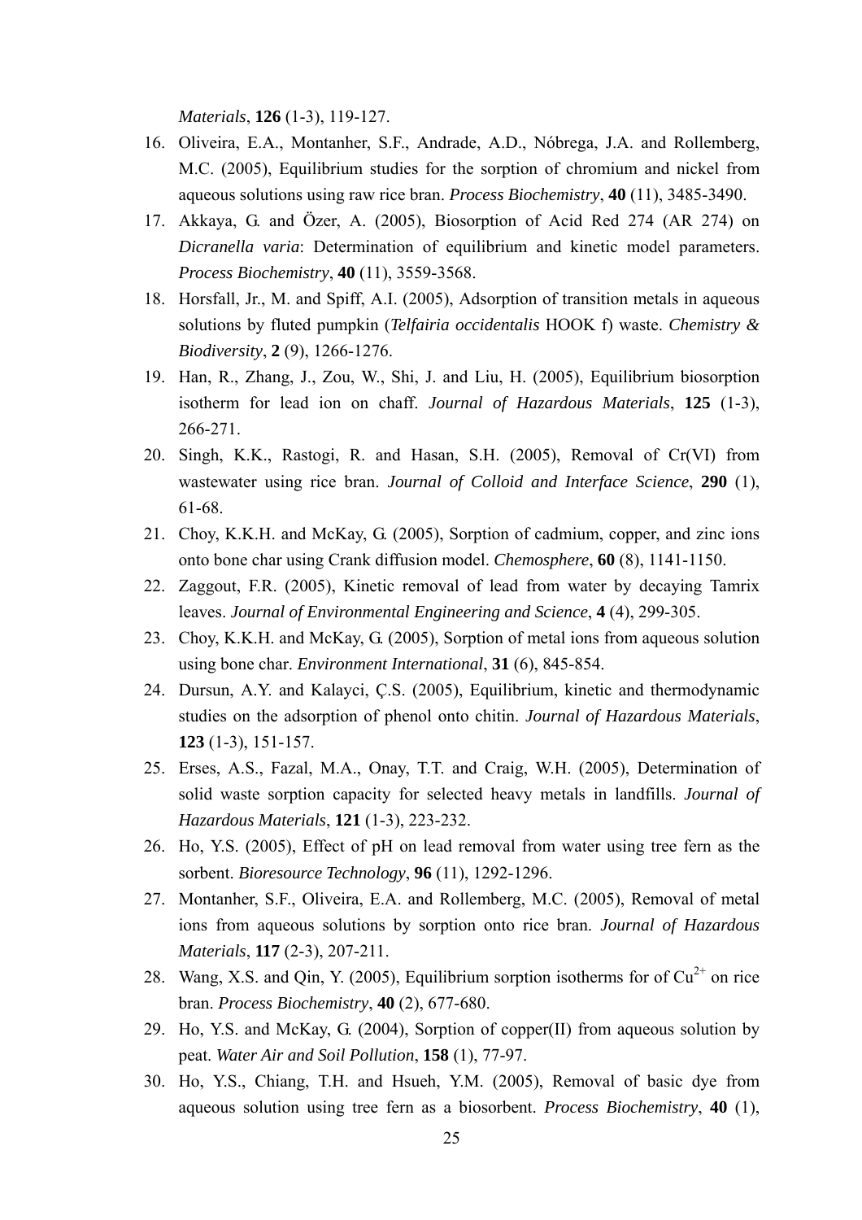*Materials*, **126** (1-3), 119-127.

16. Oliveira, E.A., Montanher, S.F., Andrade, A.D., Nóbrega, J.A. and Rollemberg, M.C. (2005), Equilibrium studies for the sorption of chromium and nickel from aqueous solutions using raw rice bran. *Process Biochemistry*, **40** (11), 3485-3490.
17. Akkaya, G. and Özer, A. (2005), Biosorption of Acid Red 274 (AR 274) on *Dicranella varia*: Determination of equilibrium and kinetic model parameters. *Process Biochemistry*, **40** (11), 3559-3568.
18. Horsfall, Jr., M. and Spiff, A.I. (2005), Adsorption of transition metals in aqueous solutions by fluted pumpkin (*Telfairia occidentalis* HOOK f) waste. *Chemistry & Biodiversity*, **2** (9), 1266-1276.
19. Han, R., Zhang, J., Zou, W., Shi, J. and Liu, H. (2005), Equilibrium biosorption isotherm for lead ion on chaff. *Journal of Hazardous Materials*, **125** (1-3), 266-271.
20. Singh, K.K., Rastogi, R. and Hasan, S.H. (2005), Removal of Cr(VI) from wastewater using rice bran. *Journal of Colloid and Interface Science*, **290** (1), 61-68.
21. Choy, K.K.H. and McKay, G. (2005), Sorption of cadmium, copper, and zinc ions onto bone char using Crank diffusion model. *Chemosphere*, **60** (8), 1141-1150.
22. Zaggout, F.R. (2005), Kinetic removal of lead from water by decaying Tamrix leaves. *Journal of Environmental Engineering and Science*, **4** (4), 299-305.
23. Choy, K.K.H. and McKay, G. (2005), Sorption of metal ions from aqueous solution using bone char. *Environment International*, **31** (6), 845-854.
24. Dursun, A.Y. and Kalayci, Ç.S. (2005), Equilibrium, kinetic and thermodynamic studies on the adsorption of phenol onto chitin. *Journal of Hazardous Materials*, **123** (1-3), 151-157.
25. Erses, A.S., Fazal, M.A., Onay, T.T. and Craig, W.H. (2005), Determination of solid waste sorption capacity for selected heavy metals in landfills. *Journal of Hazardous Materials*, **121** (1-3), 223-232.
26. Ho, Y.S. (2005), Effect of pH on lead removal from water using tree fern as the sorbent. *Bioresource Technology*, **96** (11), 1292-1296.
27. Montanher, S.F., Oliveira, E.A. and Rollemberg, M.C. (2005), Removal of metal ions from aqueous solutions by sorption onto rice bran. *Journal of Hazardous Materials*, **117** (2-3), 207-211.
28. Wang, X.S. and Qin, Y. (2005), Equilibrium sorption isotherms for of $Cu^{2+}$ on rice bran. *Process Biochemistry*, **40** (2), 677-680.
29. Ho, Y.S. and McKay, G. (2004), Sorption of copper(II) from aqueous solution by peat. *Water Air and Soil Pollution*, **158** (1), 77-97.
30. Ho, Y.S., Chiang, T.H. and Hsueh, Y.M. (2005), Removal of basic dye from aqueous solution using tree fern as a biosorbent. *Process Biochemistry*, **40** (1),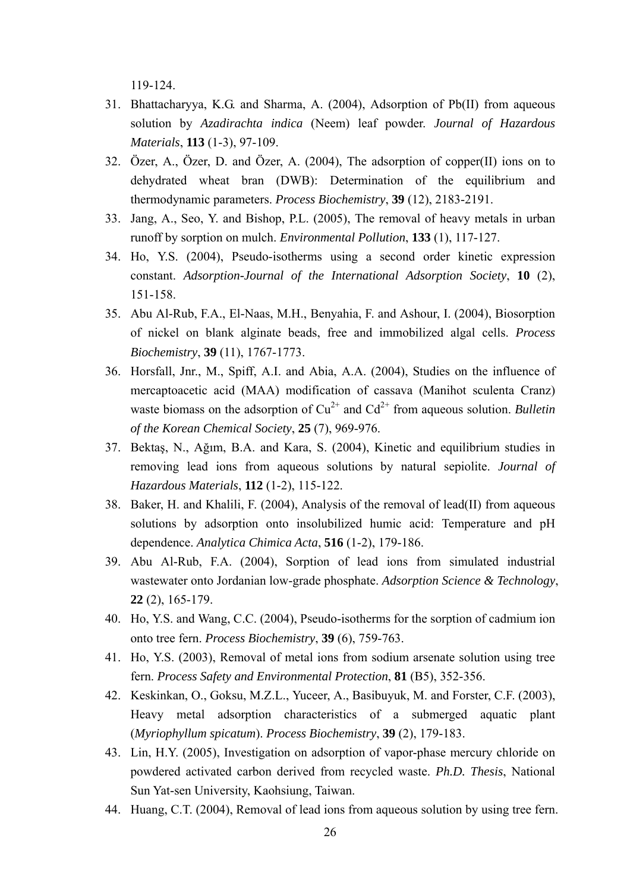119-124.

31. Bhattacharyya, K.G. and Sharma, A. (2004), Adsorption of Pb(II) from aqueous solution by *Azadirachta indica* (Neem) leaf powder. *Journal of Hazardous Materials*, **113** (1-3), 97-109.
32. Özer, A., Özer, D. and Özer, A. (2004), The adsorption of copper(II) ions on to dehydrated wheat bran (DWB): Determination of the equilibrium and thermodynamic parameters. *Process Biochemistry*, **39** (12), 2183-2191.
33. Jang, A., Seo, Y. and Bishop, P.L. (2005), The removal of heavy metals in urban runoff by sorption on mulch. *Environmental Pollution*, **133** (1), 117-127.
34. Ho, Y.S. (2004), Pseudo-isotherms using a second order kinetic expression constant. *Adsorption-Journal of the International Adsorption Society*, **10** (2), 151-158.
35. Abu Al-Rub, F.A., El-Naas, M.H., Benyahia, F. and Ashour, I. (2004), Biosorption of nickel on blank alginate beads, free and immobilized algal cells. *Process Biochemistry*, **39** (11), 1767-1773.
36. Horsfall, Jnr., M., Spiff, A.I. and Abia, A.A. (2004), Studies on the influence of mercaptoacetic acid (MAA) modification of cassava (Manihot sculenta Cranz) waste biomass on the adsorption of $Cu^{2+}$ and $Cd^{2+}$ from aqueous solution. *Bulletin of the Korean Chemical Society*, **25** (7), 969-976.
37. Bektaş, N., Ağım, B.A. and Kara, S. (2004), Kinetic and equilibrium studies in removing lead ions from aqueous solutions by natural sepiolite. *Journal of Hazardous Materials*, **112** (1-2), 115-122.
38. Baker, H. and Khalili, F. (2004), Analysis of the removal of lead(II) from aqueous solutions by adsorption onto insolubilized humic acid: Temperature and pH dependence. *Analytica Chimica Acta*, **516** (1-2), 179-186.
39. Abu Al-Rub, F.A. (2004), Sorption of lead ions from simulated industrial wastewater onto Jordanian low-grade phosphate. *Adsorption Science & Technology*, **22** (2), 165-179.
40. Ho, Y.S. and Wang, C.C. (2004), Pseudo-isotherms for the sorption of cadmium ion onto tree fern. *Process Biochemistry*, **39** (6), 759-763.
41. Ho, Y.S. (2003), Removal of metal ions from sodium arsenate solution using tree fern. *Process Safety and Environmental Protection*, **81** (B5), 352-356.
42. Keskinkan, O., Goksu, M.Z.L., Yuceer, A., Basibuyuk, M. and Forster, C.F. (2003), Heavy metal adsorption characteristics of a submerged aquatic plant (*Myriophyllum spicatum*). *Process Biochemistry*, **39** (2), 179-183.
43. Lin, H.Y. (2005), Investigation on adsorption of vapor-phase mercury chloride on powdered activated carbon derived from recycled waste. *Ph.D. Thesis*, National Sun Yat-sen University, Kaohsiung, Taiwan.
44. Huang, C.T. (2004), Removal of lead ions from aqueous solution by using tree fern.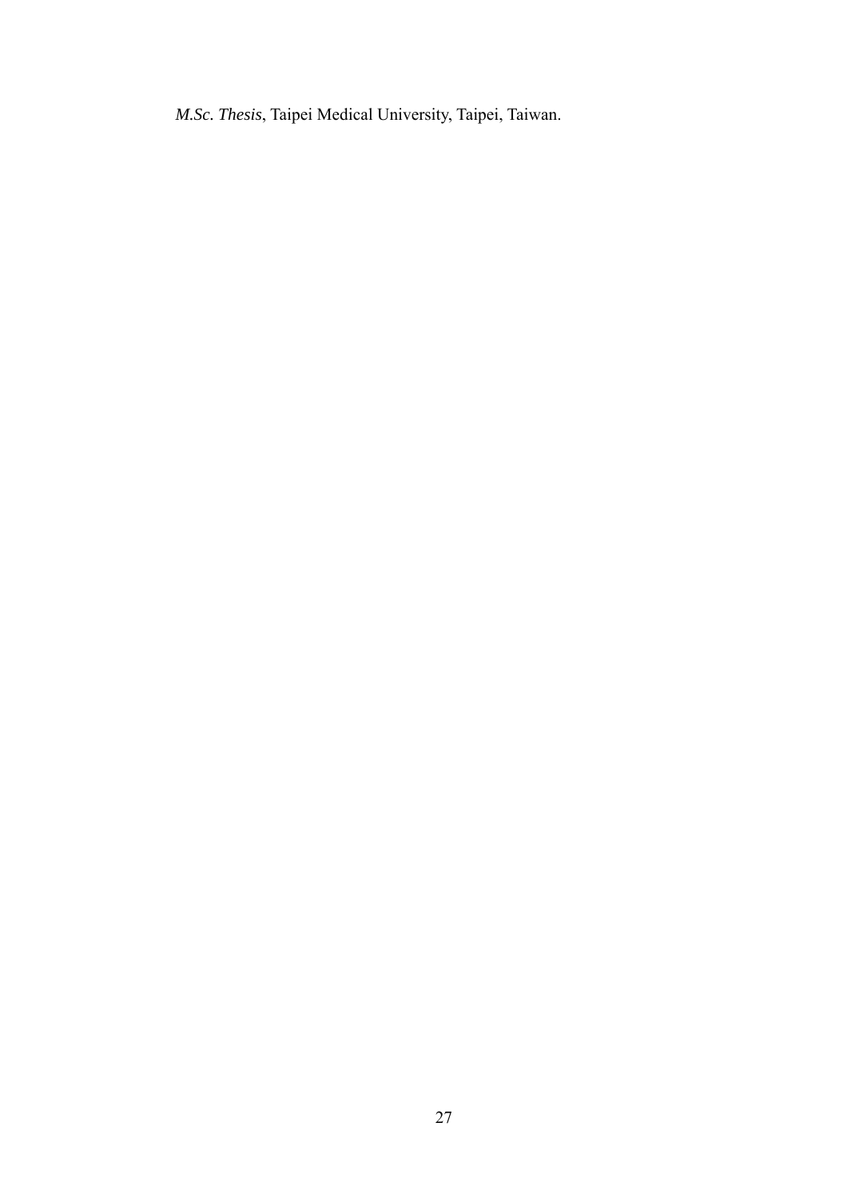*M.Sc. Thesis*, Taipei Medical University, Taipei, Taiwan.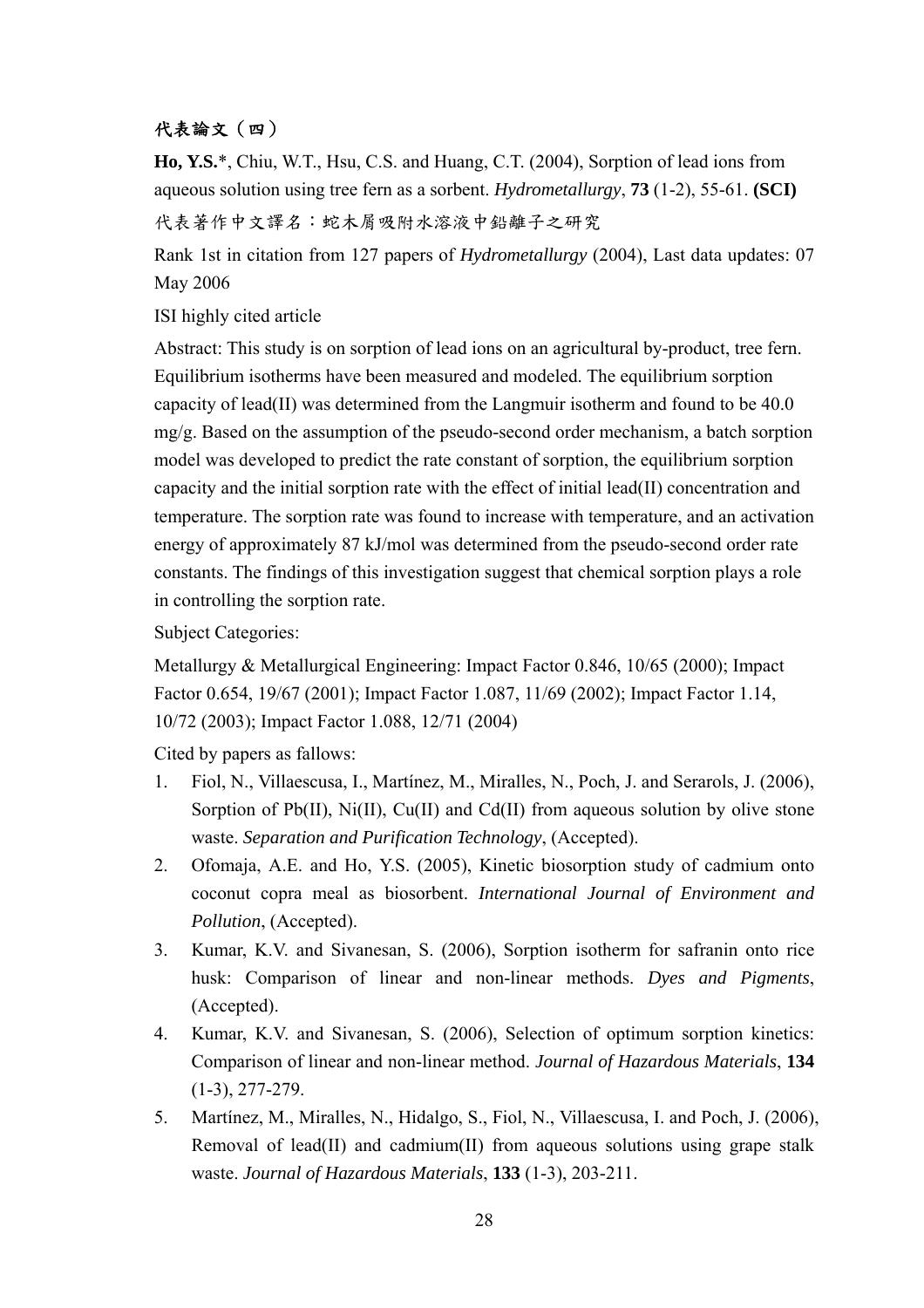### 代表論文（四）

**Ho, Y.S.**\*, Chiu, W.T., Hsu, C.S. and Huang, C.T. (2004), Sorption of lead ions from aqueous solution using tree fern as a sorbent. *Hydrometallurgy*, **73** (1-2), 55-61. **(SCI)**

代表著作中文譯名：蛇木屑吸附水溶液中鉛離子之研究

Rank 1st in citation from 127 papers of *Hydrometallurgy* (2004), Last data updates: 07 May 2006

ISI highly cited article

Abstract: This study is on sorption of lead ions on an agricultural by-product, tree fern. Equilibrium isotherms have been measured and modeled. The equilibrium sorption capacity of lead(II) was determined from the Langmuir isotherm and found to be 40.0 mg/g. Based on the assumption of the pseudo-second order mechanism, a batch sorption model was developed to predict the rate constant of sorption, the equilibrium sorption capacity and the initial sorption rate with the effect of initial lead(II) concentration and temperature. The sorption rate was found to increase with temperature, and an activation energy of approximately 87 kJ/mol was determined from the pseudo-second order rate constants. The findings of this investigation suggest that chemical sorption plays a role in controlling the sorption rate.

Subject Categories:

Metallurgy & Metallurgical Engineering: Impact Factor 0.846, 10/65 (2000); Impact Factor 0.654, 19/67 (2001); Impact Factor 1.087, 11/69 (2002); Impact Factor 1.14, 10/72 (2003); Impact Factor 1.088, 12/71 (2004)

Cited by papers as fallows:

1. Fiol, N., Villaescusa, I., Martínez, M., Miralles, N., Poch, J. and Serarols, J. (2006), Sorption of Pb(II), Ni(II), Cu(II) and Cd(II) from aqueous solution by olive stone waste. *Separation and Purification Technology*, (Accepted).
2. Ofomaja, A.E. and Ho, Y.S. (2005), Kinetic biosorption study of cadmium onto coconut copra meal as biosorbent. *International Journal of Environment and Pollution*, (Accepted).
3. Kumar, K.V. and Sivanesan, S. (2006), Sorption isotherm for safranin onto rice husk: Comparison of linear and non-linear methods. *Dyes and Pigments*, (Accepted).
4. Kumar, K.V. and Sivanesan, S. (2006), Selection of optimum sorption kinetics: Comparison of linear and non-linear method. *Journal of Hazardous Materials*, **134** (1-3), 277-279.
5. Martínez, M., Miralles, N., Hidalgo, S., Fiol, N., Villaescusa, I. and Poch, J. (2006), Removal of lead(II) and cadmium(II) from aqueous solutions using grape stalk waste. *Journal of Hazardous Materials*, **133** (1-3), 203-211.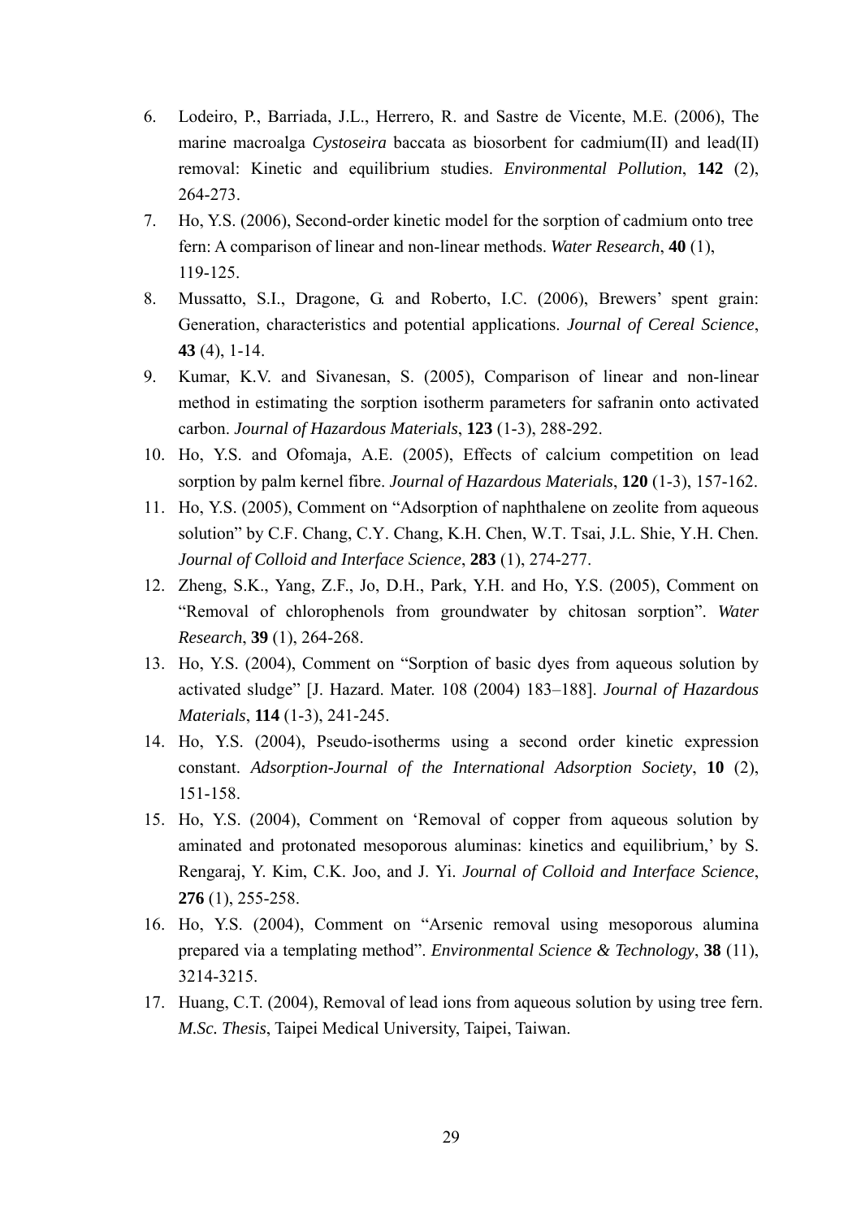6. Lodeiro, P., Barriada, J.L., Herrero, R. and Sastre de Vicente, M.E. (2006), The marine macroalga *Cystoseira* baccata as biosorbent for cadmium(II) and lead(II) removal: Kinetic and equilibrium studies. *Environmental Pollution*, **142** (2), 264-273.
7. Ho, Y.S. (2006), Second-order kinetic model for the sorption of cadmium onto tree fern: A comparison of linear and non-linear methods. *Water Research*, **40** (1), 119-125.
8. Mussatto, S.I., Dragone, G. and Roberto, I.C. (2006), Brewers' spent grain: Generation, characteristics and potential applications. *Journal of Cereal Science*, **43** (4), 1-14.
9. Kumar, K.V. and Sivanesan, S. (2005), Comparison of linear and non-linear method in estimating the sorption isotherm parameters for safranin onto activated carbon. *Journal of Hazardous Materials*, **123** (1-3), 288-292.
10. Ho, Y.S. and Ofomaja, A.E. (2005), Effects of calcium competition on lead sorption by palm kernel fibre. *Journal of Hazardous Materials*, **120** (1-3), 157-162.
11. Ho, Y.S. (2005), Comment on "Adsorption of naphthalene on zeolite from aqueous solution" by C.F. Chang, C.Y. Chang, K.H. Chen, W.T. Tsai, J.L. Shie, Y.H. Chen. *Journal of Colloid and Interface Science*, **283** (1), 274-277.
12. Zheng, S.K., Yang, Z.F., Jo, D.H., Park, Y.H. and Ho, Y.S. (2005), Comment on "Removal of chlorophenols from groundwater by chitosan sorption". *Water Research*, **39** (1), 264-268.
13. Ho, Y.S. (2004), Comment on "Sorption of basic dyes from aqueous solution by activated sludge" [J. Hazard. Mater. 108 (2004) 183–188]. *Journal of Hazardous Materials*, **114** (1-3), 241-245.
14. Ho, Y.S. (2004), Pseudo-isotherms using a second order kinetic expression constant. *Adsorption-Journal of the International Adsorption Society*, **10** (2), 151-158.
15. Ho, Y.S. (2004), Comment on 'Removal of copper from aqueous solution by aminated and protonated mesoporous aluminas: kinetics and equilibrium,' by S. Rengaraj, Y. Kim, C.K. Joo, and J. Yi. *Journal of Colloid and Interface Science*, **276** (1), 255-258.
16. Ho, Y.S. (2004), Comment on "Arsenic removal using mesoporous alumina prepared via a templating method". *Environmental Science & Technology*, **38** (11), 3214-3215.
17. Huang, C.T. (2004), Removal of lead ions from aqueous solution by using tree fern. *M.Sc. Thesis*, Taipei Medical University, Taipei, Taiwan.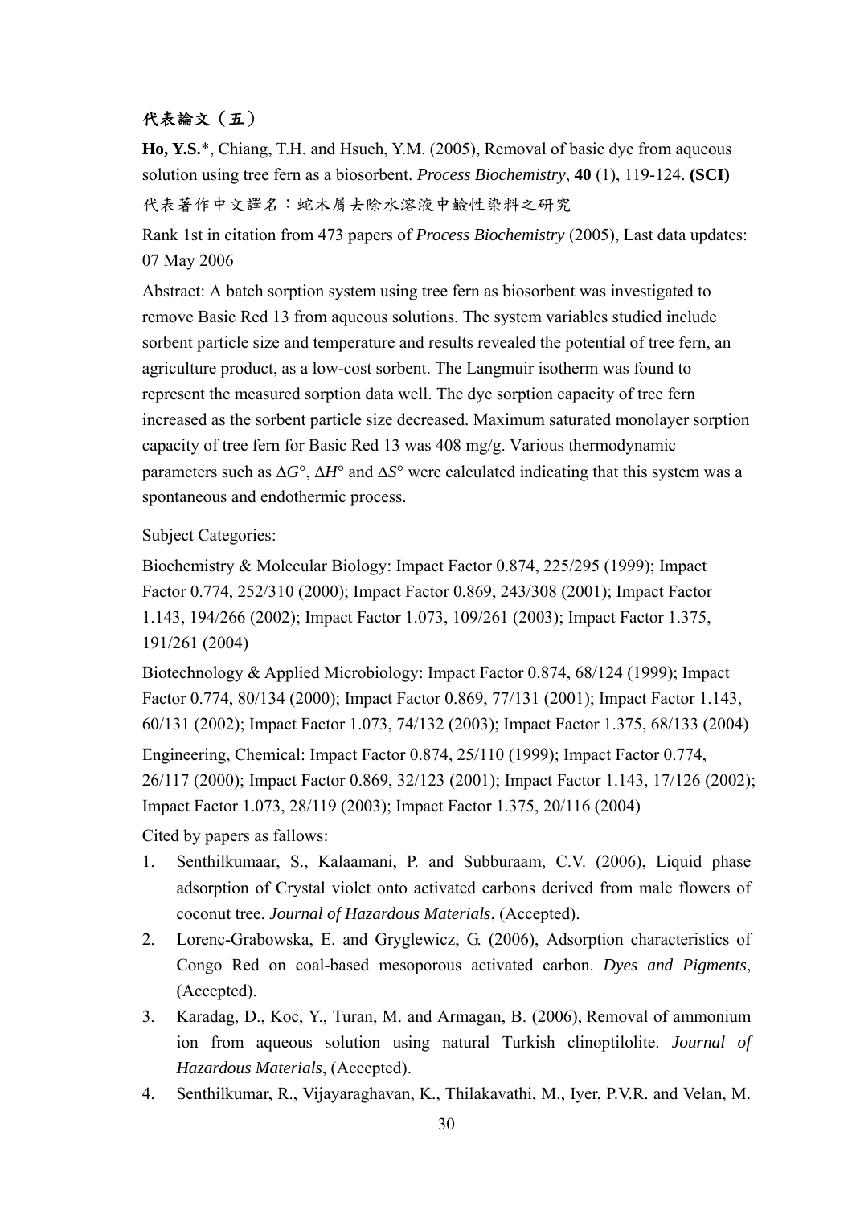## 代表論文（五）

**Ho, Y.S.***, Chiang, T.H. and Hsueh, Y.M. (2005), Removal of basic dye from aqueous solution using tree fern as a biosorbent. *Process Biochemistry*, **40** (1), 119-124. **(SCI)**

代表著作中文譯名：蛇木屑去除水溶液中鹼性染料之研究

Rank 1st in citation from 473 papers of *Process Biochemistry* (2005), Last data updates: 07 May 2006

Abstract: A batch sorption system using tree fern as biosorbent was investigated to remove Basic Red 13 from aqueous solutions. The system variables studied include sorbent particle size and temperature and results revealed the potential of tree fern, an agriculture product, as a low-cost sorbent. The Langmuir isotherm was found to represent the measured sorption data well. The dye sorption capacity of tree fern increased as the sorbent particle size decreased. Maximum saturated monolayer sorption capacity of tree fern for Basic Red 13 was 408 mg/g. Various thermodynamic parameters such as $\Delta G°$, $\Delta H°$ and $\Delta S°$ were calculated indicating that this system was a spontaneous and endothermic process.

Subject Categories:

Biochemistry & Molecular Biology: Impact Factor 0.874, 225/295 (1999); Impact Factor 0.774, 252/310 (2000); Impact Factor 0.869, 243/308 (2001); Impact Factor 1.143, 194/266 (2002); Impact Factor 1.073, 109/261 (2003); Impact Factor 1.375, 191/261 (2004)

Biotechnology & Applied Microbiology: Impact Factor 0.874, 68/124 (1999); Impact Factor 0.774, 80/134 (2000); Impact Factor 0.869, 77/131 (2001); Impact Factor 1.143, 60/131 (2002); Impact Factor 1.073, 74/132 (2003); Impact Factor 1.375, 68/133 (2004)

Engineering, Chemical: Impact Factor 0.874, 25/110 (1999); Impact Factor 0.774, 26/117 (2000); Impact Factor 0.869, 32/123 (2001); Impact Factor 1.143, 17/126 (2002); Impact Factor 1.073, 28/119 (2003); Impact Factor 1.375, 20/116 (2004)

Cited by papers as fallows:

1. Senthilkumaar, S., Kalaamani, P. and Subburaam, C.V. (2006), Liquid phase adsorption of Crystal violet onto activated carbons derived from male flowers of coconut tree. *Journal of Hazardous Materials*, (Accepted).
2. Lorenc-Grabowska, E. and Gryglewicz, G. (2006), Adsorption characteristics of Congo Red on coal-based mesoporous activated carbon. *Dyes and Pigments*, (Accepted).
3. Karadag, D., Koc, Y., Turan, M. and Armagan, B. (2006), Removal of ammonium ion from aqueous solution using natural Turkish clinoptilolite. *Journal of Hazardous Materials*, (Accepted).
4. Senthilkumar, R., Vijayaraghavan, K., Thilakavathi, M., Iyer, P.V.R. and Velan, M.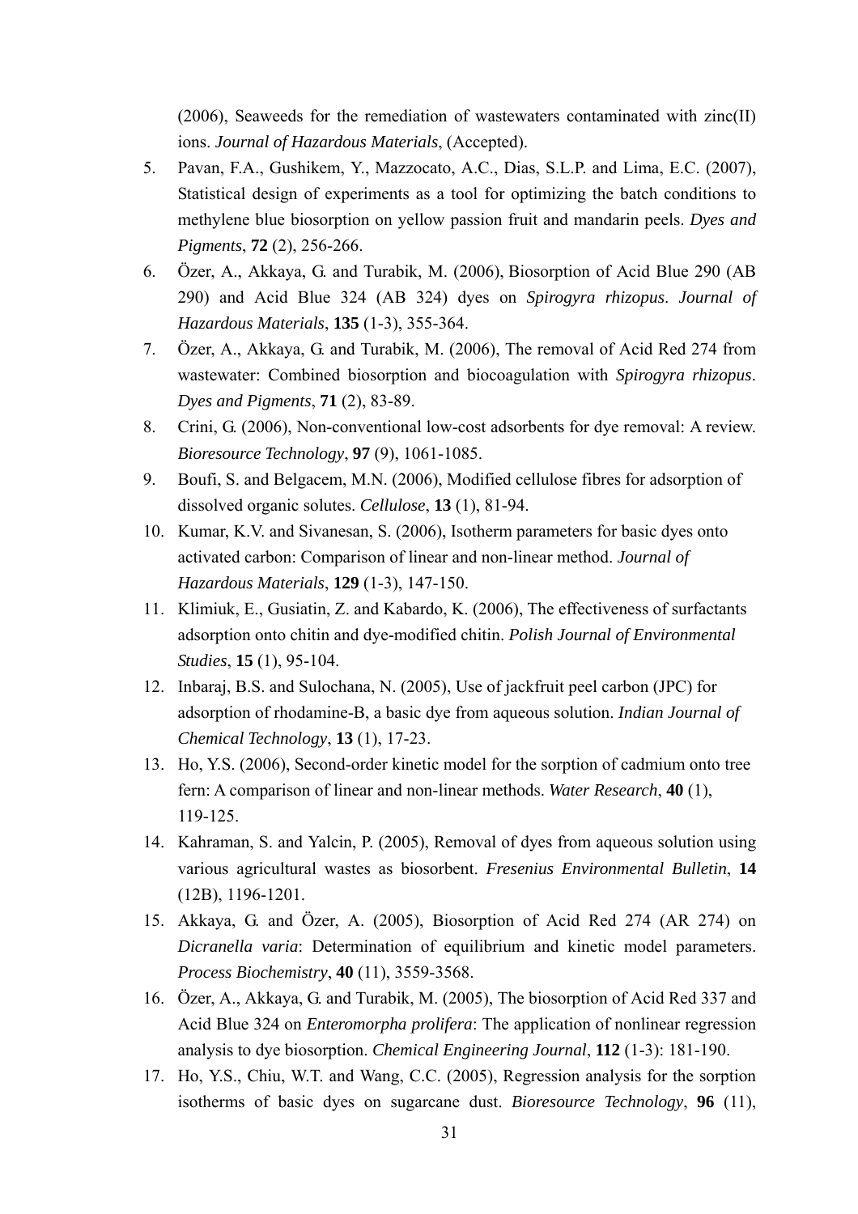(2006), Seaweeds for the remediation of wastewaters contaminated with zinc(II) ions. *Journal of Hazardous Materials*, (Accepted).

5. Pavan, F.A., Gushikem, Y., Mazzocato, A.C., Dias, S.L.P. and Lima, E.C. (2007), Statistical design of experiments as a tool for optimizing the batch conditions to methylene blue biosorption on yellow passion fruit and mandarin peels. *Dyes and Pigments*, **72** (2), 256-266.
6. Özer, A., Akkaya, G. and Turabik, M. (2006), Biosorption of Acid Blue 290 (AB 290) and Acid Blue 324 (AB 324) dyes on *Spirogyra rhizopus*. *Journal of Hazardous Materials*, **135** (1-3), 355-364.
7. Özer, A., Akkaya, G. and Turabik, M. (2006), The removal of Acid Red 274 from wastewater: Combined biosorption and biocoagulation with *Spirogyra rhizopus*. *Dyes and Pigments*, **71** (2), 83-89.
8. Crini, G. (2006), Non-conventional low-cost adsorbents for dye removal: A review. *Bioresource Technology*, **97** (9), 1061-1085.
9. Boufi, S. and Belgacem, M.N. (2006), Modified cellulose fibres for adsorption of dissolved organic solutes. *Cellulose*, **13** (1), 81-94.
10. Kumar, K.V. and Sivanesan, S. (2006), Isotherm parameters for basic dyes onto activated carbon: Comparison of linear and non-linear method. *Journal of Hazardous Materials*, **129** (1-3), 147-150.
11. Klimiuk, E., Gusiatin, Z. and Kabardo, K. (2006), The effectiveness of surfactants adsorption onto chitin and dye-modified chitin. *Polish Journal of Environmental Studies*, **15** (1), 95-104.
12. Inbaraj, B.S. and Sulochana, N. (2005), Use of jackfruit peel carbon (JPC) for adsorption of rhodamine-B, a basic dye from aqueous solution. *Indian Journal of Chemical Technology*, **13** (1), 17-23.
13. Ho, Y.S. (2006), Second-order kinetic model for the sorption of cadmium onto tree fern: A comparison of linear and non-linear methods. *Water Research*, **40** (1), 119-125.
14. Kahraman, S. and Yalcin, P. (2005), Removal of dyes from aqueous solution using various agricultural wastes as biosorbent. *Fresenius Environmental Bulletin*, **14** (12B), 1196-1201.
15. Akkaya, G. and Özer, A. (2005), Biosorption of Acid Red 274 (AR 274) on *Dicranella varia*: Determination of equilibrium and kinetic model parameters. *Process Biochemistry*, **40** (11), 3559-3568.
16. Özer, A., Akkaya, G. and Turabik, M. (2005), The biosorption of Acid Red 337 and Acid Blue 324 on *Enteromorpha prolifera*: The application of nonlinear regression analysis to dye biosorption. *Chemical Engineering Journal*, **112** (1-3): 181-190.
17. Ho, Y.S., Chiu, W.T. and Wang, C.C. (2005), Regression analysis for the sorption isotherms of basic dyes on sugarcane dust. *Bioresource Technology*, **96** (11),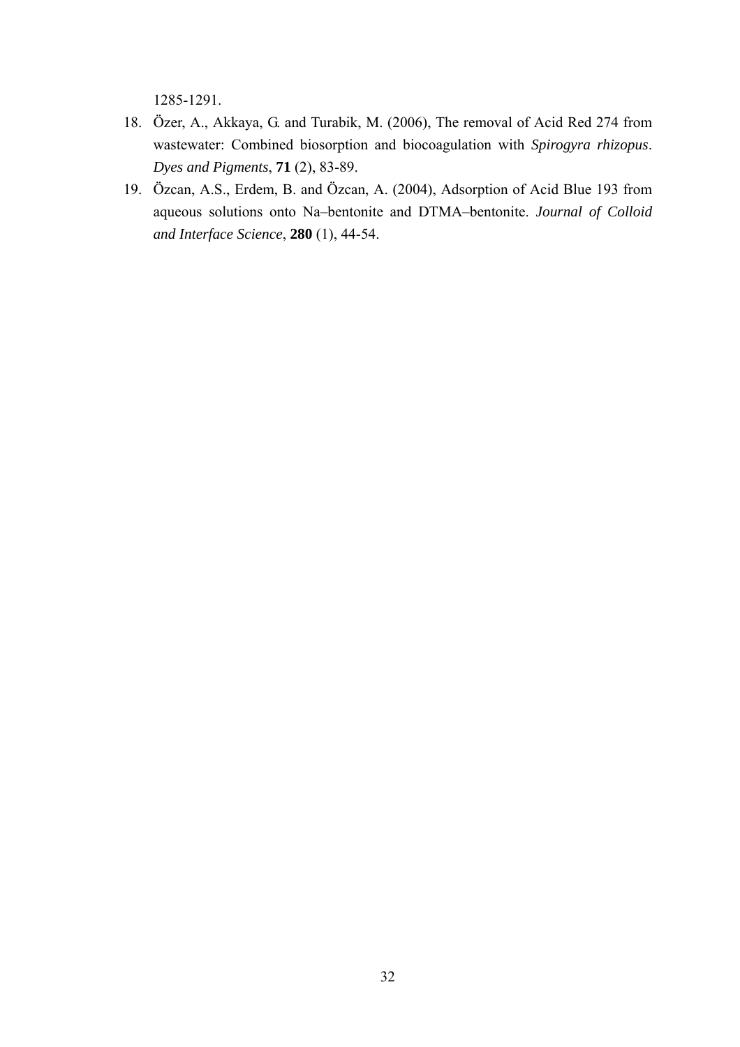1285-1291.

18. Özer, A., Akkaya, G. and Turabik, M. (2006), The removal of Acid Red 274 from wastewater: Combined biosorption and biocoagulation with *Spirogyra rhizopus*. *Dyes and Pigments*, **71** (2), 83-89.
19. Özcan, A.S., Erdem, B. and Özcan, A. (2004), Adsorption of Acid Blue 193 from aqueous solutions onto Na–bentonite and DTMA–bentonite. *Journal of Colloid and Interface Science*, **280** (1), 44-54.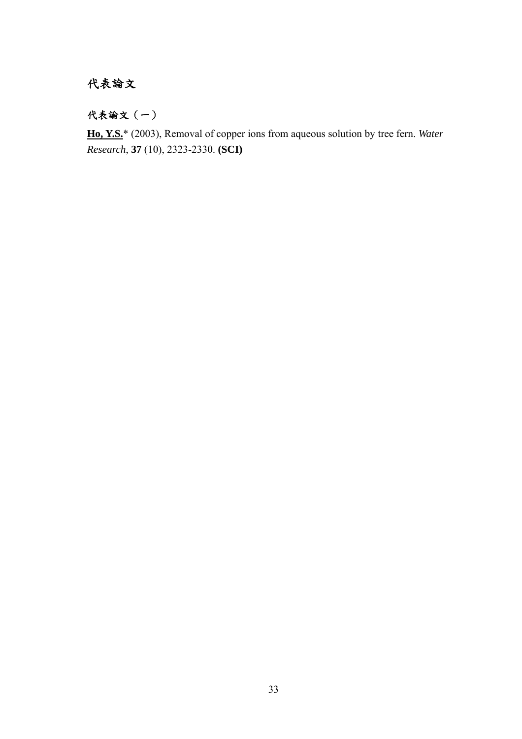# 代表論文

## 代表論文（一）

**Ho, Y.S.*** (2003), Removal of copper ions from aqueous solution by tree fern. *Water Research*, **37** (10), 2323-2330. **(SCI)**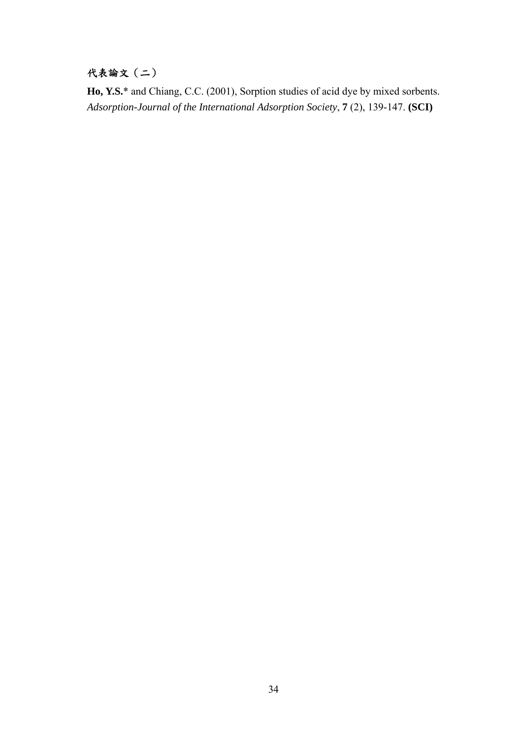## 代表論文（二）

**Ho, Y.S.*** and Chiang, C.C. (2001), Sorption studies of acid dye by mixed sorbents. *Adsorption-Journal of the International Adsorption Society*, **7** (2), 139-147. **(SCI)**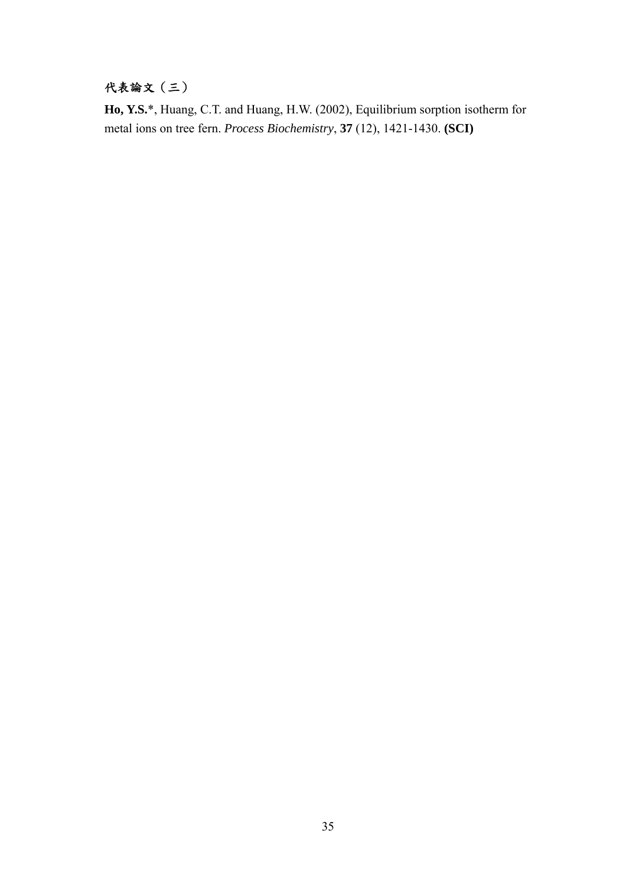## 代表論文（三）

**Ho, Y.S.***, Huang, C.T. and Huang, H.W. (2002), Equilibrium sorption isotherm for metal ions on tree fern. *Process Biochemistry*, **37** (12), 1421-1430. **(SCI)**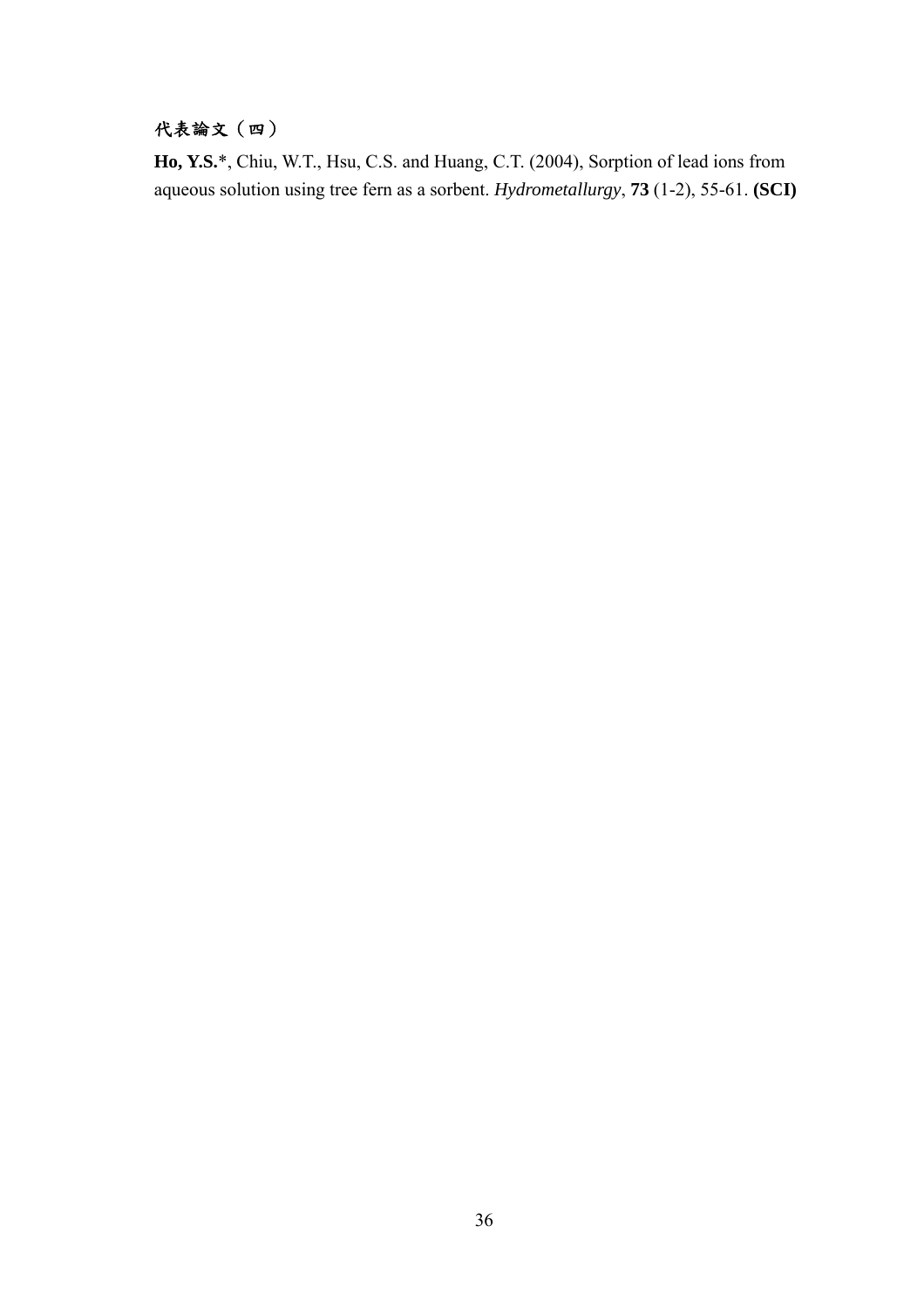## 代表論文（四）

**Ho, Y.S.***, Chiu, W.T., Hsu, C.S. and Huang, C.T. (2004), Sorption of lead ions from aqueous solution using tree fern as a sorbent. *Hydrometallurgy*, **73** (1-2), 55-61. **(SCI)**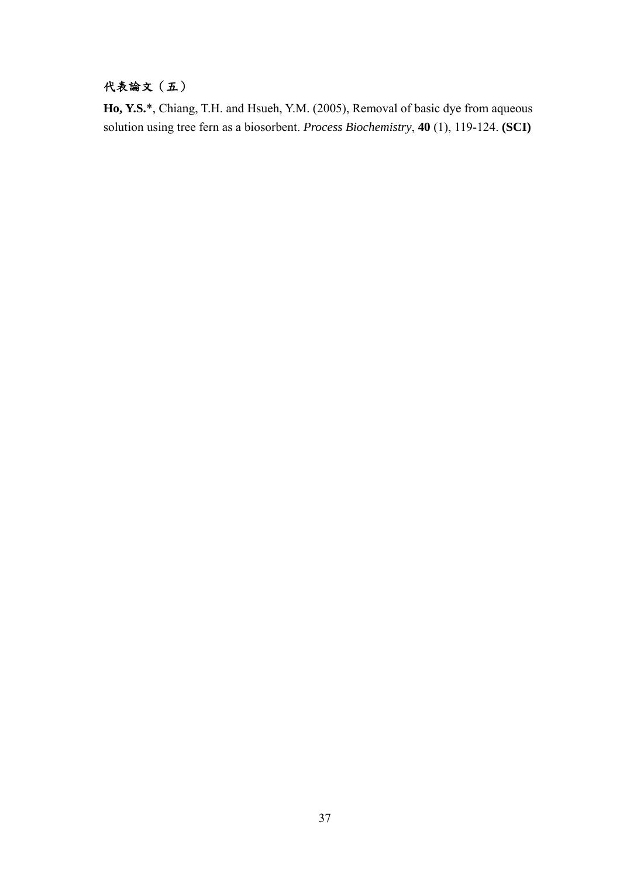## 代表論文（五）

**Ho, Y.S.***, Chiang, T.H. and Hsueh, Y.M. (2005), Removal of basic dye from aqueous solution using tree fern as a biosorbent. *Process Biochemistry*, **40** (1), 119-124. **(SCI)**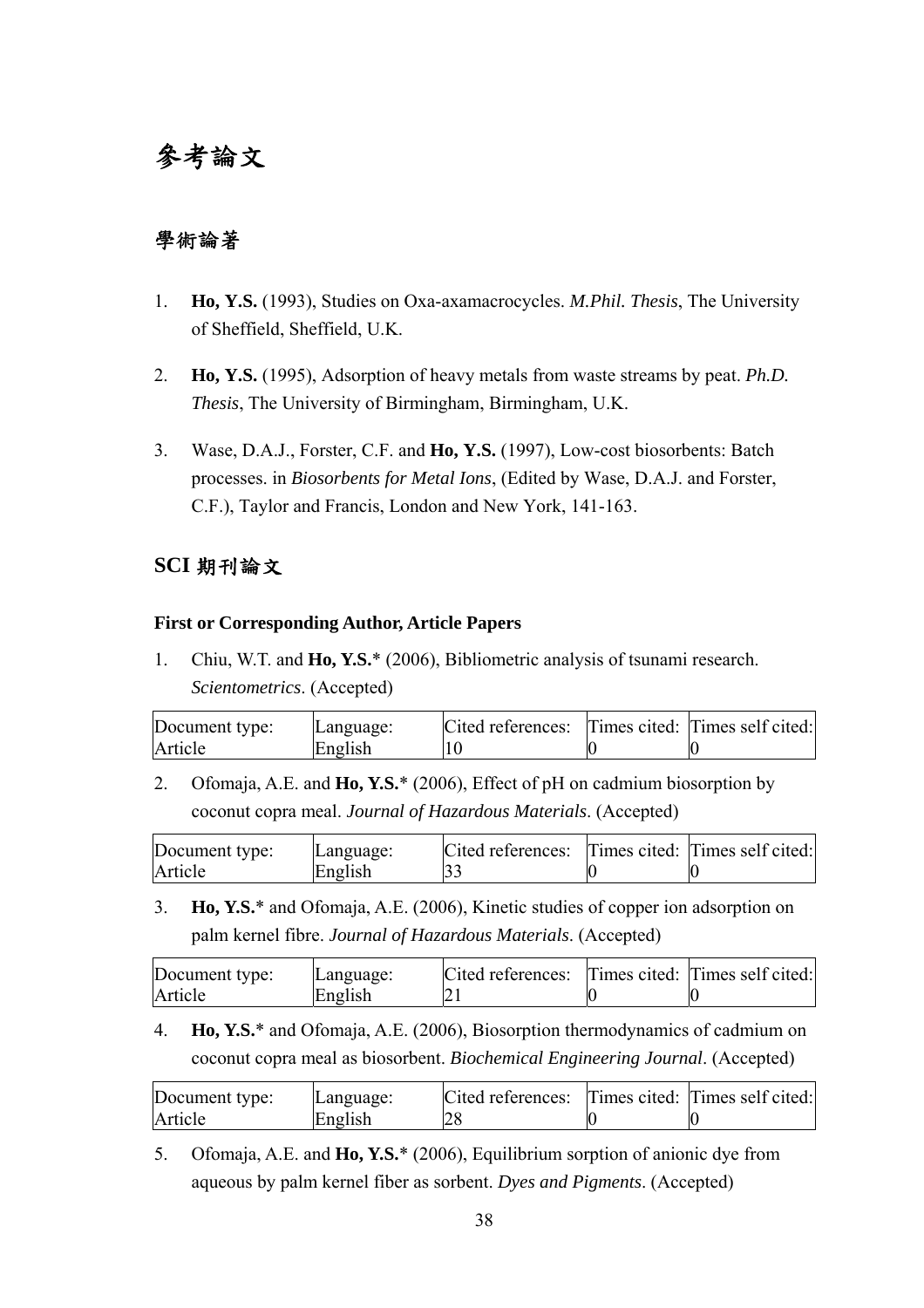# 參考論文

## 學術論著

1. **Ho, Y.S.** (1993), Studies on Oxa-axamacrocycles. *M.Phil. Thesis*, The University of Sheffield, Sheffield, U.K.

2. **Ho, Y.S.** (1995), Adsorption of heavy metals from waste streams by peat. *Ph.D. Thesis*, The University of Birmingham, Birmingham, U.K.

3. Wase, D.A.J., Forster, C.F. and **Ho, Y.S.** (1997), Low-cost biosorbents: Batch processes. in *Biosorbents for Metal Ions*, (Edited by Wase, D.A.J. and Forster, C.F.), Taylor and Francis, London and New York, 141-163.

## SCI 期刊論文

### First or Corresponding Author, Article Papers

1. Chiu, W.T. and **Ho, Y.S.*** (2006), Bibliometric analysis of tsunami research. *Scientometrics*. (Accepted)

| Document type: | Language: | Cited references: | Times cited: | Times self cited: |
|---|---|---|---|---|
| Article | English | 10 | 0 | 0 |

2. Ofomaja, A.E. and **Ho, Y.S.*** (2006), Effect of pH on cadmium biosorption by coconut copra meal. *Journal of Hazardous Materials*. (Accepted)

| Document type: | Language: | Cited references: | Times cited: | Times self cited: |
|---|---|---|---|---|
| Article | English | 33 | 0 | 0 |

3. **Ho, Y.S.*** and Ofomaja, A.E. (2006), Kinetic studies of copper ion adsorption on palm kernel fibre. *Journal of Hazardous Materials*. (Accepted)

| Document type: | Language: | Cited references: | Times cited: | Times self cited: |
|---|---|---|---|---|
| Article | English | 21 | 0 | 0 |

4. **Ho, Y.S.*** and Ofomaja, A.E. (2006), Biosorption thermodynamics of cadmium on coconut copra meal as biosorbent. *Biochemical Engineering Journal*. (Accepted)

| Document type: | Language: | Cited references: | Times cited: | Times self cited: |
|---|---|---|---|---|
| Article | English | 28 | 0 | 0 |

5. Ofomaja, A.E. and **Ho, Y.S.*** (2006), Equilibrium sorption of anionic dye from aqueous by palm kernel fiber as sorbent. *Dyes and Pigments*. (Accepted)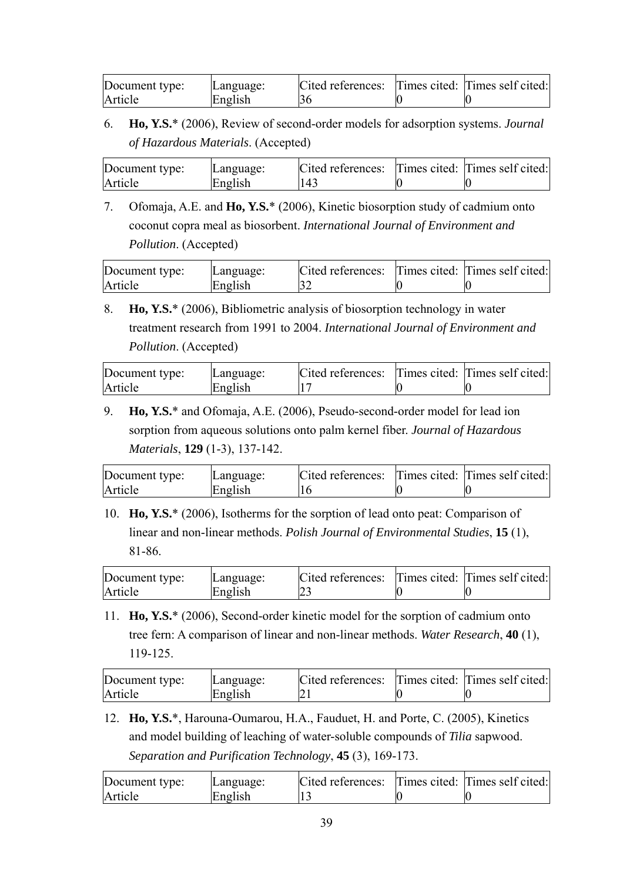| Document type: | Language: | Cited references: | Times cited: | Times self cited: |
|---|---|---|---|---|
| Article | English | 36 | 0 | 0 |

6. **Ho, Y.S.*** (2006), Review of second-order models for adsorption systems. *Journal of Hazardous Materials*. (Accepted)

| Document type: | Language: | Cited references: | Times cited: | Times self cited: |
|---|---|---|---|---|
| Article | English | 143 | 0 | 0 |

7. Ofomaja, A.E. and **Ho, Y.S.*** (2006), Kinetic biosorption study of cadmium onto coconut copra meal as biosorbent. *International Journal of Environment and Pollution*. (Accepted)

| Document type: | Language: | Cited references: | Times cited: | Times self cited: |
|---|---|---|---|---|
| Article | English | 32 | 0 | 0 |

8. **Ho, Y.S.*** (2006), Bibliometric analysis of biosorption technology in water treatment research from 1991 to 2004. *International Journal of Environment and Pollution*. (Accepted)

| Document type: | Language: | Cited references: | Times cited: | Times self cited: |
|---|---|---|---|---|
| Article | English | 17 | 0 | 0 |

9. **Ho, Y.S.*** and Ofomaja, A.E. (2006), Pseudo-second-order model for lead ion sorption from aqueous solutions onto palm kernel fiber. *Journal of Hazardous Materials*, **129** (1-3), 137-142.

| Document type: | Language: | Cited references: | Times cited: | Times self cited: |
|---|---|---|---|---|
| Article | English | 16 | 0 | 0 |

10. **Ho, Y.S.*** (2006), Isotherms for the sorption of lead onto peat: Comparison of linear and non-linear methods. *Polish Journal of Environmental Studies*, **15** (1), 81-86.

| Document type: | Language: | Cited references: | Times cited: | Times self cited: |
|---|---|---|---|---|
| Article | English | 23 | 0 | 0 |

11. **Ho, Y.S.*** (2006), Second-order kinetic model for the sorption of cadmium onto tree fern: A comparison of linear and non-linear methods. *Water Research*, **40** (1), 119-125.

| Document type: | Language: | Cited references: | Times cited: | Times self cited: |
|---|---|---|---|---|
| Article | English | 21 | 0 | 0 |

12. **Ho, Y.S.***, Harouna-Oumarou, H.A., Fauduet, H. and Porte, C. (2005), Kinetics and model building of leaching of water-soluble compounds of *Tilia* sapwood. *Separation and Purification Technology*, **45** (3), 169-173.

| Document type: | Language: | Cited references: | Times cited: | Times self cited: |
|---|---|---|---|---|
| Article | English | 13 | 0 | 0 |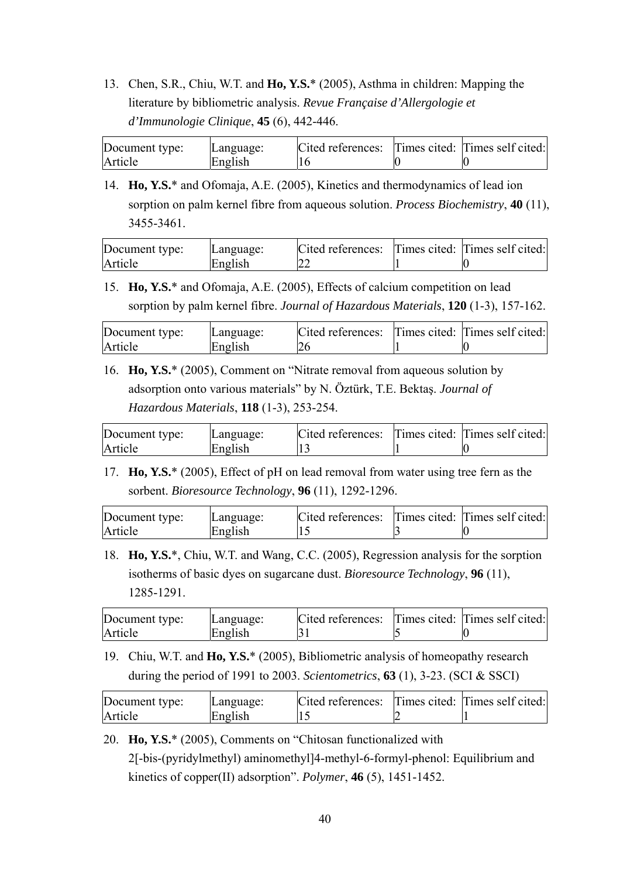13. Chen, S.R., Chiu, W.T. and **Ho, Y.S.*** (2005), Asthma in children: Mapping the literature by bibliometric analysis. *Revue Française d'Allergologie et d'Immunologie Clinique*, **45** (6), 442-446.

| Document type: | Language: | Cited references: | Times cited: | Times self cited: |
|---|---|---|---|---|
| Article | English | 16 | 0 | 0 |

14. **Ho, Y.S.*** and Ofomaja, A.E. (2005), Kinetics and thermodynamics of lead ion sorption on palm kernel fibre from aqueous solution. *Process Biochemistry*, **40** (11), 3455-3461.

| Document type: | Language: | Cited references: | Times cited: | Times self cited: |
|---|---|---|---|---|
| Article | English | 22 | 1 | 0 |

15. **Ho, Y.S.*** and Ofomaja, A.E. (2005), Effects of calcium competition on lead sorption by palm kernel fibre. *Journal of Hazardous Materials*, **120** (1-3), 157-162.

| Document type: | Language: | Cited references: | Times cited: | Times self cited: |
|---|---|---|---|---|
| Article | English | 26 | 1 | 0 |

16. **Ho, Y.S.*** (2005), Comment on "Nitrate removal from aqueous solution by adsorption onto various materials" by N. Öztürk, T.E. Bektaş. *Journal of Hazardous Materials*, **118** (1-3), 253-254.

| Document type: | Language: | Cited references: | Times cited: | Times self cited: |
|---|---|---|---|---|
| Article | English | 13 | 1 | 0 |

17. **Ho, Y.S.*** (2005), Effect of pH on lead removal from water using tree fern as the sorbent. *Bioresource Technology*, **96** (11), 1292-1296.

| Document type: | Language: | Cited references: | Times cited: | Times self cited: |
|---|---|---|---|---|
| Article | English | 15 | 3 | 0 |

18. **Ho, Y.S.***, Chiu, W.T. and Wang, C.C. (2005), Regression analysis for the sorption isotherms of basic dyes on sugarcane dust. *Bioresource Technology*, **96** (11), 1285-1291.

| Document type: | Language: | Cited references: | Times cited: | Times self cited: |
|---|---|---|---|---|
| Article | English | 31 | 5 | 0 |

19. Chiu, W.T. and **Ho, Y.S.*** (2005), Bibliometric analysis of homeopathy research during the period of 1991 to 2003. *Scientometrics*, **63** (1), 3-23. (SCI & SSCI)

| Document type: | Language: | Cited references: | Times cited: | Times self cited: |
|---|---|---|---|---|
| Article | English | 15 | 2 | 1 |

20. **Ho, Y.S.*** (2005), Comments on "Chitosan functionalized with 2[-bis-(pyridylmethyl) aminomethyl]4-methyl-6-formyl-phenol: Equilibrium and kinetics of copper(II) adsorption". *Polymer*, **46** (5), 1451-1452.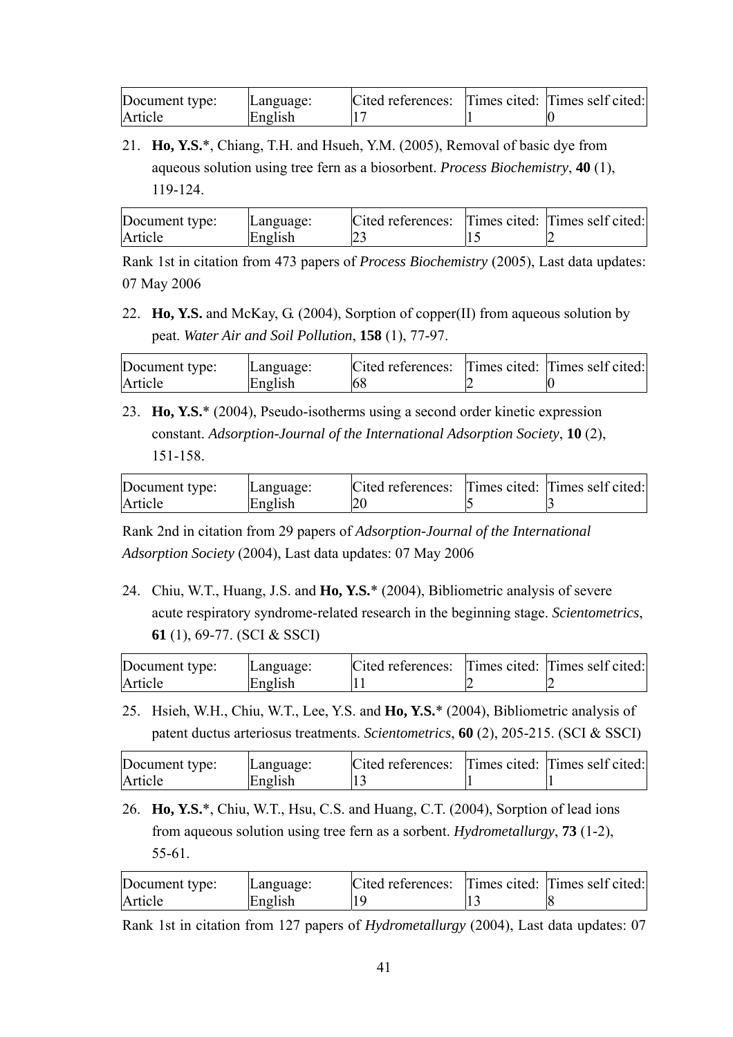| Document type: | Language: | Cited references: | Times cited: | Times self cited: |
|---|---|---|---|---|
| Article | English | 17 | 1 | 0 |

21. **Ho, Y.S.***, Chiang, T.H. and Hsueh, Y.M. (2005), Removal of basic dye from aqueous solution using tree fern as a biosorbent. *Process Biochemistry*, **40** (1), 119-124.

| Document type: | Language: | Cited references: | Times cited: | Times self cited: |
|---|---|---|---|---|
| Article | English | 23 | 15 | 2 |

Rank 1st in citation from 473 papers of *Process Biochemistry* (2005), Last data updates: 07 May 2006

22. **Ho, Y.S.** and McKay, G. (2004), Sorption of copper(II) from aqueous solution by peat. *Water Air and Soil Pollution*, **158** (1), 77-97.

| Document type: | Language: | Cited references: | Times cited: | Times self cited: |
|---|---|---|---|---|
| Article | English | 68 | 2 | 0 |

23. **Ho, Y.S.*** (2004), Pseudo-isotherms using a second order kinetic expression constant. *Adsorption-Journal of the International Adsorption Society*, **10** (2), 151-158.

| Document type: | Language: | Cited references: | Times cited: | Times self cited: |
|---|---|---|---|---|
| Article | English | 20 | 5 | 3 |

Rank 2nd in citation from 29 papers of *Adsorption-Journal of the International Adsorption Society* (2004), Last data updates: 07 May 2006

24. Chiu, W.T., Huang, J.S. and **Ho, Y.S.*** (2004), Bibliometric analysis of severe acute respiratory syndrome-related research in the beginning stage. *Scientometrics*, **61** (1), 69-77. (SCI & SSCI)

| Document type: | Language: | Cited references: | Times cited: | Times self cited: |
|---|---|---|---|---|
| Article | English | 11 | 2 | 2 |

25. Hsieh, W.H., Chiu, W.T., Lee, Y.S. and **Ho, Y.S.*** (2004), Bibliometric analysis of patent ductus arteriosus treatments. *Scientometrics*, **60** (2), 205-215. (SCI & SSCI)

| Document type: | Language: | Cited references: | Times cited: | Times self cited: |
|---|---|---|---|---|
| Article | English | 13 | 1 | 1 |

26. **Ho, Y.S.***, Chiu, W.T., Hsu, C.S. and Huang, C.T. (2004), Sorption of lead ions from aqueous solution using tree fern as a sorbent. *Hydrometallurgy*, **73** (1-2), 55-61.

| Document type: | Language: | Cited references: | Times cited: | Times self cited: |
|---|---|---|---|---|
| Article | English | 19 | 13 | 8 |

Rank 1st in citation from 127 papers of *Hydrometallurgy* (2004), Last data updates: 07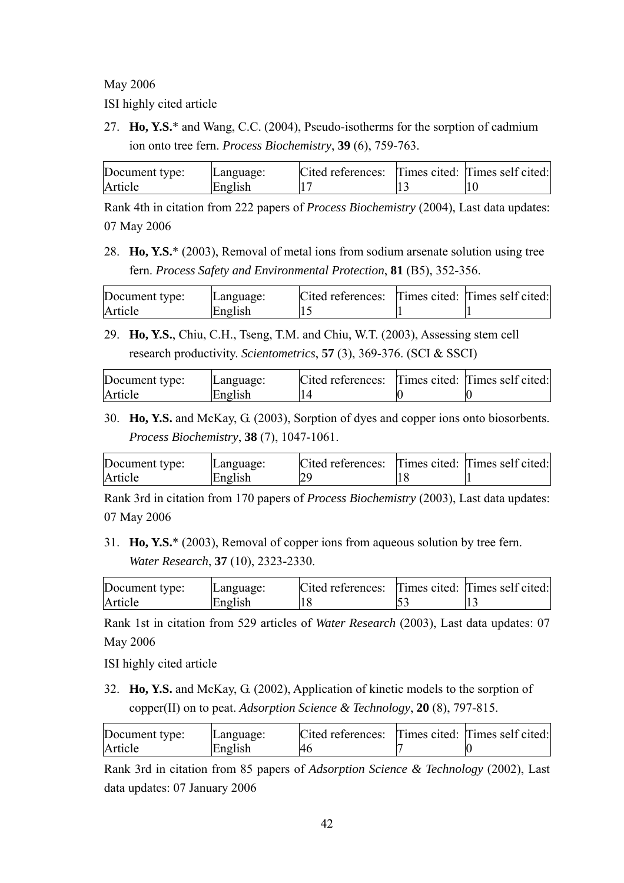May 2006

ISI highly cited article

27. **Ho, Y.S.*** and Wang, C.C. (2004), Pseudo-isotherms for the sorption of cadmium ion onto tree fern. *Process Biochemistry*, **39** (6), 759-763.

| Document type: | Language: | Cited references: | Times cited: | Times self cited: |
|---|---|---|---|---|
| Article | English | 17 | 13 | 10 |

Rank 4th in citation from 222 papers of *Process Biochemistry* (2004), Last data updates: 07 May 2006

28. **Ho, Y.S.*** (2003), Removal of metal ions from sodium arsenate solution using tree fern. *Process Safety and Environmental Protection*, **81** (B5), 352-356.

| Document type: | Language: | Cited references: | Times cited: | Times self cited: |
|---|---|---|---|---|
| Article | English | 15 | 1 | 1 |

29. **Ho, Y.S.**, Chiu, C.H., Tseng, T.M. and Chiu, W.T. (2003), Assessing stem cell research productivity. *Scientometrics*, **57** (3), 369-376. (SCI & SSCI)

| Document type: | Language: | Cited references: | Times cited: | Times self cited: |
|---|---|---|---|---|
| Article | English | 14 | 0 | 0 |

30. **Ho, Y.S.** and McKay, G. (2003), Sorption of dyes and copper ions onto biosorbents. *Process Biochemistry*, **38** (7), 1047-1061.

| Document type: | Language: | Cited references: | Times cited: | Times self cited: |
|---|---|---|---|---|
| Article | English | 29 | 18 | 1 |

Rank 3rd in citation from 170 papers of *Process Biochemistry* (2003), Last data updates: 07 May 2006

31. **Ho, Y.S.*** (2003), Removal of copper ions from aqueous solution by tree fern. *Water Research*, **37** (10), 2323-2330.

| Document type: | Language: | Cited references: | Times cited: | Times self cited: |
|---|---|---|---|---|
| Article | English | 18 | 53 | 13 |

Rank 1st in citation from 529 articles of *Water Research* (2003), Last data updates: 07 May 2006

ISI highly cited article

32. **Ho, Y.S.** and McKay, G. (2002), Application of kinetic models to the sorption of copper(II) on to peat. *Adsorption Science & Technology*, **20** (8), 797-815.

| Document type: | Language: | Cited references: | Times cited: | Times self cited: |
|---|---|---|---|---|
| Article | English | 46 | 7 | 0 |

Rank 3rd in citation from 85 papers of *Adsorption Science & Technology* (2002), Last data updates: 07 January 2006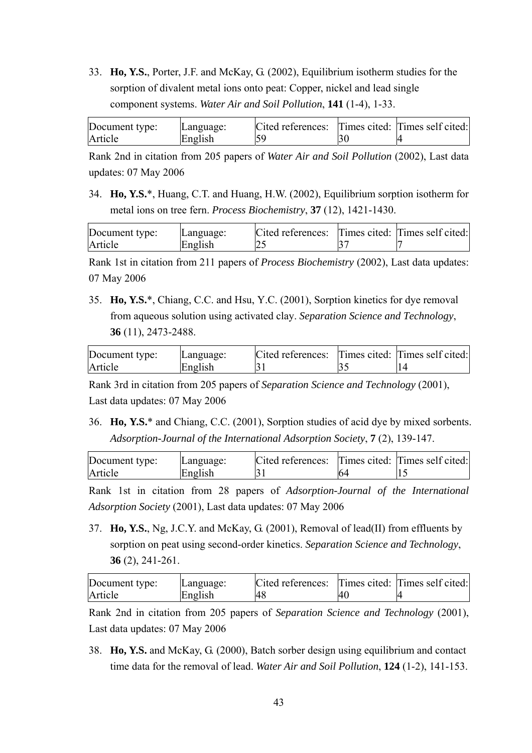33. **Ho, Y.S.**, Porter, J.F. and McKay, G. (2002), Equilibrium isotherm studies for the sorption of divalent metal ions onto peat: Copper, nickel and lead single component systems. *Water Air and Soil Pollution*, **141** (1-4), 1-33.

| Document type: | Language: | Cited references: | Times cited: | Times self cited: |
|---|---|---|---|---|
| Article | English | 59 | 30 | 4 |

Rank 2nd in citation from 205 papers of *Water Air and Soil Pollution* (2002), Last data updates: 07 May 2006

34. **Ho, Y.S.***, Huang, C.T. and Huang, H.W. (2002), Equilibrium sorption isotherm for metal ions on tree fern. *Process Biochemistry*, **37** (12), 1421-1430.

| Document type: | Language: | Cited references: | Times cited: | Times self cited: |
|---|---|---|---|---|
| Article | English | 25 | 37 | 7 |

Rank 1st in citation from 211 papers of *Process Biochemistry* (2002), Last data updates: 07 May 2006

35. **Ho, Y.S.***, Chiang, C.C. and Hsu, Y.C. (2001), Sorption kinetics for dye removal from aqueous solution using activated clay. *Separation Science and Technology*, **36** (11), 2473-2488.

| Document type: | Language: | Cited references: | Times cited: | Times self cited: |
|---|---|---|---|---|
| Article | English | 31 | 35 | 14 |

Rank 3rd in citation from 205 papers of *Separation Science and Technology* (2001), Last data updates: 07 May 2006

36. **Ho, Y.S.*** and Chiang, C.C. (2001), Sorption studies of acid dye by mixed sorbents. *Adsorption-Journal of the International Adsorption Society*, **7** (2), 139-147.

| Document type: | Language: | Cited references: | Times cited: | Times self cited: |
|---|---|---|---|---|
| Article | English | 31 | 64 | 15 |

Rank 1st in citation from 28 papers of *Adsorption-Journal of the International Adsorption Society* (2001), Last data updates: 07 May 2006

37. **Ho, Y.S.**, Ng, J.C.Y. and McKay, G. (2001), Removal of lead(II) from effluents by sorption on peat using second-order kinetics. *Separation Science and Technology*, **36** (2), 241-261.

| Document type: | Language: | Cited references: | Times cited: | Times self cited: |
|---|---|---|---|---|
| Article | English | 48 | 40 | 4 |

Rank 2nd in citation from 205 papers of *Separation Science and Technology* (2001), Last data updates: 07 May 2006

38. **Ho, Y.S.** and McKay, G. (2000), Batch sorber design using equilibrium and contact time data for the removal of lead. *Water Air and Soil Pollution*, **124** (1-2), 141-153.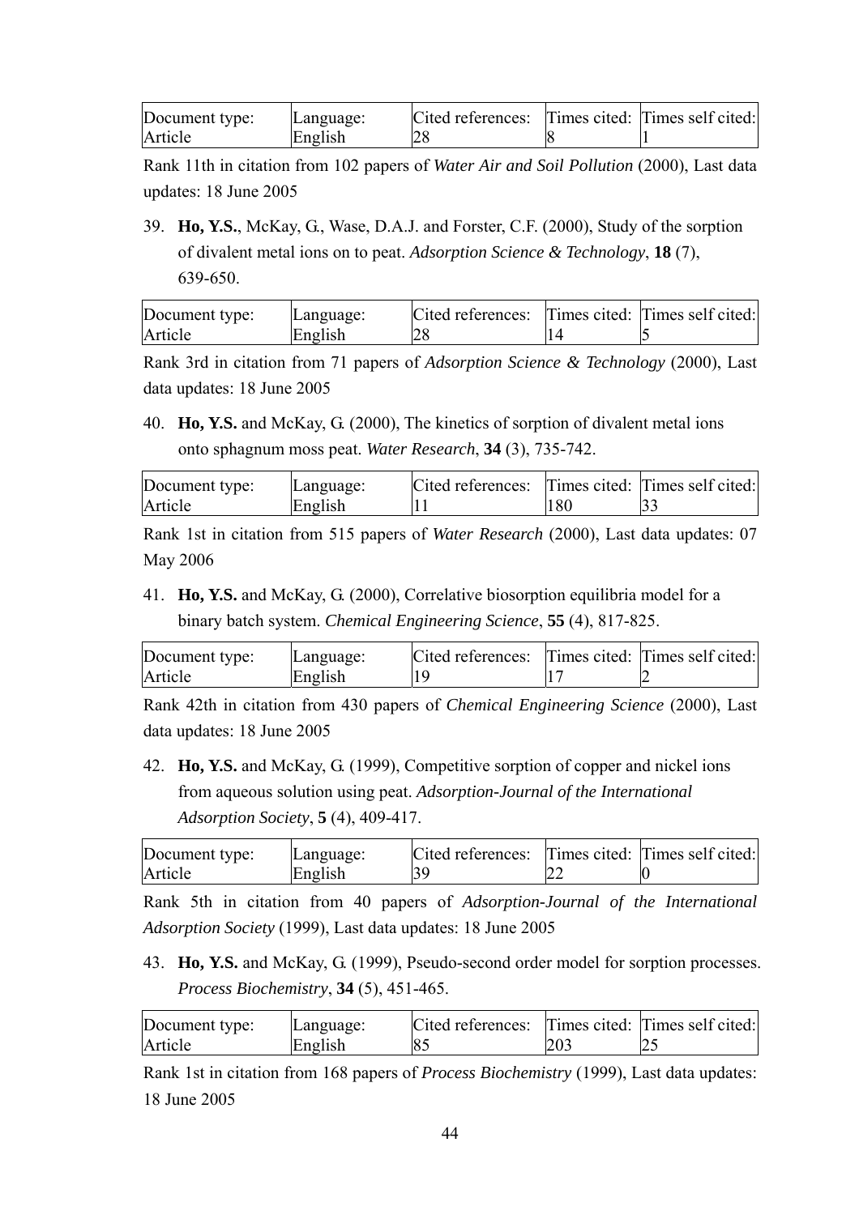| Document type: | Language: | Cited references: | Times cited: | Times self cited: |
|---|---|---|---|---|
| Article | English | 28 | 8 | 1 |

Rank 11th in citation from 102 papers of *Water Air and Soil Pollution* (2000), Last data updates: 18 June 2005

39. **Ho, Y.S.**, McKay, G., Wase, D.A.J. and Forster, C.F. (2000), Study of the sorption of divalent metal ions on to peat. *Adsorption Science & Technology*, **18** (7), 639-650.

| Document type: | Language: | Cited references: | Times cited: | Times self cited: |
|---|---|---|---|---|
| Article | English | 28 | 14 | 5 |

Rank 3rd in citation from 71 papers of *Adsorption Science & Technology* (2000), Last data updates: 18 June 2005

40. **Ho, Y.S.** and McKay, G. (2000), The kinetics of sorption of divalent metal ions onto sphagnum moss peat. *Water Research*, **34** (3), 735-742.

| Document type: | Language: | Cited references: | Times cited: | Times self cited: |
|---|---|---|---|---|
| Article | English | 11 | 180 | 33 |

Rank 1st in citation from 515 papers of *Water Research* (2000), Last data updates: 07 May 2006

41. **Ho, Y.S.** and McKay, G. (2000), Correlative biosorption equilibria model for a binary batch system. *Chemical Engineering Science*, **55** (4), 817-825.

| Document type: | Language: | Cited references: | Times cited: | Times self cited: |
|---|---|---|---|---|
| Article | English | 19 | 17 | 2 |

Rank 42th in citation from 430 papers of *Chemical Engineering Science* (2000), Last data updates: 18 June 2005

42. **Ho, Y.S.** and McKay, G. (1999), Competitive sorption of copper and nickel ions from aqueous solution using peat. *Adsorption-Journal of the International Adsorption Society*, **5** (4), 409-417.

| Document type: | Language: | Cited references: | Times cited: | Times self cited: |
|---|---|---|---|---|
| Article | English | 39 | 22 | 0 |

Rank 5th in citation from 40 papers of *Adsorption-Journal of the International Adsorption Society* (1999), Last data updates: 18 June 2005

43. **Ho, Y.S.** and McKay, G. (1999), Pseudo-second order model for sorption processes. *Process Biochemistry*, **34** (5), 451-465.

| Document type: | Language: | Cited references: | Times cited: | Times self cited: |
|---|---|---|---|---|
| Article | English | 85 | 203 | 25 |

Rank 1st in citation from 168 papers of *Process Biochemistry* (1999), Last data updates: 18 June 2005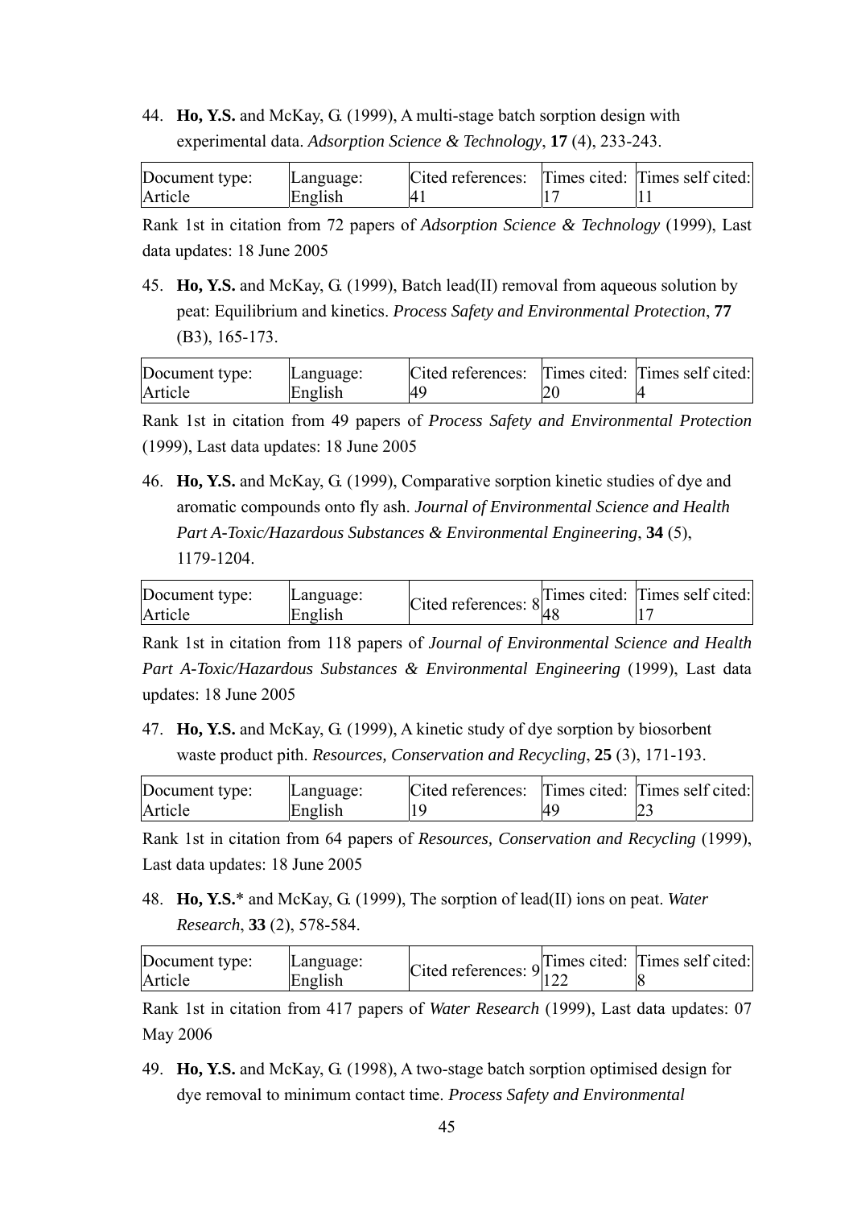44. **Ho, Y.S.** and McKay, G. (1999), A multi-stage batch sorption design with experimental data. *Adsorption Science & Technology*, **17** (4), 233-243.

| Document type: Article | Language: English | Cited references: 41 | Times cited: 17 | Times self cited: 11 |
|---|---|---|---|---|

Rank 1st in citation from 72 papers of *Adsorption Science & Technology* (1999), Last data updates: 18 June 2005

45. **Ho, Y.S.** and McKay, G. (1999), Batch lead(II) removal from aqueous solution by peat: Equilibrium and kinetics. *Process Safety and Environmental Protection*, **77** (B3), 165-173.

| Document type: Article | Language: English | Cited references: 49 | Times cited: 20 | Times self cited: 4 |
|---|---|---|---|---|

Rank 1st in citation from 49 papers of *Process Safety and Environmental Protection* (1999), Last data updates: 18 June 2005

46. **Ho, Y.S.** and McKay, G. (1999), Comparative sorption kinetic studies of dye and aromatic compounds onto fly ash. *Journal of Environmental Science and Health Part A-Toxic/Hazardous Substances & Environmental Engineering*, **34** (5), 1179-1204.

| Document type: Article | Language: English | Cited references: 8 | Times cited: 48 | Times self cited: 17 |
|---|---|---|---|---|

Rank 1st in citation from 118 papers of *Journal of Environmental Science and Health Part A-Toxic/Hazardous Substances & Environmental Engineering* (1999), Last data updates: 18 June 2005

47. **Ho, Y.S.** and McKay, G. (1999), A kinetic study of dye sorption by biosorbent waste product pith. *Resources, Conservation and Recycling*, **25** (3), 171-193.

| Document type: Article | Language: English | Cited references: 19 | Times cited: 49 | Times self cited: 23 |
|---|---|---|---|---|

Rank 1st in citation from 64 papers of *Resources, Conservation and Recycling* (1999), Last data updates: 18 June 2005

48. **Ho, Y.S.*** and McKay, G. (1999), The sorption of lead(II) ions on peat. *Water Research*, **33** (2), 578-584.

| Document type: Article | Language: English | Cited references: 9 | Times cited: 122 | Times self cited: 8 |
|---|---|---|---|---|

Rank 1st in citation from 417 papers of *Water Research* (1999), Last data updates: 07 May 2006

49. **Ho, Y.S.** and McKay, G. (1998), A two-stage batch sorption optimised design for dye removal to minimum contact time. *Process Safety and Environmental*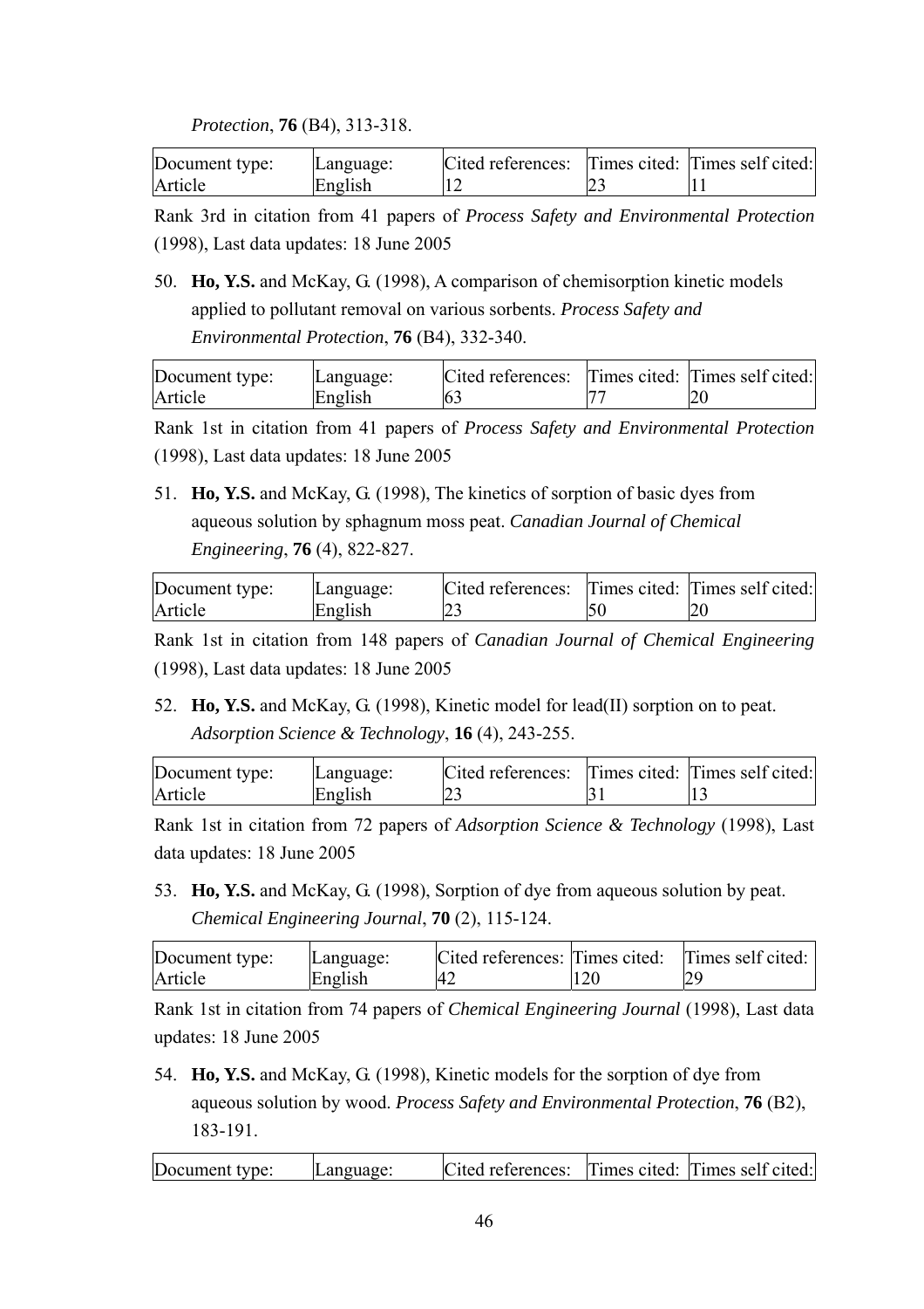*Protection*, **76** (B4), 313-318.

| Document type: | Language: | Cited references: | Times cited: | Times self cited: |
|---|---|---|---|---|
| Article | English | 12 | 23 | 11 |

Rank 3rd in citation from 41 papers of *Process Safety and Environmental Protection* (1998), Last data updates: 18 June 2005

50. **Ho, Y.S.** and McKay, G. (1998), A comparison of chemisorption kinetic models applied to pollutant removal on various sorbents. *Process Safety and Environmental Protection*, **76** (B4), 332-340.

| Document type: | Language: | Cited references: | Times cited: | Times self cited: |
|---|---|---|---|---|
| Article | English | 63 | 77 | 20 |

Rank 1st in citation from 41 papers of *Process Safety and Environmental Protection* (1998), Last data updates: 18 June 2005

51. **Ho, Y.S.** and McKay, G. (1998), The kinetics of sorption of basic dyes from aqueous solution by sphagnum moss peat. *Canadian Journal of Chemical Engineering*, **76** (4), 822-827.

| Document type: | Language: | Cited references: | Times cited: | Times self cited: |
|---|---|---|---|---|
| Article | English | 23 | 50 | 20 |

Rank 1st in citation from 148 papers of *Canadian Journal of Chemical Engineering* (1998), Last data updates: 18 June 2005

52. **Ho, Y.S.** and McKay, G. (1998), Kinetic model for lead(II) sorption on to peat. *Adsorption Science & Technology*, **16** (4), 243-255.

| Document type: | Language: | Cited references: | Times cited: | Times self cited: |
|---|---|---|---|---|
| Article | English | 23 | 31 | 13 |

Rank 1st in citation from 72 papers of *Adsorption Science & Technology* (1998), Last data updates: 18 June 2005

53. **Ho, Y.S.** and McKay, G. (1998), Sorption of dye from aqueous solution by peat. *Chemical Engineering Journal*, **70** (2), 115-124.

| Document type: | Language: | Cited references: | Times cited: | Times self cited: |
|---|---|---|---|---|
| Article | English | 42 | 120 | 29 |

Rank 1st in citation from 74 papers of *Chemical Engineering Journal* (1998), Last data updates: 18 June 2005

54. **Ho, Y.S.** and McKay, G. (1998), Kinetic models for the sorption of dye from aqueous solution by wood. *Process Safety and Environmental Protection*, **76** (B2), 183-191.

| Document type: | Language: | Cited references: | Times cited: | Times self cited: |
|---|---|---|---|---|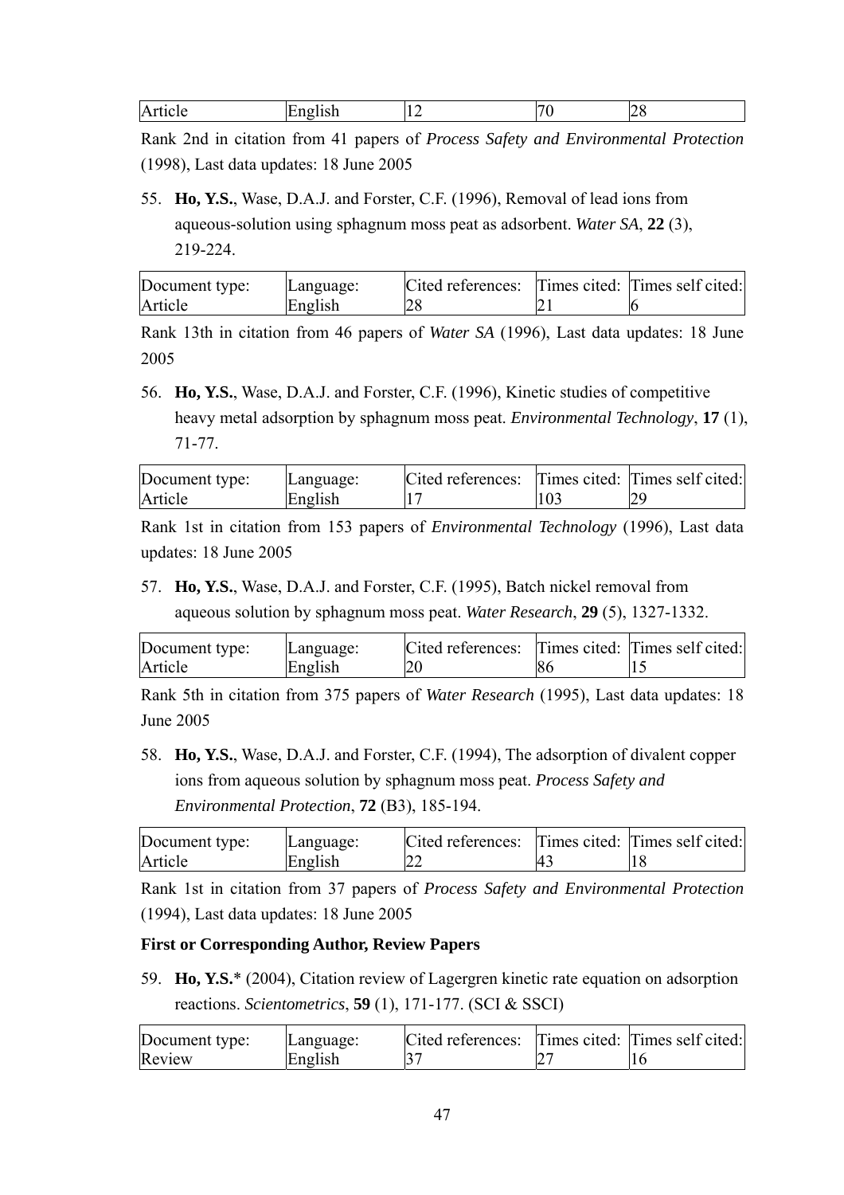| Article | English | 12 | 70 | 28 |
|---|---|---|---|---|

Rank 2nd in citation from 41 papers of *Process Safety and Environmental Protection* (1998), Last data updates: 18 June 2005

55. **Ho, Y.S.**, Wase, D.A.J. and Forster, C.F. (1996), Removal of lead ions from aqueous-solution using sphagnum moss peat as adsorbent. *Water SA*, **22** (3), 219-224.

| Document type: | Language: | Cited references: | Times cited: | Times self cited: |
|---|---|---|---|---|
| Article | English | 28 | 21 | 6 |

Rank 13th in citation from 46 papers of *Water SA* (1996), Last data updates: 18 June 2005

56. **Ho, Y.S.**, Wase, D.A.J. and Forster, C.F. (1996), Kinetic studies of competitive heavy metal adsorption by sphagnum moss peat. *Environmental Technology*, **17** (1), 71-77.

| Document type: | Language: | Cited references: | Times cited: | Times self cited: |
|---|---|---|---|---|
| Article | English | 17 | 103 | 29 |

Rank 1st in citation from 153 papers of *Environmental Technology* (1996), Last data updates: 18 June 2005

57. **Ho, Y.S.**, Wase, D.A.J. and Forster, C.F. (1995), Batch nickel removal from aqueous solution by sphagnum moss peat. *Water Research*, **29** (5), 1327-1332.

| Document type: | Language: | Cited references: | Times cited: | Times self cited: |
|---|---|---|---|---|
| Article | English | 20 | 86 | 15 |

Rank 5th in citation from 375 papers of *Water Research* (1995), Last data updates: 18 June 2005

58. **Ho, Y.S.**, Wase, D.A.J. and Forster, C.F. (1994), The adsorption of divalent copper ions from aqueous solution by sphagnum moss peat. *Process Safety and Environmental Protection*, **72** (B3), 185-194.

| Document type: | Language: | Cited references: | Times cited: | Times self cited: |
|---|---|---|---|---|
| Article | English | 22 | 43 | 18 |

Rank 1st in citation from 37 papers of *Process Safety and Environmental Protection* (1994), Last data updates: 18 June 2005

**First or Corresponding Author, Review Papers**

59. **Ho, Y.S.*** (2004), Citation review of Lagergren kinetic rate equation on adsorption reactions. *Scientometrics*, **59** (1), 171-177. (SCI & SSCI)

| Document type: | Language: | Cited references: | Times cited: | Times self cited: |
|---|---|---|---|---|
| Review | English | 37 | 27 | 16 |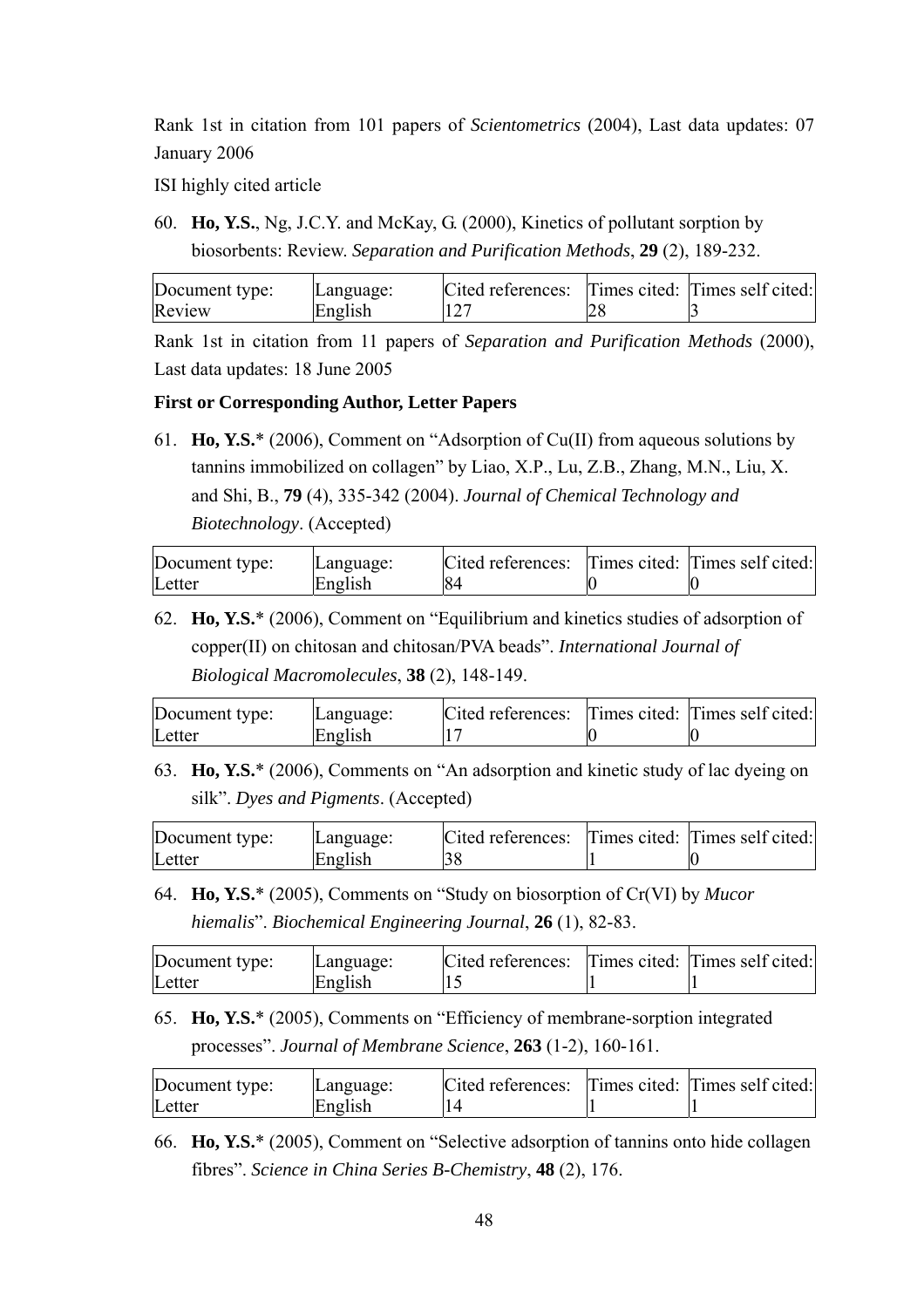Rank 1st in citation from 101 papers of *Scientometrics* (2004), Last data updates: 07 January 2006

ISI highly cited article

60. **Ho, Y.S.**, Ng, J.C.Y. and McKay, G. (2000), Kinetics of pollutant sorption by biosorbents: Review. *Separation and Purification Methods*, **29** (2), 189-232.

| Document type: | Language: | Cited references: | Times cited: | Times self cited: |
|---|---|---|---|---|
| Review | English | 127 | 28 | 3 |

Rank 1st in citation from 11 papers of *Separation and Purification Methods* (2000), Last data updates: 18 June 2005

**First or Corresponding Author, Letter Papers**

61. **Ho, Y.S.*** (2006), Comment on "Adsorption of Cu(II) from aqueous solutions by tannins immobilized on collagen" by Liao, X.P., Lu, Z.B., Zhang, M.N., Liu, X. and Shi, B., **79** (4), 335-342 (2004). *Journal of Chemical Technology and Biotechnology*. (Accepted)

| Document type: | Language: | Cited references: | Times cited: | Times self cited: |
|---|---|---|---|---|
| Letter | English | 84 | 0 | 0 |

62. **Ho, Y.S.*** (2006), Comment on "Equilibrium and kinetics studies of adsorption of copper(II) on chitosan and chitosan/PVA beads". *International Journal of Biological Macromolecules*, **38** (2), 148-149.

| Document type: | Language: | Cited references: | Times cited: | Times self cited: |
|---|---|---|---|---|
| Letter | English | 17 | 0 | 0 |

63. **Ho, Y.S.*** (2006), Comments on "An adsorption and kinetic study of lac dyeing on silk". *Dyes and Pigments*. (Accepted)

| Document type: | Language: | Cited references: | Times cited: | Times self cited: |
|---|---|---|---|---|
| Letter | English | 38 | 1 | 0 |

64. **Ho, Y.S.*** (2005), Comments on "Study on biosorption of Cr(VI) by *Mucor hiemalis*". *Biochemical Engineering Journal*, **26** (1), 82-83.

| Document type: | Language: | Cited references: | Times cited: | Times self cited: |
|---|---|---|---|---|
| Letter | English | 15 | 1 | 1 |

65. **Ho, Y.S.*** (2005), Comments on "Efficiency of membrane-sorption integrated processes". *Journal of Membrane Science*, **263** (1-2), 160-161.

| Document type: | Language: | Cited references: | Times cited: | Times self cited: |
|---|---|---|---|---|
| Letter | English | 14 | 1 | 1 |

66. **Ho, Y.S.*** (2005), Comment on "Selective adsorption of tannins onto hide collagen fibres". *Science in China Series B-Chemistry*, **48** (2), 176.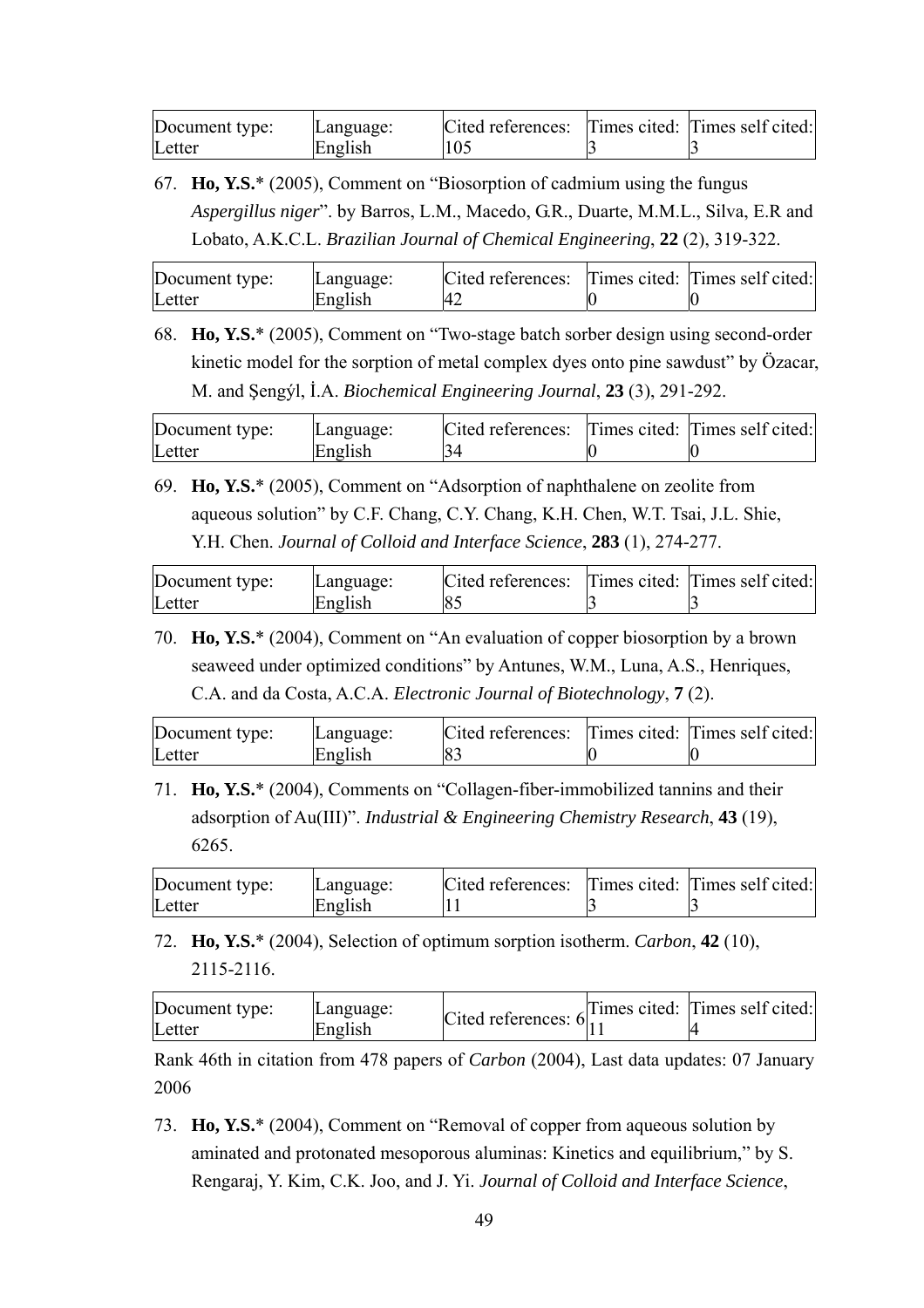| Document type: Letter | Language: English | Cited references: 105 | Times cited: 3 | Times self cited: 3 |
|---|---|---|---|---|

67. **Ho, Y.S.*** (2005), Comment on "Biosorption of cadmium using the fungus *Aspergillus niger*". by Barros, L.M., Macedo, G.R., Duarte, M.M.L., Silva, E.R and Lobato, A.K.C.L. *Brazilian Journal of Chemical Engineering*, **22** (2), 319-322.

| Document type: Letter | Language: English | Cited references: 42 | Times cited: 0 | Times self cited: 0 |
|---|---|---|---|---|

68. **Ho, Y.S.*** (2005), Comment on "Two-stage batch sorber design using second-order kinetic model for the sorption of metal complex dyes onto pine sawdust" by Özacar, M. and Şengýl, İ.A. *Biochemical Engineering Journal*, **23** (3), 291-292.

| Document type: Letter | Language: English | Cited references: 34 | Times cited: 0 | Times self cited: 0 |
|---|---|---|---|---|

69. **Ho, Y.S.*** (2005), Comment on "Adsorption of naphthalene on zeolite from aqueous solution" by C.F. Chang, C.Y. Chang, K.H. Chen, W.T. Tsai, J.L. Shie, Y.H. Chen. *Journal of Colloid and Interface Science*, **283** (1), 274-277.

| Document type: Letter | Language: English | Cited references: 85 | Times cited: 3 | Times self cited: 3 |
|---|---|---|---|---|

70. **Ho, Y.S.*** (2004), Comment on "An evaluation of copper biosorption by a brown seaweed under optimized conditions" by Antunes, W.M., Luna, A.S., Henriques, C.A. and da Costa, A.C.A. *Electronic Journal of Biotechnology*, **7** (2).

| Document type: Letter | Language: English | Cited references: 83 | Times cited: 0 | Times self cited: 0 |
|---|---|---|---|---|

71. **Ho, Y.S.*** (2004), Comments on "Collagen-fiber-immobilized tannins and their adsorption of Au(III)". *Industrial & Engineering Chemistry Research*, **43** (19), 6265.

| Document type: Letter | Language: English | Cited references: 11 | Times cited: 3 | Times self cited: 3 |
|---|---|---|---|---|

72. **Ho, Y.S.*** (2004), Selection of optimum sorption isotherm. *Carbon*, **42** (10), 2115-2116.

| Document type: Letter | Language: English | Cited references: 6 | Times cited: 11 | Times self cited: 4 |
|---|---|---|---|---|

Rank 46th in citation from 478 papers of *Carbon* (2004), Last data updates: 07 January 2006

73. **Ho, Y.S.*** (2004), Comment on "Removal of copper from aqueous solution by aminated and protonated mesoporous aluminas: Kinetics and equilibrium," by S. Rengaraj, Y. Kim, C.K. Joo, and J. Yi. *Journal of Colloid and Interface Science*,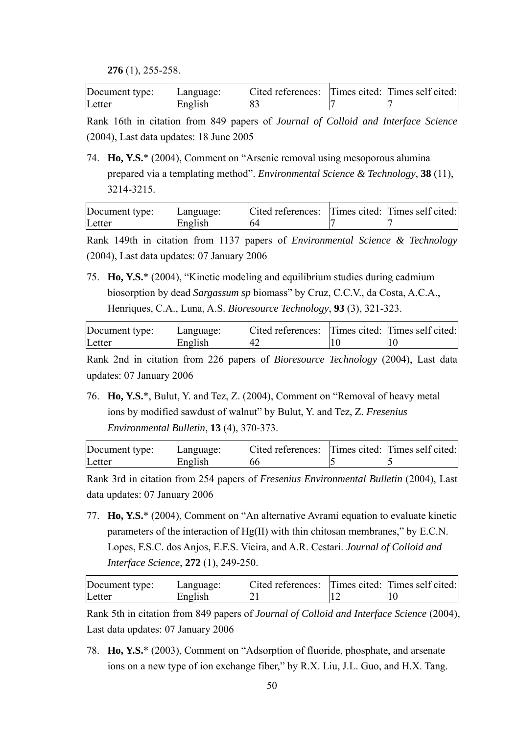**276** (1), 255-258.

| Document type: | Language: | Cited references: | Times cited: | Times self cited: |
|---|---|---|---|---|
| Letter | English | 83 | 7 | 7 |

Rank 16th in citation from 849 papers of *Journal of Colloid and Interface Science* (2004), Last data updates: 18 June 2005

74. **Ho, Y.S.**\* (2004), Comment on "Arsenic removal using mesoporous alumina prepared via a templating method". *Environmental Science & Technology*, **38** (11), 3214-3215.

| Document type: | Language: | Cited references: | Times cited: | Times self cited: |
|---|---|---|---|---|
| Letter | English | 64 | 7 | 7 |

Rank 149th in citation from 1137 papers of *Environmental Science & Technology* (2004), Last data updates: 07 January 2006

75. **Ho, Y.S.**\* (2004), "Kinetic modeling and equilibrium studies during cadmium biosorption by dead *Sargassum sp* biomass" by Cruz, C.C.V., da Costa, A.C.A., Henriques, C.A., Luna, A.S. *Bioresource Technology*, **93** (3), 321-323.

| Document type: | Language: | Cited references: | Times cited: | Times self cited: |
|---|---|---|---|---|
| Letter | English | 42 | 10 | 10 |

Rank 2nd in citation from 226 papers of *Bioresource Technology* (2004), Last data updates: 07 January 2006

76. **Ho, Y.S.**\*, Bulut, Y. and Tez, Z. (2004), Comment on "Removal of heavy metal ions by modified sawdust of walnut" by Bulut, Y. and Tez, Z. *Fresenius Environmental Bulletin*, **13** (4), 370-373.

| Document type: | Language: | Cited references: | Times cited: | Times self cited: |
|---|---|---|---|---|
| Letter | English | 66 | 5 | 5 |

Rank 3rd in citation from 254 papers of *Fresenius Environmental Bulletin* (2004), Last data updates: 07 January 2006

77. **Ho, Y.S.**\* (2004), Comment on "An alternative Avrami equation to evaluate kinetic parameters of the interaction of Hg(II) with thin chitosan membranes," by E.C.N. Lopes, F.S.C. dos Anjos, E.F.S. Vieira, and A.R. Cestari. *Journal of Colloid and Interface Science*, **272** (1), 249-250.

| Document type: | Language: | Cited references: | Times cited: | Times self cited: |
|---|---|---|---|---|
| Letter | English | 21 | 12 | 10 |

Rank 5th in citation from 849 papers of *Journal of Colloid and Interface Science* (2004), Last data updates: 07 January 2006

78. **Ho, Y.S.**\* (2003), Comment on "Adsorption of fluoride, phosphate, and arsenate ions on a new type of ion exchange fiber," by R.X. Liu, J.L. Guo, and H.X. Tang.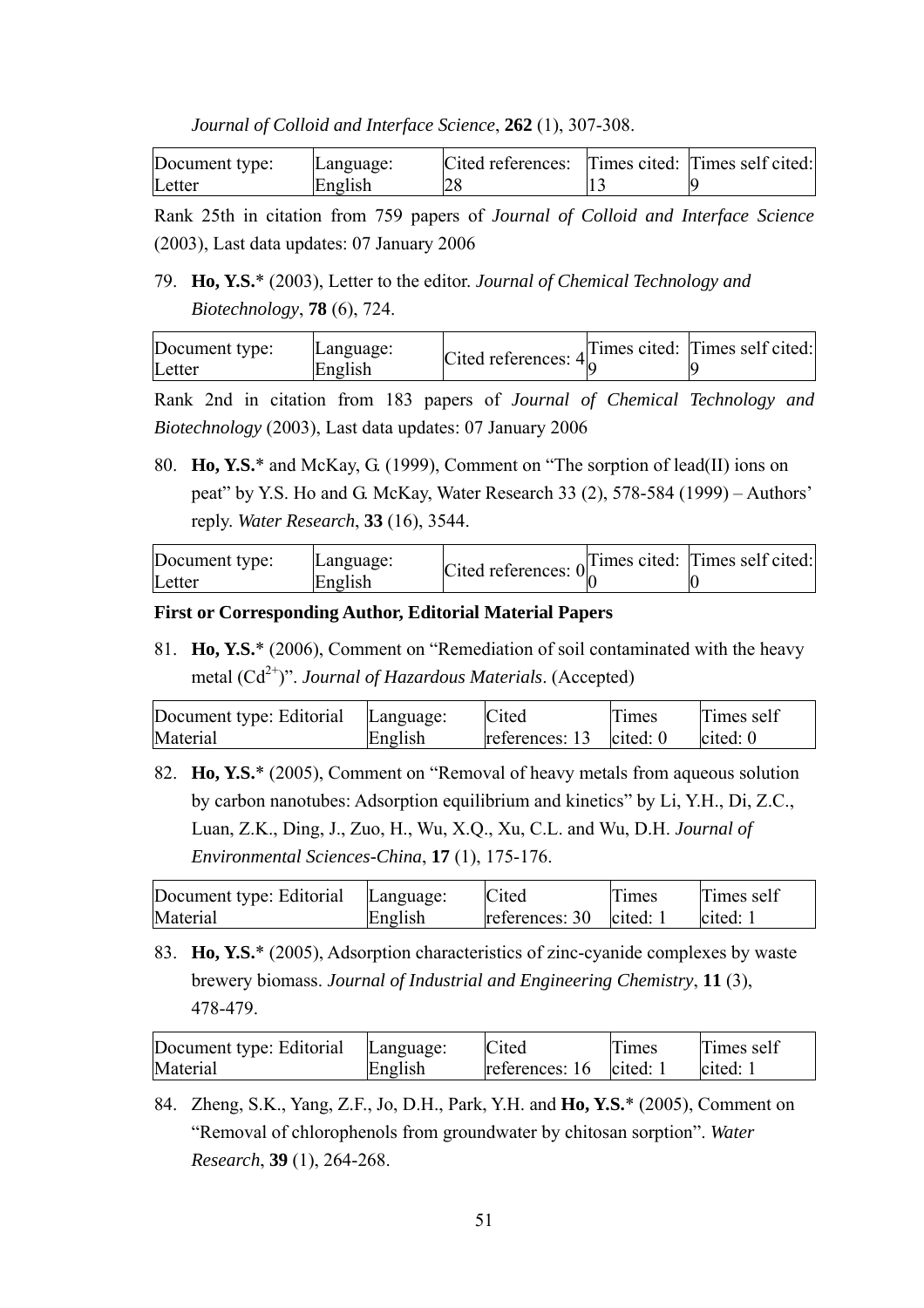*Journal of Colloid and Interface Science*, **262** (1), 307-308.

| Document type: Letter | Language: English | Cited references: 28 | Times cited: 13 | Times self cited: 9 |
|---|---|---|---|---|

Rank 25th in citation from 759 papers of *Journal of Colloid and Interface Science* (2003), Last data updates: 07 January 2006

79. **Ho, Y.S.*** (2003), Letter to the editor. *Journal of Chemical Technology and Biotechnology*, **78** (6), 724.

| Document type: Letter | Language: English | Cited references: 4 | Times cited: 9 | Times self cited: 9 |
|---|---|---|---|---|

Rank 2nd in citation from 183 papers of *Journal of Chemical Technology and Biotechnology* (2003), Last data updates: 07 January 2006

80. **Ho, Y.S.*** and McKay, G. (1999), Comment on "The sorption of lead(II) ions on peat" by Y.S. Ho and G. McKay, Water Research 33 (2), 578-584 (1999) – Authors' reply. *Water Research*, **33** (16), 3544.

| Document type: Letter | Language: English | Cited references: 0 | Times cited: 0 | Times self cited: 0 |
|---|---|---|---|---|

**First or Corresponding Author, Editorial Material Papers**

81. **Ho, Y.S.*** (2006), Comment on "Remediation of soil contaminated with the heavy metal ($Cd^{2+}$)". *Journal of Hazardous Materials*. (Accepted)

| Document type: Editorial Material | Language: English | Cited references: 13 | Times cited: 0 | Times self cited: 0 |
|---|---|---|---|---|

82. **Ho, Y.S.*** (2005), Comment on "Removal of heavy metals from aqueous solution by carbon nanotubes: Adsorption equilibrium and kinetics" by Li, Y.H., Di, Z.C., Luan, Z.K., Ding, J., Zuo, H., Wu, X.Q., Xu, C.L. and Wu, D.H. *Journal of Environmental Sciences-China*, **17** (1), 175-176.

| Document type: Editorial Material | Language: English | Cited references: 30 | Times cited: 1 | Times self cited: 1 |
|---|---|---|---|---|

83. **Ho, Y.S.*** (2005), Adsorption characteristics of zinc-cyanide complexes by waste brewery biomass. *Journal of Industrial and Engineering Chemistry*, **11** (3), 478-479.

| Document type: Editorial Material | Language: English | Cited references: 16 | Times cited: 1 | Times self cited: 1 |
|---|---|---|---|---|

84. Zheng, S.K., Yang, Z.F., Jo, D.H., Park, Y.H. and **Ho, Y.S.*** (2005), Comment on "Removal of chlorophenols from groundwater by chitosan sorption". *Water Research*, **39** (1), 264-268.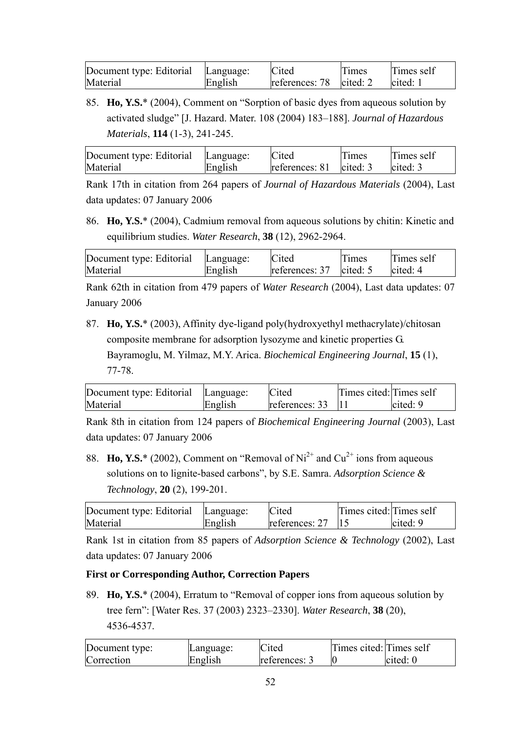| Document type: Editorial Material | Language: English | Cited references: 78 | Times cited: 2 | Times self cited: 1 |
|---|---|---|---|---|

85. **Ho, Y.S.*** (2004), Comment on “Sorption of basic dyes from aqueous solution by activated sludge” [J. Hazard. Mater. 108 (2004) 183–188]. *Journal of Hazardous Materials*, **114** (1-3), 241-245.

| Document type: Editorial Material | Language: English | Cited references: 81 | Times cited: 3 | Times self cited: 3 |
|---|---|---|---|---|

Rank 17th in citation from 264 papers of *Journal of Hazardous Materials* (2004), Last data updates: 07 January 2006

86. **Ho, Y.S.*** (2004), Cadmium removal from aqueous solutions by chitin: Kinetic and equilibrium studies. *Water Research*, **38** (12), 2962-2964.

| Document type: Editorial Material | Language: English | Cited references: 37 | Times cited: 5 | Times self cited: 4 |
|---|---|---|---|---|

Rank 62th in citation from 479 papers of *Water Research* (2004), Last data updates: 07 January 2006

87. **Ho, Y.S.*** (2003), Affinity dye-ligand poly(hydroxyethyl methacrylate)/chitosan composite membrane for adsorption lysozyme and kinetic properties G. Bayramoglu, M. Yilmaz, M.Y. Arica. *Biochemical Engineering Journal*, **15** (1), 77-78.

| Document type: Editorial Material | Language: English | Cited references: 33 | Times cited: 11 | Times self cited: 9 |
|---|---|---|---|---|

Rank 8th in citation from 124 papers of *Biochemical Engineering Journal* (2003), Last data updates: 07 January 2006

88. **Ho, Y.S.*** (2002), Comment on “Removal of $Ni^{2+}$ and $Cu^{2+}$ ions from aqueous solutions on to lignite-based carbons”, by S.E. Samra. *Adsorption Science & Technology*, **20** (2), 199-201.

| Document type: Editorial Material | Language: English | Cited references: 27 | Times cited: 15 | Times self cited: 9 |
|---|---|---|---|---|

Rank 1st in citation from 85 papers of *Adsorption Science & Technology* (2002), Last data updates: 07 January 2006

**First or Corresponding Author, Correction Papers**

89. **Ho, Y.S.*** (2004), Erratum to “Removal of copper ions from aqueous solution by tree fern”: [Water Res. 37 (2003) 2323–2330]. *Water Research*, **38** (20), 4536-4537.

| Document type: Correction | Language: English | Cited references: 3 | Times cited: 0 | Times self cited: 0 |
|---|---|---|---|---|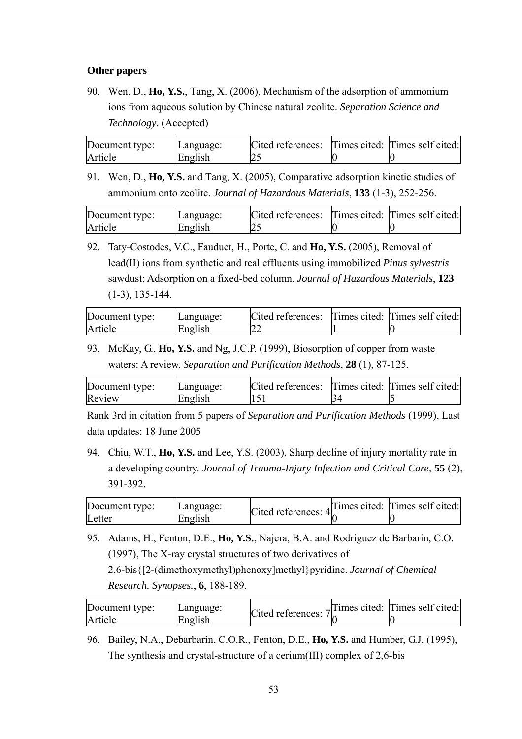**Other papers**

90. Wen, D., **Ho, Y.S.**, Tang, X. (2006), Mechanism of the adsorption of ammonium ions from aqueous solution by Chinese natural zeolite. *Separation Science and Technology*. (Accepted)

| Document type: Article | Language: English | Cited references: 25 | Times cited: 0 | Times self cited: 0 |
|---|---|---|---|---|

91. Wen, D., **Ho, Y.S.** and Tang, X. (2005), Comparative adsorption kinetic studies of ammonium onto zeolite. *Journal of Hazardous Materials*, **133** (1-3), 252-256.

| Document type: Article | Language: English | Cited references: 25 | Times cited: 0 | Times self cited: 0 |
|---|---|---|---|---|

92. Taty-Costodes, V.C., Fauduet, H., Porte, C. and **Ho, Y.S.** (2005), Removal of lead(II) ions from synthetic and real effluents using immobilized *Pinus sylvestris* sawdust: Adsorption on a fixed-bed column. *Journal of Hazardous Materials*, **123** (1-3), 135-144.

| Document type: Article | Language: English | Cited references: 22 | Times cited: 1 | Times self cited: 0 |
|---|---|---|---|---|

93. McKay, G., **Ho, Y.S.** and Ng, J.C.P. (1999), Biosorption of copper from waste waters: A review. *Separation and Purification Methods*, **28** (1), 87-125.

| Document type: Review | Language: English | Cited references: 151 | Times cited: 34 | Times self cited: 5 |
|---|---|---|---|---|

Rank 3rd in citation from 5 papers of *Separation and Purification Methods* (1999), Last data updates: 18 June 2005

94. Chiu, W.T., **Ho, Y.S.** and Lee, Y.S. (2003), Sharp decline of injury mortality rate in a developing country. *Journal of Trauma-Injury Infection and Critical Care*, **55** (2), 391-392.

| Document type: Letter | Language: English | Cited references: 4 | Times cited: 0 | Times self cited: 0 |
|---|---|---|---|---|

95. Adams, H., Fenton, D.E., **Ho, Y.S.**, Najera, B.A. and Rodriguez de Barbarin, C.O. (1997), The X-ray crystal structures of two derivatives of 2,6-bis{[2-(dimethoxymethyl)phenoxy]methyl}pyridine. *Journal of Chemical Research. Synopses.*, **6**, 188-189.

| Document type: Article | Language: English | Cited references: 7 | Times cited: 0 | Times self cited: 0 |
|---|---|---|---|---|

96. Bailey, N.A., Debarbarin, C.O.R., Fenton, D.E., **Ho, Y.S.** and Humber, G.J. (1995), The synthesis and crystal-structure of a cerium(III) complex of 2,6-bis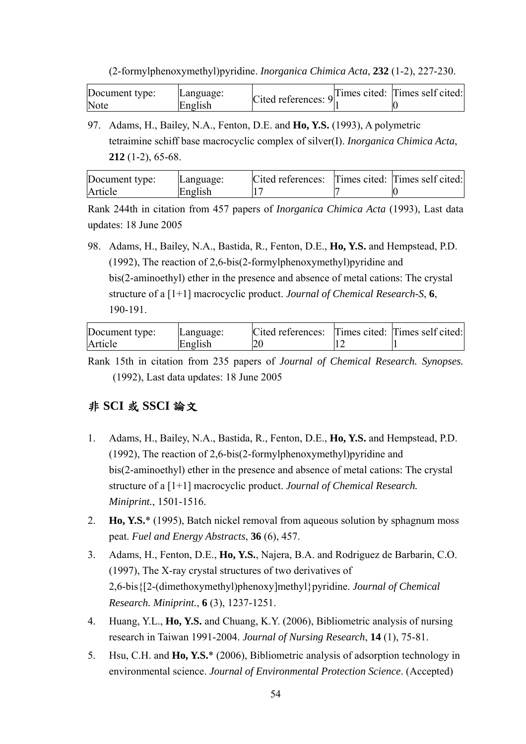(2-formylphenoxymethyl)pyridine. *Inorganica Chimica Acta*, **232** (1-2), 227-230.

| Document type: Note | Language: English | Cited references: 9 | Times cited: 1 | Times self cited: 0 |
|---|---|---|---|---|

97. Adams, H., Bailey, N.A., Fenton, D.E. and **Ho, Y.S.** (1993), A polymetric tetraimine schiff base macrocyclic complex of silver(I). *Inorganica Chimica Acta*, **212** (1-2), 65-68.

| Document type: Article | Language: English | Cited references: 17 | Times cited: 7 | Times self cited: 0 |
|---|---|---|---|---|

Rank 244th in citation from 457 papers of *Inorganica Chimica Acta* (1993), Last data updates: 18 June 2005

98. Adams, H., Bailey, N.A., Bastida, R., Fenton, D.E., **Ho, Y.S.** and Hempstead, P.D. (1992), The reaction of 2,6-bis(2-formylphenoxymethyl)pyridine and bis(2-aminoethyl) ether in the presence and absence of metal cations: The crystal structure of a [1+1] macrocyclic product. *Journal of Chemical Research-S*, **6**, 190-191.

| Document type: Article | Language: English | Cited references: 20 | Times cited: 12 | Times self cited: 1 |
|---|---|---|---|---|

Rank 15th in citation from 235 papers of *Journal of Chemical Research. Synopses.* (1992), Last data updates: 18 June 2005

## 非 SCI 或 SSCI 論文

1. Adams, H., Bailey, N.A., Bastida, R., Fenton, D.E., **Ho, Y.S.** and Hempstead, P.D. (1992), The reaction of 2,6-bis(2-formylphenoxymethyl)pyridine and bis(2-aminoethyl) ether in the presence and absence of metal cations: The crystal structure of a [1+1] macrocyclic product. *Journal of Chemical Research. Miniprint.*, 1501-1516.
2. **Ho, Y.S.*** (1995), Batch nickel removal from aqueous solution by sphagnum moss peat. *Fuel and Energy Abstracts*, **36** (6), 457.
3. Adams, H., Fenton, D.E., **Ho, Y.S.**, Najera, B.A. and Rodriguez de Barbarin, C.O. (1997), The X-ray crystal structures of two derivatives of 2,6-bis{[2-(dimethoxymethyl)phenoxy]methyl}pyridine. *Journal of Chemical Research. Miniprint.*, **6** (3), 1237-1251.
4. Huang, Y.L., **Ho, Y.S.** and Chuang, K.Y. (2006), Bibliometric analysis of nursing research in Taiwan 1991-2004. *Journal of Nursing Research*, **14** (1), 75-81.
5. Hsu, C.H. and **Ho, Y.S.*** (2006), Bibliometric analysis of adsorption technology in environmental science. *Journal of Environmental Protection Science*. (Accepted)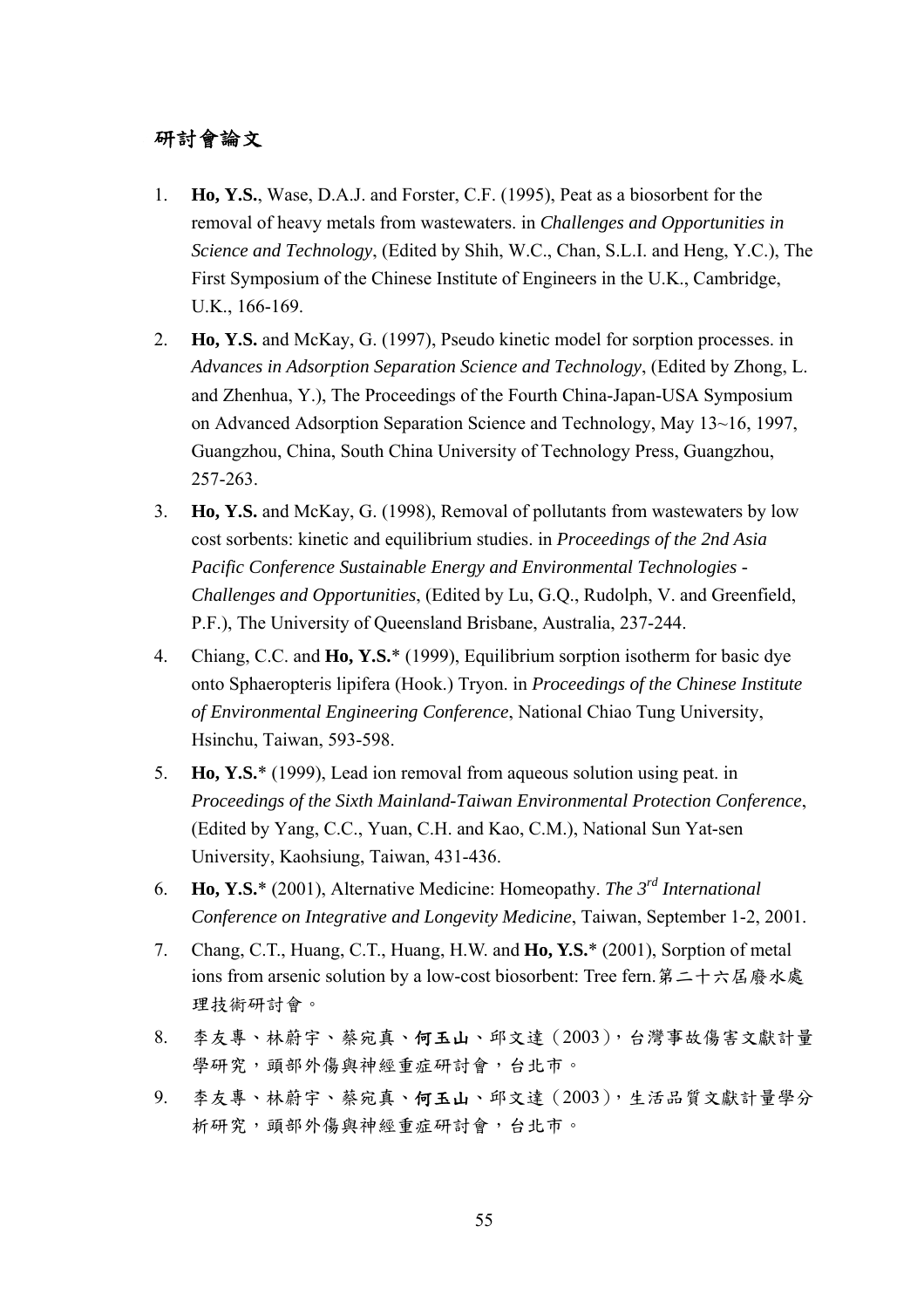## 研討會論文

1. **Ho, Y.S.**, Wase, D.A.J. and Forster, C.F. (1995), Peat as a biosorbent for the removal of heavy metals from wastewaters. in *Challenges and Opportunities in Science and Technology*, (Edited by Shih, W.C., Chan, S.L.I. and Heng, Y.C.), The First Symposium of the Chinese Institute of Engineers in the U.K., Cambridge, U.K., 166-169.
2. **Ho, Y.S.** and McKay, G. (1997), Pseudo kinetic model for sorption processes. in *Advances in Adsorption Separation Science and Technology*, (Edited by Zhong, L. and Zhenhua, Y.), The Proceedings of the Fourth China-Japan-USA Symposium on Advanced Adsorption Separation Science and Technology, May 13~16, 1997, Guangzhou, China, South China University of Technology Press, Guangzhou, 257-263.
3. **Ho, Y.S.** and McKay, G. (1998), Removal of pollutants from wastewaters by low cost sorbents: kinetic and equilibrium studies. in *Proceedings of the 2nd Asia Pacific Conference Sustainable Energy and Environmental Technologies - Challenges and Opportunities*, (Edited by Lu, G.Q., Rudolph, V. and Greenfield, P.F.), The University of Queensland Brisbane, Australia, 237-244.
4. Chiang, C.C. and **Ho, Y.S.*** (1999), Equilibrium sorption isotherm for basic dye onto Sphaeropteris lipifera (Hook.) Tryon. in *Proceedings of the Chinese Institute of Environmental Engineering Conference*, National Chiao Tung University, Hsinchu, Taiwan, 593-598.
5. **Ho, Y.S.*** (1999), Lead ion removal from aqueous solution using peat. in *Proceedings of the Sixth Mainland-Taiwan Environmental Protection Conference*, (Edited by Yang, C.C., Yuan, C.H. and Kao, C.M.), National Sun Yat-sen University, Kaohsiung, Taiwan, 431-436.
6. **Ho, Y.S.*** (2001), Alternative Medicine: Homeopathy. *The 3rd International Conference on Integrative and Longevity Medicine*, Taiwan, September 1-2, 2001.
7. Chang, C.T., Huang, C.T., Huang, H.W. and **Ho, Y.S.*** (2001), Sorption of metal ions from arsenic solution by a low-cost biosorbent: Tree fern.第二十六屆廢水處理技術研討會。
8. 李友專、林蔚宇、蔡宛真、**何玉山**、邱文達（2003），台灣事故傷害文獻計量學研究，頭部外傷與神經重症研討會，台北市。
9. 李友專、林蔚宇、蔡宛真、**何玉山**、邱文達（2003），生活品質文獻計量學分析研究，頭部外傷與神經重症研討會，台北市。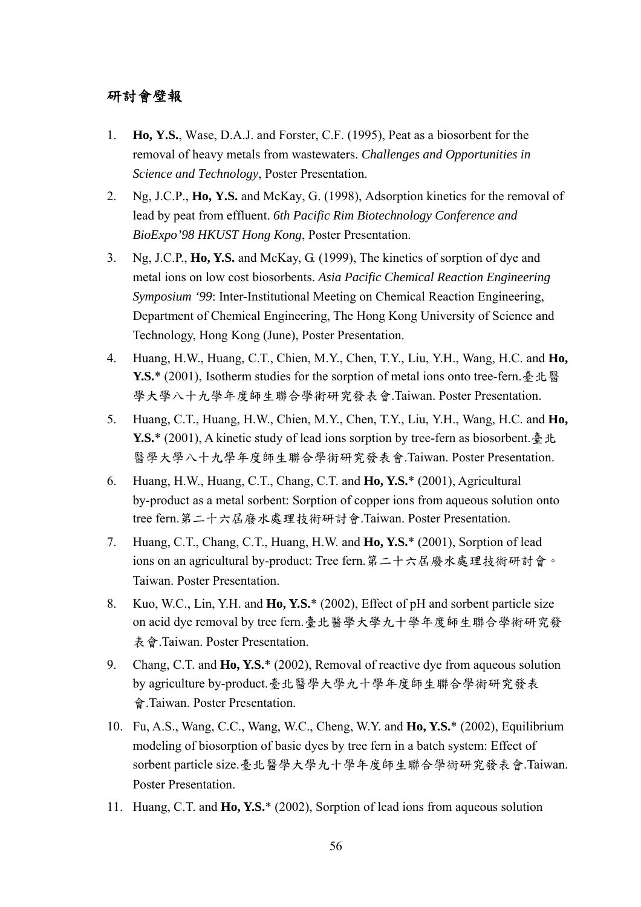## 研討會壁報

1. **Ho, Y.S.**, Wase, D.A.J. and Forster, C.F. (1995), Peat as a biosorbent for the removal of heavy metals from wastewaters. *Challenges and Opportunities in Science and Technology*, Poster Presentation.
2. Ng, J.C.P., **Ho, Y.S.** and McKay, G. (1998), Adsorption kinetics for the removal of lead by peat from effluent. *6th Pacific Rim Biotechnology Conference and BioExpo'98 HKUST Hong Kong*, Poster Presentation.
3. Ng, J.C.P., **Ho, Y.S.** and McKay, G. (1999), The kinetics of sorption of dye and metal ions on low cost biosorbents. *Asia Pacific Chemical Reaction Engineering Symposium '99*: Inter-Institutional Meeting on Chemical Reaction Engineering, Department of Chemical Engineering, The Hong Kong University of Science and Technology, Hong Kong (June), Poster Presentation.
4. Huang, H.W., Huang, C.T., Chien, M.Y., Chen, T.Y., Liu, Y.H., Wang, H.C. and **Ho, Y.S.**\* (2001), Isotherm studies for the sorption of metal ions onto tree-fern.臺北醫學大學八十九學年度師生聯合學術研究發表會.Taiwan. Poster Presentation.
5. Huang, C.T., Huang, H.W., Chien, M.Y., Chen, T.Y., Liu, Y.H., Wang, H.C. and **Ho, Y.S.**\* (2001), A kinetic study of lead ions sorption by tree-fern as biosorbent.臺北醫學大學八十九學年度師生聯合學術研究發表會.Taiwan. Poster Presentation.
6. Huang, H.W., Huang, C.T., Chang, C.T. and **Ho, Y.S.**\* (2001), Agricultural by-product as a metal sorbent: Sorption of copper ions from aqueous solution onto tree fern.第二十六屆廢水處理技術研討會.Taiwan. Poster Presentation.
7. Huang, C.T., Chang, C.T., Huang, H.W. and **Ho, Y.S.**\* (2001), Sorption of lead ions on an agricultural by-product: Tree fern.第二十六屆廢水處理技術研討會。Taiwan. Poster Presentation.
8. Kuo, W.C., Lin, Y.H. and **Ho, Y.S.**\* (2002), Effect of pH and sorbent particle size on acid dye removal by tree fern.臺北醫學大學九十學年度師生聯合學術研究發表會.Taiwan. Poster Presentation.
9. Chang, C.T. and **Ho, Y.S.**\* (2002), Removal of reactive dye from aqueous solution by agriculture by-product.臺北醫學大學九十學年度師生聯合學術研究發表會.Taiwan. Poster Presentation.
10. Fu, A.S., Wang, C.C., Wang, W.C., Cheng, W.Y. and **Ho, Y.S.**\* (2002), Equilibrium modeling of biosorption of basic dyes by tree fern in a batch system: Effect of sorbent particle size.臺北醫學大學九十學年度師生聯合學術研究發表會.Taiwan. Poster Presentation.
11. Huang, C.T. and **Ho, Y.S.**\* (2002), Sorption of lead ions from aqueous solution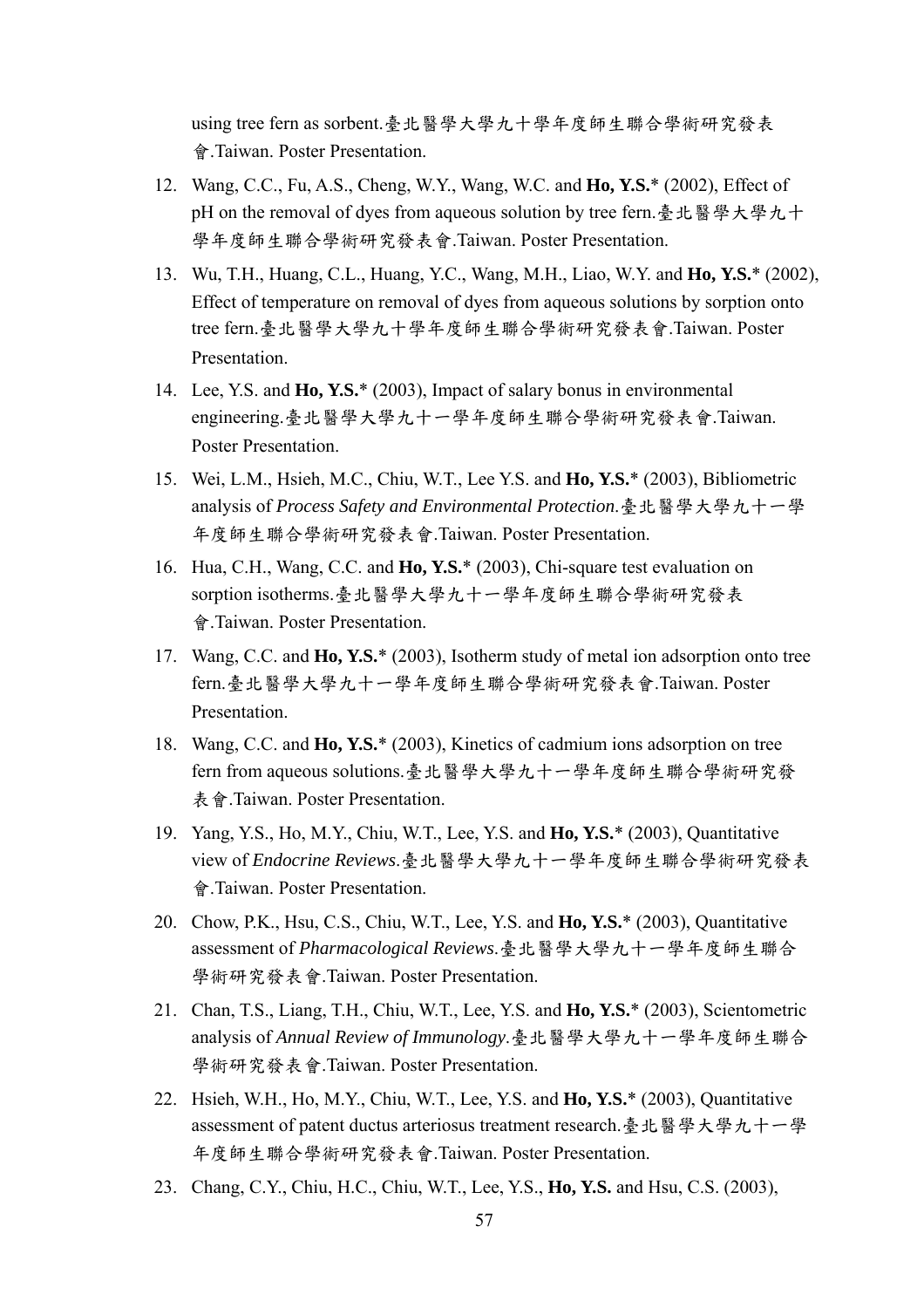using tree fern as sorbent.臺北醫學大學九十學年度師生聯合學術研究發表會.Taiwan. Poster Presentation.

12. Wang, C.C., Fu, A.S., Cheng, W.Y., Wang, W.C. and **Ho, Y.S.*** (2002), Effect of pH on the removal of dyes from aqueous solution by tree fern.臺北醫學大學九十學年度師生聯合學術研究發表會.Taiwan. Poster Presentation.
13. Wu, T.H., Huang, C.L., Huang, Y.C., Wang, M.H., Liao, W.Y. and **Ho, Y.S.*** (2002), Effect of temperature on removal of dyes from aqueous solutions by sorption onto tree fern.臺北醫學大學九十學年度師生聯合學術研究發表會.Taiwan. Poster Presentation.
14. Lee, Y.S. and **Ho, Y.S.*** (2003), Impact of salary bonus in environmental engineering.臺北醫學大學九十一學年度師生聯合學術研究發表會.Taiwan. Poster Presentation.
15. Wei, L.M., Hsieh, M.C., Chiu, W.T., Lee Y.S. and **Ho, Y.S.*** (2003), Bibliometric analysis of *Process Safety and Environmental Protection*.臺北醫學大學九十一學年度師生聯合學術研究發表會.Taiwan. Poster Presentation.
16. Hua, C.H., Wang, C.C. and **Ho, Y.S.*** (2003), Chi-square test evaluation on sorption isotherms.臺北醫學大學九十一學年度師生聯合學術研究發表會.Taiwan. Poster Presentation.
17. Wang, C.C. and **Ho, Y.S.*** (2003), Isotherm study of metal ion adsorption onto tree fern.臺北醫學大學九十一學年度師生聯合學術研究發表會.Taiwan. Poster Presentation.
18. Wang, C.C. and **Ho, Y.S.*** (2003), Kinetics of cadmium ions adsorption on tree fern from aqueous solutions.臺北醫學大學九十一學年度師生聯合學術研究發表會.Taiwan. Poster Presentation.
19. Yang, Y.S., Ho, M.Y., Chiu, W.T., Lee, Y.S. and **Ho, Y.S.*** (2003), Quantitative view of *Endocrine Reviews*.臺北醫學大學九十一學年度師生聯合學術研究發表會.Taiwan. Poster Presentation.
20. Chow, P.K., Hsu, C.S., Chiu, W.T., Lee, Y.S. and **Ho, Y.S.*** (2003), Quantitative assessment of *Pharmacological Reviews*.臺北醫學大學九十一學年度師生聯合學術研究發表會.Taiwan. Poster Presentation.
21. Chan, T.S., Liang, T.H., Chiu, W.T., Lee, Y.S. and **Ho, Y.S.*** (2003), Scientometric analysis of *Annual Review of Immunology*.臺北醫學大學九十一學年度師生聯合學術研究發表會.Taiwan. Poster Presentation.
22. Hsieh, W.H., Ho, M.Y., Chiu, W.T., Lee, Y.S. and **Ho, Y.S.*** (2003), Quantitative assessment of patent ductus arteriosus treatment research.臺北醫學大學九十一學年度師生聯合學術研究發表會.Taiwan. Poster Presentation.
23. Chang, C.Y., Chiu, H.C., Chiu, W.T., Lee, Y.S., **Ho, Y.S.** and Hsu, C.S. (2003),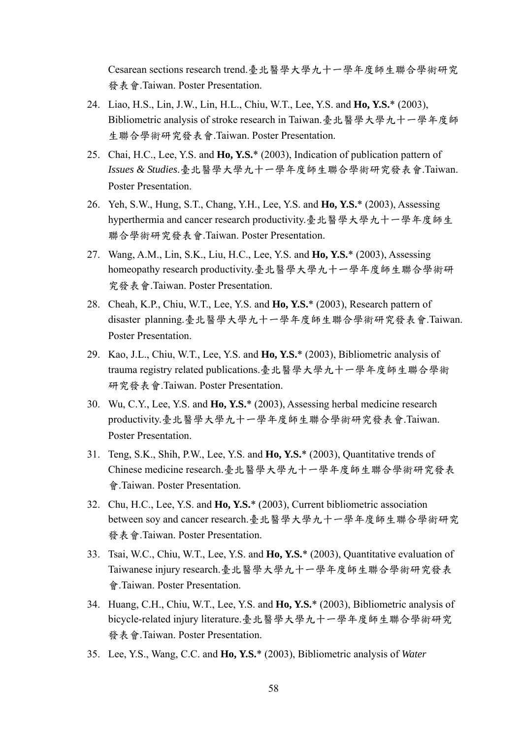Cesarean sections research trend.臺北醫學大學九十一學年度師生聯合學術研究發表會.Taiwan. Poster Presentation.

24. Liao, H.S., Lin, J.W., Lin, H.L., Chiu, W.T., Lee, Y.S. and **Ho, Y.S.*** (2003), Bibliometric analysis of stroke research in Taiwan.臺北醫學大學九十一學年度師生聯合學術研究發表會.Taiwan. Poster Presentation.
25. Chai, H.C., Lee, Y.S. and **Ho, Y.S.*** (2003), Indication of publication pattern of *Issues & Studies*.臺北醫學大學九十一學年度師生聯合學術研究發表會.Taiwan. Poster Presentation.
26. Yeh, S.W., Hung, S.T., Chang, Y.H., Lee, Y.S. and **Ho, Y.S.*** (2003), Assessing hyperthermia and cancer research productivity.臺北醫學大學九十一學年度師生聯合學術研究發表會.Taiwan. Poster Presentation.
27. Wang, A.M., Lin, S.K., Liu, H.C., Lee, Y.S. and **Ho, Y.S.*** (2003), Assessing homeopathy research productivity.臺北醫學大學九十一學年度師生聯合學術研究發表會.Taiwan. Poster Presentation.
28. Cheah, K.P., Chiu, W.T., Lee, Y.S. and **Ho, Y.S.*** (2003), Research pattern of disaster planning.臺北醫學大學九十一學年度師生聯合學術研究發表會.Taiwan. Poster Presentation.
29. Kao, J.L., Chiu, W.T., Lee, Y.S. and **Ho, Y.S.*** (2003), Bibliometric analysis of trauma registry related publications.臺北醫學大學九十一學年度師生聯合學術研究發表會.Taiwan. Poster Presentation.
30. Wu, C.Y., Lee, Y.S. and **Ho, Y.S.*** (2003), Assessing herbal medicine research productivity.臺北醫學大學九十一學年度師生聯合學術研究發表會.Taiwan. Poster Presentation.
31. Teng, S.K., Shih, P.W., Lee, Y.S. and **Ho, Y.S.*** (2003), Quantitative trends of Chinese medicine research.臺北醫學大學九十一學年度師生聯合學術研究發表會.Taiwan. Poster Presentation.
32. Chu, H.C., Lee, Y.S. and **Ho, Y.S.*** (2003), Current bibliometric association between soy and cancer research.臺北醫學大學九十一學年度師生聯合學術研究發表會.Taiwan. Poster Presentation.
33. Tsai, W.C., Chiu, W.T., Lee, Y.S. and **Ho, Y.S.*** (2003), Quantitative evaluation of Taiwanese injury research.臺北醫學大學九十一學年度師生聯合學術研究發表會.Taiwan. Poster Presentation.
34. Huang, C.H., Chiu, W.T., Lee, Y.S. and **Ho, Y.S.*** (2003), Bibliometric analysis of bicycle-related injury literature.臺北醫學大學九十一學年度師生聯合學術研究發表會.Taiwan. Poster Presentation.
35. Lee, Y.S., Wang, C.C. and **Ho, Y.S.*** (2003), Bibliometric analysis of *Water*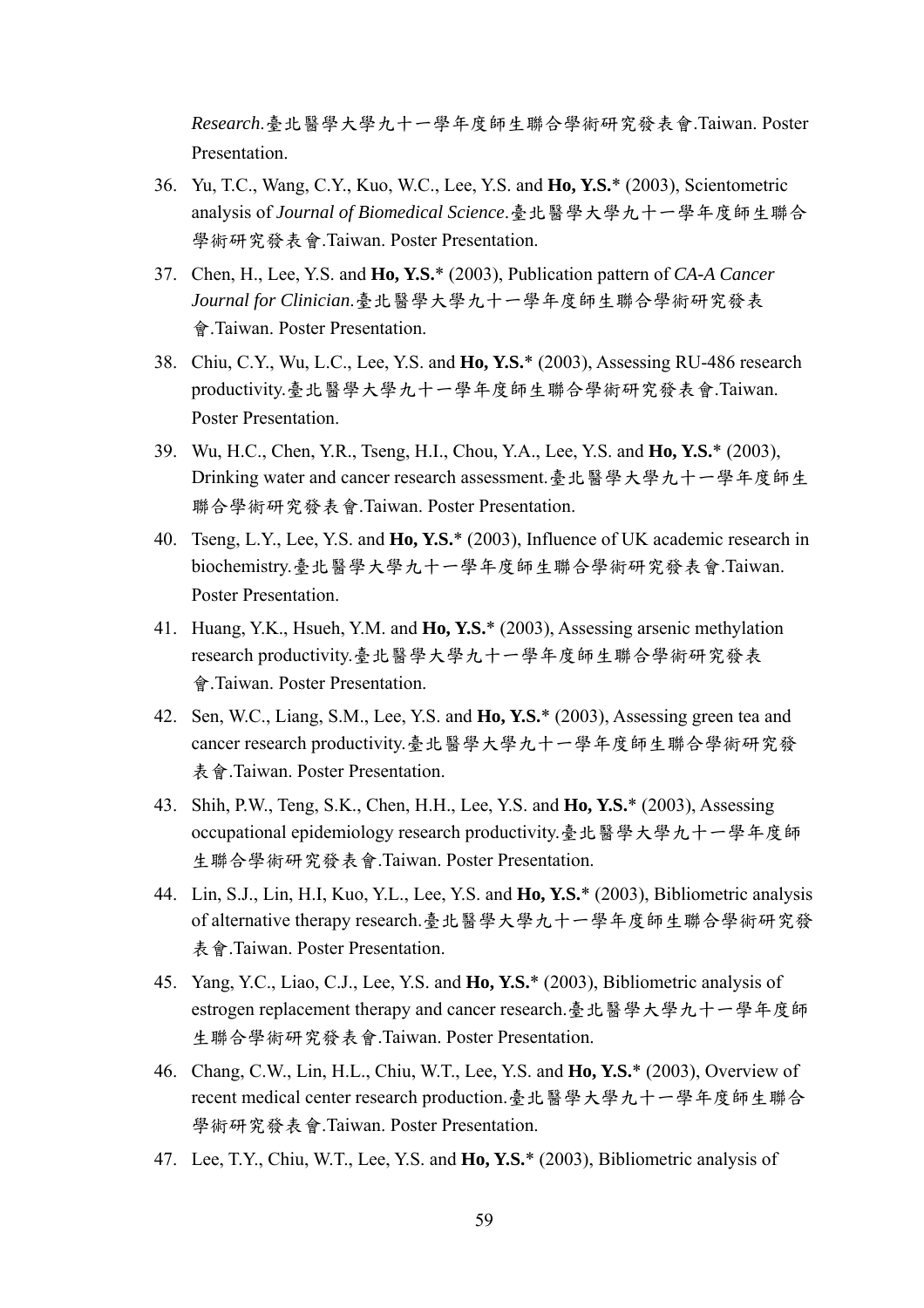*Research*.臺北醫學大學九十一學年度師生聯合學術研究發表會.Taiwan. Poster Presentation.

36. Yu, T.C., Wang, C.Y., Kuo, W.C., Lee, Y.S. and **Ho, Y.S.*** (2003), Scientometric analysis of *Journal of Biomedical Science*.臺北醫學大學九十一學年度師生聯合學術研究發表會.Taiwan. Poster Presentation.

37. Chen, H., Lee, Y.S. and **Ho, Y.S.*** (2003), Publication pattern of *CA-A Cancer Journal for Clinician*.臺北醫學大學九十一學年度師生聯合學術研究發表會.Taiwan. Poster Presentation.

38. Chiu, C.Y., Wu, L.C., Lee, Y.S. and **Ho, Y.S.*** (2003), Assessing RU-486 research productivity.臺北醫學大學九十一學年度師生聯合學術研究發表會.Taiwan. Poster Presentation.

39. Wu, H.C., Chen, Y.R., Tseng, H.I., Chou, Y.A., Lee, Y.S. and **Ho, Y.S.*** (2003), Drinking water and cancer research assessment.臺北醫學大學九十一學年度師生聯合學術研究發表會.Taiwan. Poster Presentation.

40. Tseng, L.Y., Lee, Y.S. and **Ho, Y.S.*** (2003), Influence of UK academic research in biochemistry.臺北醫學大學九十一學年度師生聯合學術研究發表會.Taiwan. Poster Presentation.

41. Huang, Y.K., Hsueh, Y.M. and **Ho, Y.S.*** (2003), Assessing arsenic methylation research productivity.臺北醫學大學九十一學年度師生聯合學術研究發表會.Taiwan. Poster Presentation.

42. Sen, W.C., Liang, S.M., Lee, Y.S. and **Ho, Y.S.*** (2003), Assessing green tea and cancer research productivity.臺北醫學大學九十一學年度師生聯合學術研究發表會.Taiwan. Poster Presentation.

43. Shih, P.W., Teng, S.K., Chen, H.H., Lee, Y.S. and **Ho, Y.S.*** (2003), Assessing occupational epidemiology research productivity.臺北醫學大學九十一學年度師生聯合學術研究發表會.Taiwan. Poster Presentation.

44. Lin, S.J., Lin, H.I, Kuo, Y.L., Lee, Y.S. and **Ho, Y.S.*** (2003), Bibliometric analysis of alternative therapy research.臺北醫學大學九十一學年度師生聯合學術研究發表會.Taiwan. Poster Presentation.

45. Yang, Y.C., Liao, C.J., Lee, Y.S. and **Ho, Y.S.*** (2003), Bibliometric analysis of estrogen replacement therapy and cancer research.臺北醫學大學九十一學年度師生聯合學術研究發表會.Taiwan. Poster Presentation.

46. Chang, C.W., Lin, H.L., Chiu, W.T., Lee, Y.S. and **Ho, Y.S.*** (2003), Overview of recent medical center research production.臺北醫學大學九十一學年度師生聯合學術研究發表會.Taiwan. Poster Presentation.

47. Lee, T.Y., Chiu, W.T., Lee, Y.S. and **Ho, Y.S.*** (2003), Bibliometric analysis of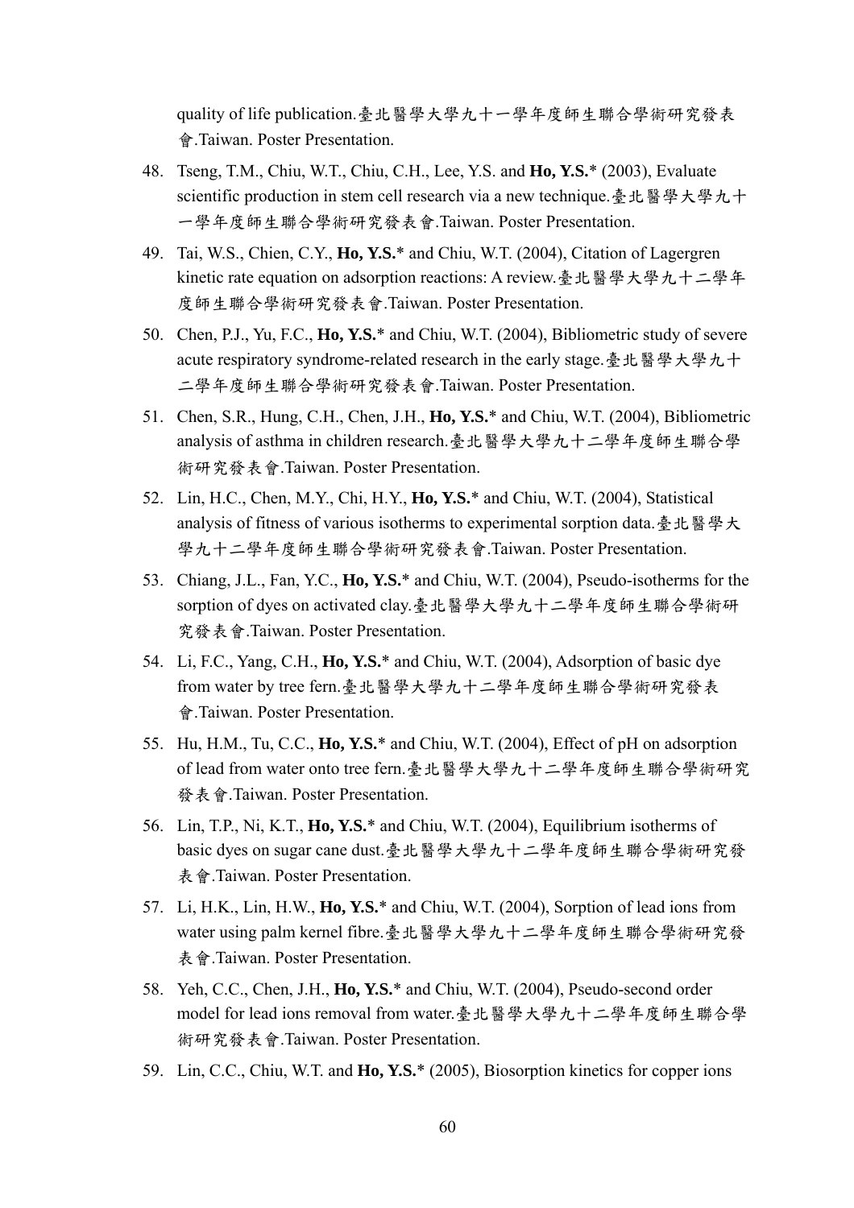quality of life publication.臺北醫學大學九十一學年度師生聯合學術研究發表會.Taiwan. Poster Presentation.

48. Tseng, T.M., Chiu, W.T., Chiu, C.H., Lee, Y.S. and **Ho, Y.S.*** (2003), Evaluate scientific production in stem cell research via a new technique.臺北醫學大學九十一學年度師生聯合學術研究發表會.Taiwan. Poster Presentation.
49. Tai, W.S., Chien, C.Y., **Ho, Y.S.*** and Chiu, W.T. (2004), Citation of Lagergren kinetic rate equation on adsorption reactions: A review.臺北醫學大學九十二學年度師生聯合學術研究發表會.Taiwan. Poster Presentation.
50. Chen, P.J., Yu, F.C., **Ho, Y.S.*** and Chiu, W.T. (2004), Bibliometric study of severe acute respiratory syndrome-related research in the early stage.臺北醫學大學九十二學年度師生聯合學術研究發表會.Taiwan. Poster Presentation.
51. Chen, S.R., Hung, C.H., Chen, J.H., **Ho, Y.S.*** and Chiu, W.T. (2004), Bibliometric analysis of asthma in children research.臺北醫學大學九十二學年度師生聯合學術研究發表會.Taiwan. Poster Presentation.
52. Lin, H.C., Chen, M.Y., Chi, H.Y., **Ho, Y.S.*** and Chiu, W.T. (2004), Statistical analysis of fitness of various isotherms to experimental sorption data.臺北醫學大學九十二學年度師生聯合學術研究發表會.Taiwan. Poster Presentation.
53. Chiang, J.L., Fan, Y.C., **Ho, Y.S.*** and Chiu, W.T. (2004), Pseudo-isotherms for the sorption of dyes on activated clay.臺北醫學大學九十二學年度師生聯合學術研究發表會.Taiwan. Poster Presentation.
54. Li, F.C., Yang, C.H., **Ho, Y.S.*** and Chiu, W.T. (2004), Adsorption of basic dye from water by tree fern.臺北醫學大學九十二學年度師生聯合學術研究發表會.Taiwan. Poster Presentation.
55. Hu, H.M., Tu, C.C., **Ho, Y.S.*** and Chiu, W.T. (2004), Effect of pH on adsorption of lead from water onto tree fern.臺北醫學大學九十二學年度師生聯合學術研究發表會.Taiwan. Poster Presentation.
56. Lin, T.P., Ni, K.T., **Ho, Y.S.*** and Chiu, W.T. (2004), Equilibrium isotherms of basic dyes on sugar cane dust.臺北醫學大學九十二學年度師生聯合學術研究發表會.Taiwan. Poster Presentation.
57. Li, H.K., Lin, H.W., **Ho, Y.S.*** and Chiu, W.T. (2004), Sorption of lead ions from water using palm kernel fibre.臺北醫學大學九十二學年度師生聯合學術研究發表會.Taiwan. Poster Presentation.
58. Yeh, C.C., Chen, J.H., **Ho, Y.S.*** and Chiu, W.T. (2004), Pseudo-second order model for lead ions removal from water.臺北醫學大學九十二學年度師生聯合學術研究發表會.Taiwan. Poster Presentation.
59. Lin, C.C., Chiu, W.T. and **Ho, Y.S.*** (2005), Biosorption kinetics for copper ions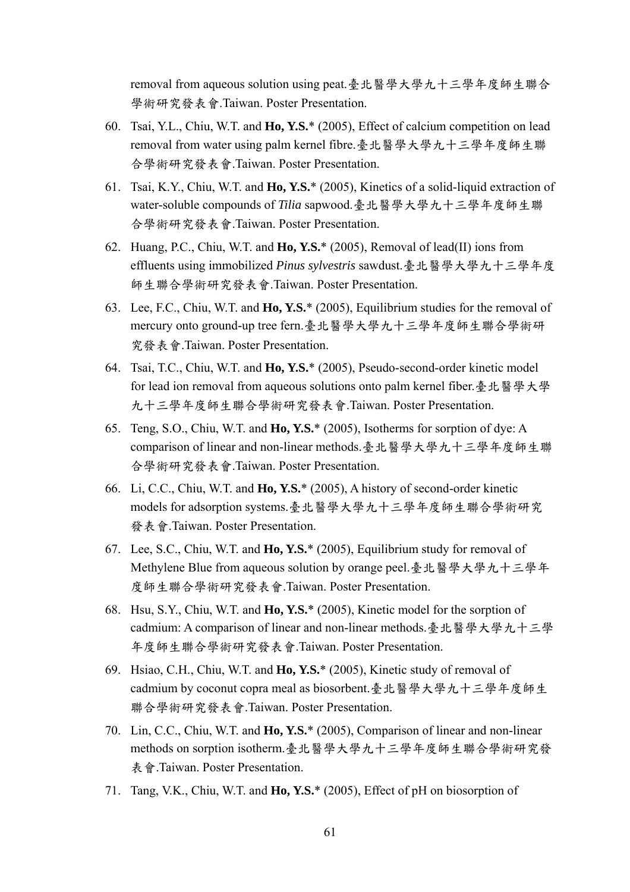removal from aqueous solution using peat.臺北醫學大學九十三學年度師生聯合學術研究發表會.Taiwan. Poster Presentation.

60. Tsai, Y.L., Chiu, W.T. and **Ho, Y.S.*** (2005), Effect of calcium competition on lead removal from water using palm kernel fibre.臺北醫學大學九十三學年度師生聯合學術研究發表會.Taiwan. Poster Presentation.
61. Tsai, K.Y., Chiu, W.T. and **Ho, Y.S.*** (2005), Kinetics of a solid-liquid extraction of water-soluble compounds of *Tilia* sapwood.臺北醫學大學九十三學年度師生聯合學術研究發表會.Taiwan. Poster Presentation.
62. Huang, P.C., Chiu, W.T. and **Ho, Y.S.*** (2005), Removal of lead(II) ions from effluents using immobilized *Pinus sylvestris* sawdust.臺北醫學大學九十三學年度師生聯合學術研究發表會.Taiwan. Poster Presentation.
63. Lee, F.C., Chiu, W.T. and **Ho, Y.S.*** (2005), Equilibrium studies for the removal of mercury onto ground-up tree fern.臺北醫學大學九十三學年度師生聯合學術研究發表會.Taiwan. Poster Presentation.
64. Tsai, T.C., Chiu, W.T. and **Ho, Y.S.*** (2005), Pseudo-second-order kinetic model for lead ion removal from aqueous solutions onto palm kernel fiber.臺北醫學大學九十三學年度師生聯合學術研究發表會.Taiwan. Poster Presentation.
65. Teng, S.O., Chiu, W.T. and **Ho, Y.S.*** (2005), Isotherms for sorption of dye: A comparison of linear and non-linear methods.臺北醫學大學九十三學年度師生聯合學術研究發表會.Taiwan. Poster Presentation.
66. Li, C.C., Chiu, W.T. and **Ho, Y.S.*** (2005), A history of second-order kinetic models for adsorption systems.臺北醫學大學九十三學年度師生聯合學術研究發表會.Taiwan. Poster Presentation.
67. Lee, S.C., Chiu, W.T. and **Ho, Y.S.*** (2005), Equilibrium study for removal of Methylene Blue from aqueous solution by orange peel.臺北醫學大學九十三學年度師生聯合學術研究發表會.Taiwan. Poster Presentation.
68. Hsu, S.Y., Chiu, W.T. and **Ho, Y.S.*** (2005), Kinetic model for the sorption of cadmium: A comparison of linear and non-linear methods.臺北醫學大學九十三學年度師生聯合學術研究發表會.Taiwan. Poster Presentation.
69. Hsiao, C.H., Chiu, W.T. and **Ho, Y.S.*** (2005), Kinetic study of removal of cadmium by coconut copra meal as biosorbent.臺北醫學大學九十三學年度師生聯合學術研究發表會.Taiwan. Poster Presentation.
70. Lin, C.C., Chiu, W.T. and **Ho, Y.S.*** (2005), Comparison of linear and non-linear methods on sorption isotherm.臺北醫學大學九十三學年度師生聯合學術研究發表會.Taiwan. Poster Presentation.
71. Tang, V.K., Chiu, W.T. and **Ho, Y.S.*** (2005), Effect of pH on biosorption of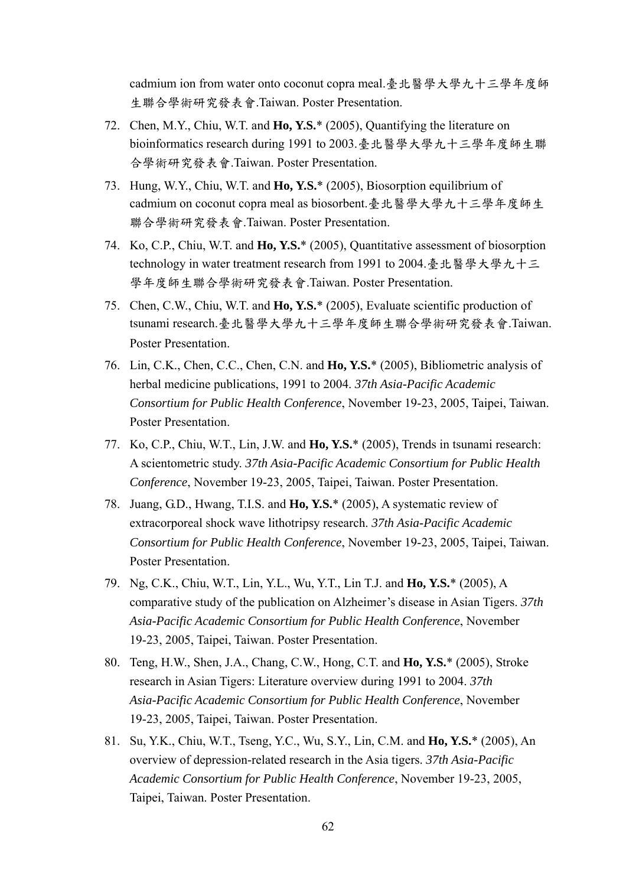cadmium ion from water onto coconut copra meal.臺北醫學大學九十三學年度師生聯合學術研究發表會.Taiwan. Poster Presentation.

72. Chen, M.Y., Chiu, W.T. and **Ho, Y.S.*** (2005), Quantifying the literature on bioinformatics research during 1991 to 2003.臺北醫學大學九十三學年度師生聯合學術研究發表會.Taiwan. Poster Presentation.

73. Hung, W.Y., Chiu, W.T. and **Ho, Y.S.*** (2005), Biosorption equilibrium of cadmium on coconut copra meal as biosorbent.臺北醫學大學九十三學年度師生聯合學術研究發表會.Taiwan. Poster Presentation.

74. Ko, C.P., Chiu, W.T. and **Ho, Y.S.*** (2005), Quantitative assessment of biosorption technology in water treatment research from 1991 to 2004.臺北醫學大學九十三學年度師生聯合學術研究發表會.Taiwan. Poster Presentation.

75. Chen, C.W., Chiu, W.T. and **Ho, Y.S.*** (2005), Evaluate scientific production of tsunami research.臺北醫學大學九十三學年度師生聯合學術研究發表會.Taiwan. Poster Presentation.

76. Lin, C.K., Chen, C.C., Chen, C.N. and **Ho, Y.S.*** (2005), Bibliometric analysis of herbal medicine publications, 1991 to 2004. *37th Asia-Pacific Academic Consortium for Public Health Conference*, November 19-23, 2005, Taipei, Taiwan. Poster Presentation.

77. Ko, C.P., Chiu, W.T., Lin, J.W. and **Ho, Y.S.*** (2005), Trends in tsunami research: A scientometric study. *37th Asia-Pacific Academic Consortium for Public Health Conference*, November 19-23, 2005, Taipei, Taiwan. Poster Presentation.

78. Juang, G.D., Hwang, T.I.S. and **Ho, Y.S.*** (2005), A systematic review of extracorporeal shock wave lithotripsy research. *37th Asia-Pacific Academic Consortium for Public Health Conference*, November 19-23, 2005, Taipei, Taiwan. Poster Presentation.

79. Ng, C.K., Chiu, W.T., Lin, Y.L., Wu, Y.T., Lin T.J. and **Ho, Y.S.*** (2005), A comparative study of the publication on Alzheimer's disease in Asian Tigers. *37th Asia-Pacific Academic Consortium for Public Health Conference*, November 19-23, 2005, Taipei, Taiwan. Poster Presentation.

80. Teng, H.W., Shen, J.A., Chang, C.W., Hong, C.T. and **Ho, Y.S.*** (2005), Stroke research in Asian Tigers: Literature overview during 1991 to 2004. *37th Asia-Pacific Academic Consortium for Public Health Conference*, November 19-23, 2005, Taipei, Taiwan. Poster Presentation.

81. Su, Y.K., Chiu, W.T., Tseng, Y.C., Wu, S.Y., Lin, C.M. and **Ho, Y.S.*** (2005), An overview of depression-related research in the Asia tigers. *37th Asia-Pacific Academic Consortium for Public Health Conference*, November 19-23, 2005, Taipei, Taiwan. Poster Presentation.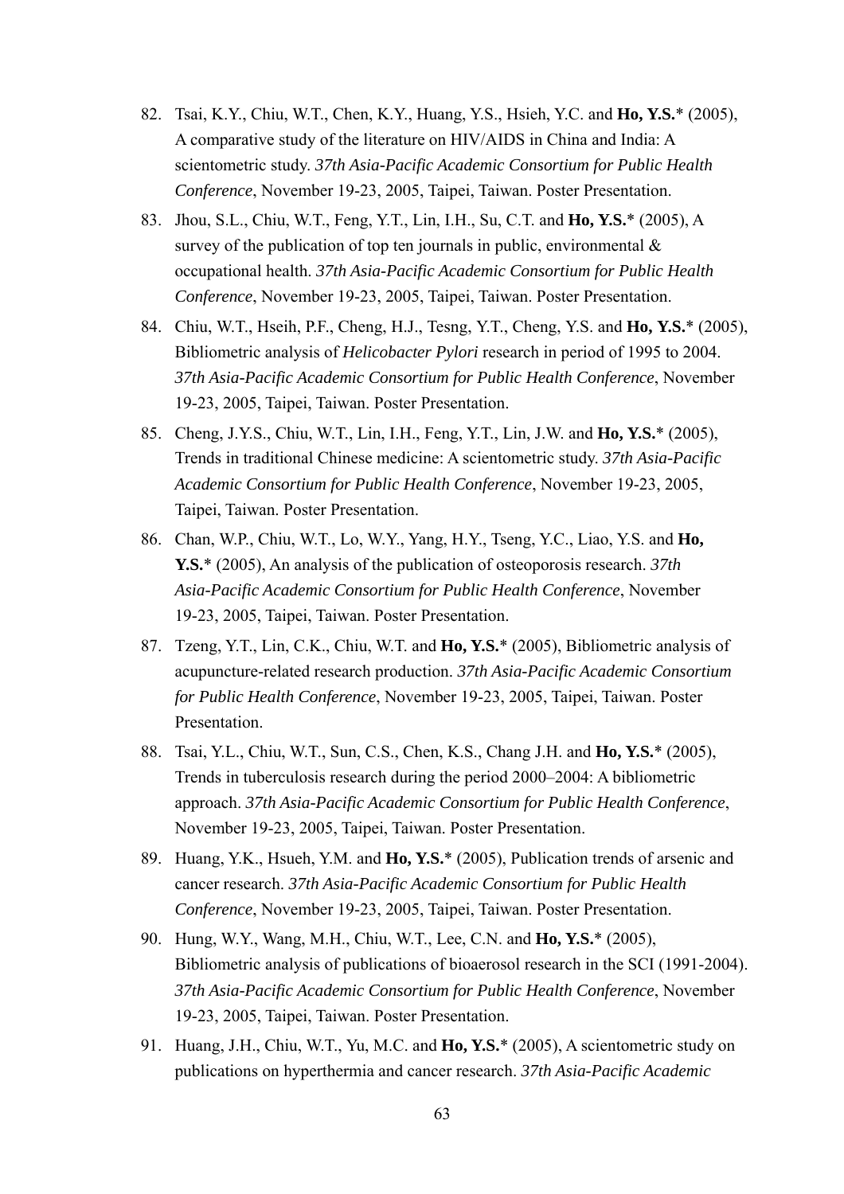82. Tsai, K.Y., Chiu, W.T., Chen, K.Y., Huang, Y.S., Hsieh, Y.C. and **Ho, Y.S.*** (2005), A comparative study of the literature on HIV/AIDS in China and India: A scientometric study. *37th Asia-Pacific Academic Consortium for Public Health Conference*, November 19-23, 2005, Taipei, Taiwan. Poster Presentation.

83. Jhou, S.L., Chiu, W.T., Feng, Y.T., Lin, I.H., Su, C.T. and **Ho, Y.S.*** (2005), A survey of the publication of top ten journals in public, environmental & occupational health. *37th Asia-Pacific Academic Consortium for Public Health Conference*, November 19-23, 2005, Taipei, Taiwan. Poster Presentation.

84. Chiu, W.T., Hseih, P.F., Cheng, H.J., Tesng, Y.T., Cheng, Y.S. and **Ho, Y.S.*** (2005), Bibliometric analysis of *Helicobacter Pylori* research in period of 1995 to 2004. *37th Asia-Pacific Academic Consortium for Public Health Conference*, November 19-23, 2005, Taipei, Taiwan. Poster Presentation.

85. Cheng, J.Y.S., Chiu, W.T., Lin, I.H., Feng, Y.T., Lin, J.W. and **Ho, Y.S.*** (2005), Trends in traditional Chinese medicine: A scientometric study. *37th Asia-Pacific Academic Consortium for Public Health Conference*, November 19-23, 2005, Taipei, Taiwan. Poster Presentation.

86. Chan, W.P., Chiu, W.T., Lo, W.Y., Yang, H.Y., Tseng, Y.C., Liao, Y.S. and **Ho, Y.S.*** (2005), An analysis of the publication of osteoporosis research. *37th Asia-Pacific Academic Consortium for Public Health Conference*, November 19-23, 2005, Taipei, Taiwan. Poster Presentation.

87. Tzeng, Y.T., Lin, C.K., Chiu, W.T. and **Ho, Y.S.*** (2005), Bibliometric analysis of acupuncture-related research production. *37th Asia-Pacific Academic Consortium for Public Health Conference*, November 19-23, 2005, Taipei, Taiwan. Poster Presentation.

88. Tsai, Y.L., Chiu, W.T., Sun, C.S., Chen, K.S., Chang J.H. and **Ho, Y.S.*** (2005), Trends in tuberculosis research during the period 2000–2004: A bibliometric approach. *37th Asia-Pacific Academic Consortium for Public Health Conference*, November 19-23, 2005, Taipei, Taiwan. Poster Presentation.

89. Huang, Y.K., Hsueh, Y.M. and **Ho, Y.S.*** (2005), Publication trends of arsenic and cancer research. *37th Asia-Pacific Academic Consortium for Public Health Conference*, November 19-23, 2005, Taipei, Taiwan. Poster Presentation.

90. Hung, W.Y., Wang, M.H., Chiu, W.T., Lee, C.N. and **Ho, Y.S.*** (2005), Bibliometric analysis of publications of bioaerosol research in the SCI (1991-2004). *37th Asia-Pacific Academic Consortium for Public Health Conference*, November 19-23, 2005, Taipei, Taiwan. Poster Presentation.

91. Huang, J.H., Chiu, W.T., Yu, M.C. and **Ho, Y.S.*** (2005), A scientometric study on publications on hyperthermia and cancer research. *37th Asia-Pacific Academic*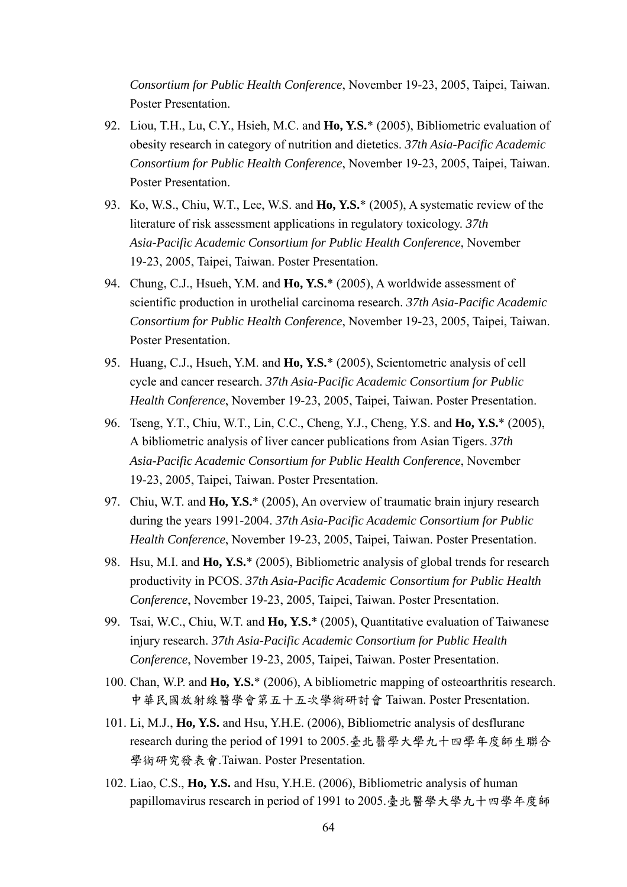*Consortium for Public Health Conference*, November 19-23, 2005, Taipei, Taiwan. Poster Presentation.

92. Liou, T.H., Lu, C.Y., Hsieh, M.C. and **Ho, Y.S.**\* (2005), Bibliometric evaluation of obesity research in category of nutrition and dietetics. *37th Asia-Pacific Academic Consortium for Public Health Conference*, November 19-23, 2005, Taipei, Taiwan. Poster Presentation.
93. Ko, W.S., Chiu, W.T., Lee, W.S. and **Ho, Y.S.**\* (2005), A systematic review of the literature of risk assessment applications in regulatory toxicology. *37th Asia-Pacific Academic Consortium for Public Health Conference*, November 19-23, 2005, Taipei, Taiwan. Poster Presentation.
94. Chung, C.J., Hsueh, Y.M. and **Ho, Y.S.**\* (2005), A worldwide assessment of scientific production in urothelial carcinoma research. *37th Asia-Pacific Academic Consortium for Public Health Conference*, November 19-23, 2005, Taipei, Taiwan. Poster Presentation.
95. Huang, C.J., Hsueh, Y.M. and **Ho, Y.S.**\* (2005), Scientometric analysis of cell cycle and cancer research. *37th Asia-Pacific Academic Consortium for Public Health Conference*, November 19-23, 2005, Taipei, Taiwan. Poster Presentation.
96. Tseng, Y.T., Chiu, W.T., Lin, C.C., Cheng, Y.J., Cheng, Y.S. and **Ho, Y.S.**\* (2005), A bibliometric analysis of liver cancer publications from Asian Tigers. *37th Asia-Pacific Academic Consortium for Public Health Conference*, November 19-23, 2005, Taipei, Taiwan. Poster Presentation.
97. Chiu, W.T. and **Ho, Y.S.**\* (2005), An overview of traumatic brain injury research during the years 1991-2004. *37th Asia-Pacific Academic Consortium for Public Health Conference*, November 19-23, 2005, Taipei, Taiwan. Poster Presentation.
98. Hsu, M.I. and **Ho, Y.S.**\* (2005), Bibliometric analysis of global trends for research productivity in PCOS. *37th Asia-Pacific Academic Consortium for Public Health Conference*, November 19-23, 2005, Taipei, Taiwan. Poster Presentation.
99. Tsai, W.C., Chiu, W.T. and **Ho, Y.S.**\* (2005), Quantitative evaluation of Taiwanese injury research. *37th Asia-Pacific Academic Consortium for Public Health Conference*, November 19-23, 2005, Taipei, Taiwan. Poster Presentation.
100. Chan, W.P. and **Ho, Y.S.**\* (2006), A bibliometric mapping of osteoarthritis research. 中華民國放射線醫學會第五十五次學術研討會 Taiwan. Poster Presentation.
101. Li, M.J., **Ho, Y.S.** and Hsu, Y.H.E. (2006), Bibliometric analysis of desflurane research during the period of 1991 to 2005.臺北醫學大學九十四學年度師生聯合學術研究發表會.Taiwan. Poster Presentation.
102. Liao, C.S., **Ho, Y.S.** and Hsu, Y.H.E. (2006), Bibliometric analysis of human papillomavirus research in period of 1991 to 2005.臺北醫學大學九十四學年度師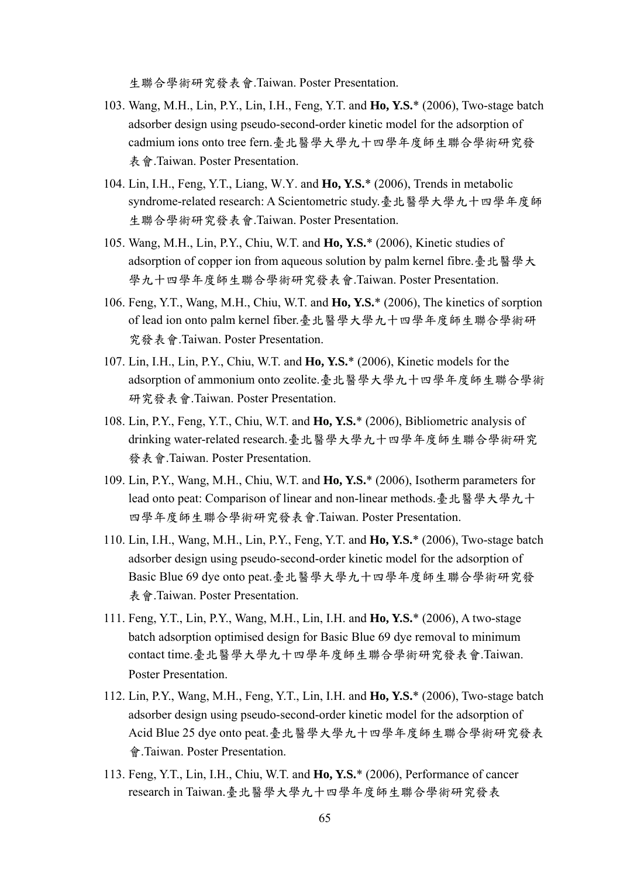生聯合學術研究發表會.Taiwan. Poster Presentation.

103. Wang, M.H., Lin, P.Y., Lin, I.H., Feng, Y.T. and **Ho, Y.S.**\* (2006), Two-stage batch adsorber design using pseudo-second-order kinetic model for the adsorption of cadmium ions onto tree fern.臺北醫學大學九十四學年度師生聯合學術研究發表會.Taiwan. Poster Presentation.
104. Lin, I.H., Feng, Y.T., Liang, W.Y. and **Ho, Y.S.**\* (2006), Trends in metabolic syndrome-related research: A Scientometric study.臺北醫學大學九十四學年度師生聯合學術研究發表會.Taiwan. Poster Presentation.
105. Wang, M.H., Lin, P.Y., Chiu, W.T. and **Ho, Y.S.**\* (2006), Kinetic studies of adsorption of copper ion from aqueous solution by palm kernel fibre.臺北醫學大學九十四學年度師生聯合學術研究發表會.Taiwan. Poster Presentation.
106. Feng, Y.T., Wang, M.H., Chiu, W.T. and **Ho, Y.S.**\* (2006), The kinetics of sorption of lead ion onto palm kernel fiber.臺北醫學大學九十四學年度師生聯合學術研究發表會.Taiwan. Poster Presentation.
107. Lin, I.H., Lin, P.Y., Chiu, W.T. and **Ho, Y.S.**\* (2006), Kinetic models for the adsorption of ammonium onto zeolite.臺北醫學大學九十四學年度師生聯合學術研究發表會.Taiwan. Poster Presentation.
108. Lin, P.Y., Feng, Y.T., Chiu, W.T. and **Ho, Y.S.**\* (2006), Bibliometric analysis of drinking water-related research.臺北醫學大學九十四學年度師生聯合學術研究發表會.Taiwan. Poster Presentation.
109. Lin, P.Y., Wang, M.H., Chiu, W.T. and **Ho, Y.S.**\* (2006), Isotherm parameters for lead onto peat: Comparison of linear and non-linear methods.臺北醫學大學九十四學年度師生聯合學術研究發表會.Taiwan. Poster Presentation.
110. Lin, I.H., Wang, M.H., Lin, P.Y., Feng, Y.T. and **Ho, Y.S.**\* (2006), Two-stage batch adsorber design using pseudo-second-order kinetic model for the adsorption of Basic Blue 69 dye onto peat.臺北醫學大學九十四學年度師生聯合學術研究發表會.Taiwan. Poster Presentation.
111. Feng, Y.T., Lin, P.Y., Wang, M.H., Lin, I.H. and **Ho, Y.S.**\* (2006), A two-stage batch adsorption optimised design for Basic Blue 69 dye removal to minimum contact time.臺北醫學大學九十四學年度師生聯合學術研究發表會.Taiwan. Poster Presentation.
112. Lin, P.Y., Wang, M.H., Feng, Y.T., Lin, I.H. and **Ho, Y.S.**\* (2006), Two-stage batch adsorber design using pseudo-second-order kinetic model for the adsorption of Acid Blue 25 dye onto peat.臺北醫學大學九十四學年度師生聯合學術研究發表會.Taiwan. Poster Presentation.
113. Feng, Y.T., Lin, I.H., Chiu, W.T. and **Ho, Y.S.**\* (2006), Performance of cancer research in Taiwan.臺北醫學大學九十四學年度師生聯合學術研究發表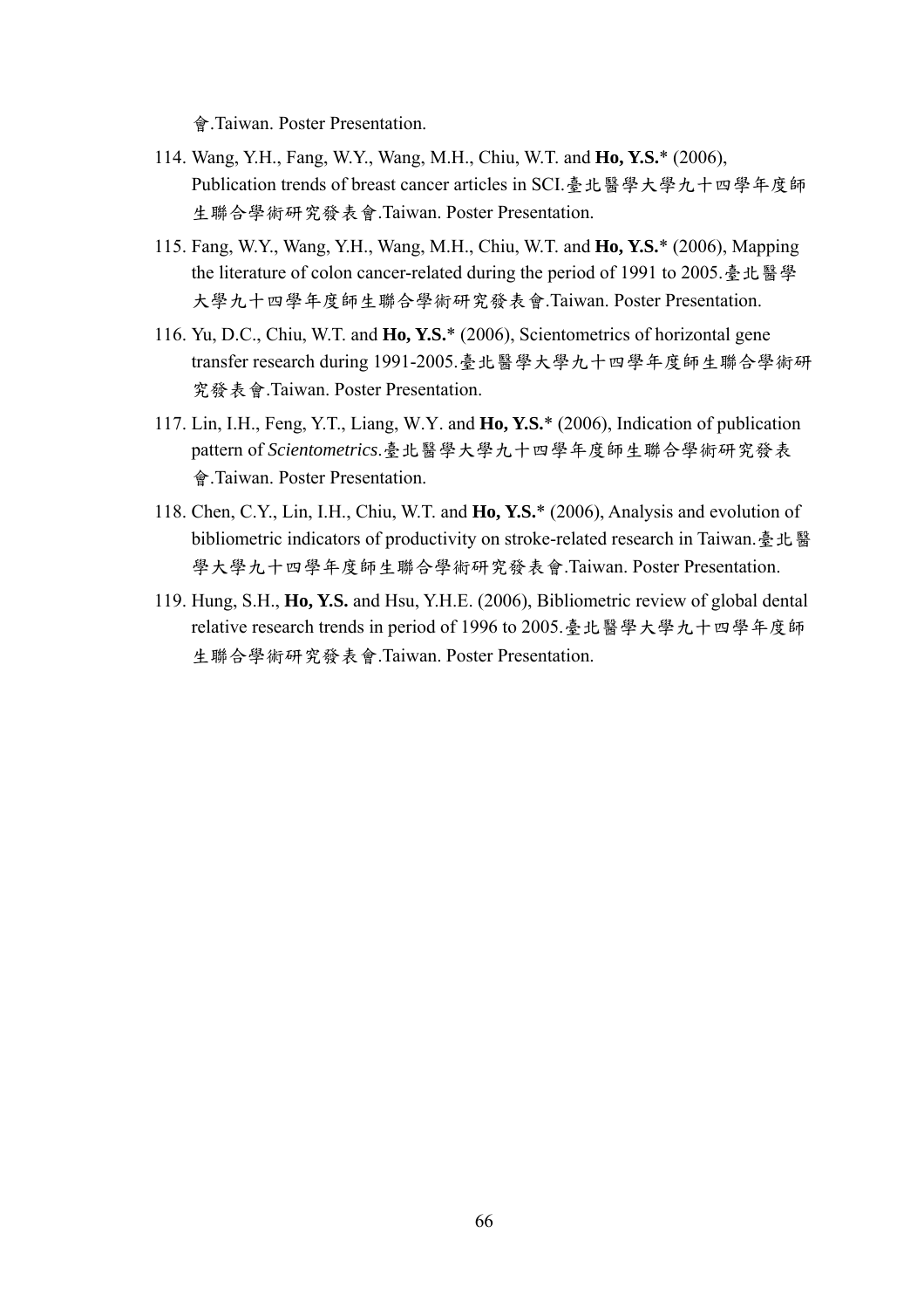會.Taiwan. Poster Presentation.

114. Wang, Y.H., Fang, W.Y., Wang, M.H., Chiu, W.T. and **Ho, Y.S.*** (2006), Publication trends of breast cancer articles in SCI.臺北醫學大學九十四學年度師生聯合學術研究發表會.Taiwan. Poster Presentation.
115. Fang, W.Y., Wang, Y.H., Wang, M.H., Chiu, W.T. and **Ho, Y.S.*** (2006), Mapping the literature of colon cancer-related during the period of 1991 to 2005.臺北醫學大學九十四學年度師生聯合學術研究發表會.Taiwan. Poster Presentation.
116. Yu, D.C., Chiu, W.T. and **Ho, Y.S.*** (2006), Scientometrics of horizontal gene transfer research during 1991-2005.臺北醫學大學九十四學年度師生聯合學術研究發表會.Taiwan. Poster Presentation.
117. Lin, I.H., Feng, Y.T., Liang, W.Y. and **Ho, Y.S.*** (2006), Indication of publication pattern of *Scientometrics*.臺北醫學大學九十四學年度師生聯合學術研究發表會.Taiwan. Poster Presentation.
118. Chen, C.Y., Lin, I.H., Chiu, W.T. and **Ho, Y.S.*** (2006), Analysis and evolution of bibliometric indicators of productivity on stroke-related research in Taiwan.臺北醫學大學九十四學年度師生聯合學術研究發表會.Taiwan. Poster Presentation.
119. Hung, S.H., **Ho, Y.S.** and Hsu, Y.H.E. (2006), Bibliometric review of global dental relative research trends in period of 1996 to 2005.臺北醫學大學九十四學年度師生聯合學術研究發表會.Taiwan. Poster Presentation.